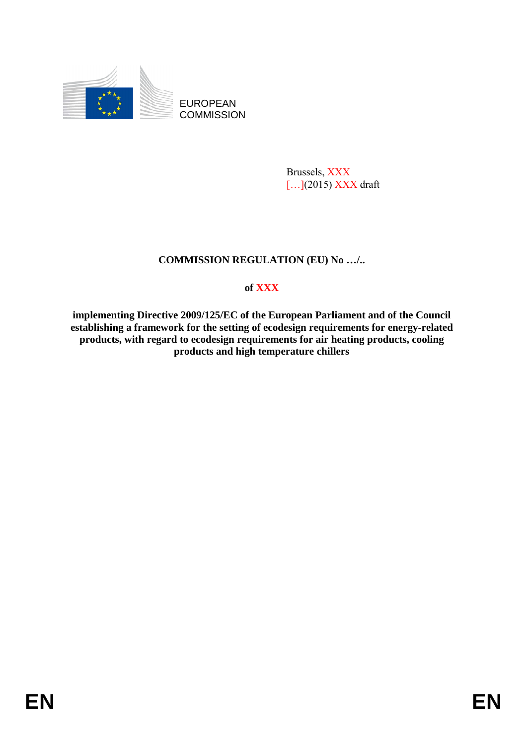EUROPEAN COMMISSION

Brussels, XXX
[…](2015) XXX draft

**COMMISSION REGULATION (EU) No …/..**

**of XXX**

**implementing Directive 2009/125/EC of the European Parliament and of the Council establishing a framework for the setting of ecodesign requirements for energy-related products, with regard to ecodesign requirements for air heating products, cooling products and high temperature chillers**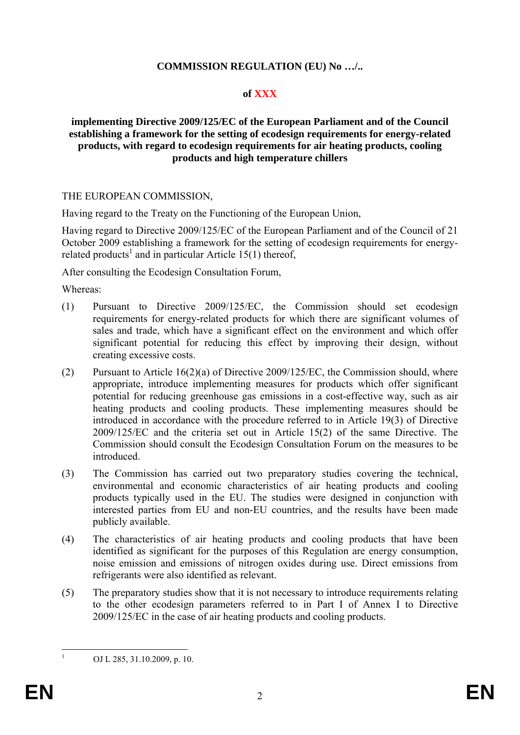**COMMISSION REGULATION (EU) No …/..**

**of XXX**

**implementing Directive 2009/125/EC of the European Parliament and of the Council establishing a framework for the setting of ecodesign requirements for energy-related products, with regard to ecodesign requirements for air heating products, cooling products and high temperature chillers**

THE EUROPEAN COMMISSION,

Having regard to the Treaty on the Functioning of the European Union,

Having regard to Directive 2009/125/EC of the European Parliament and of the Council of 21 October 2009 establishing a framework for the setting of ecodesign requirements for energy-related products[1] and in particular Article 15(1) thereof,

After consulting the Ecodesign Consultation Forum,

Whereas:

(1) Pursuant to Directive 2009/125/EC, the Commission should set ecodesign requirements for energy-related products for which there are significant volumes of sales and trade, which have a significant effect on the environment and which offer significant potential for reducing this effect by improving their design, without creating excessive costs.

(2) Pursuant to Article 16(2)(a) of Directive 2009/125/EC, the Commission should, where appropriate, introduce implementing measures for products which offer significant potential for reducing greenhouse gas emissions in a cost-effective way, such as air heating products and cooling products. These implementing measures should be introduced in accordance with the procedure referred to in Article 19(3) of Directive 2009/125/EC and the criteria set out in Article 15(2) of the same Directive. The Commission should consult the Ecodesign Consultation Forum on the measures to be introduced.

(3) The Commission has carried out two preparatory studies covering the technical, environmental and economic characteristics of air heating products and cooling products typically used in the EU. The studies were designed in conjunction with interested parties from EU and non-EU countries, and the results have been made publicly available.

(4) The characteristics of air heating products and cooling products that have been identified as significant for the purposes of this Regulation are energy consumption, noise emission and emissions of nitrogen oxides during use. Direct emissions from refrigerants were also identified as relevant.

(5) The preparatory studies show that it is not necessary to introduce requirements relating to the other ecodesign parameters referred to in Part I of Annex I to Directive 2009/125/EC in the case of air heating products and cooling products.

---

[1] OJ L 285, 31.10.2009, p. 10.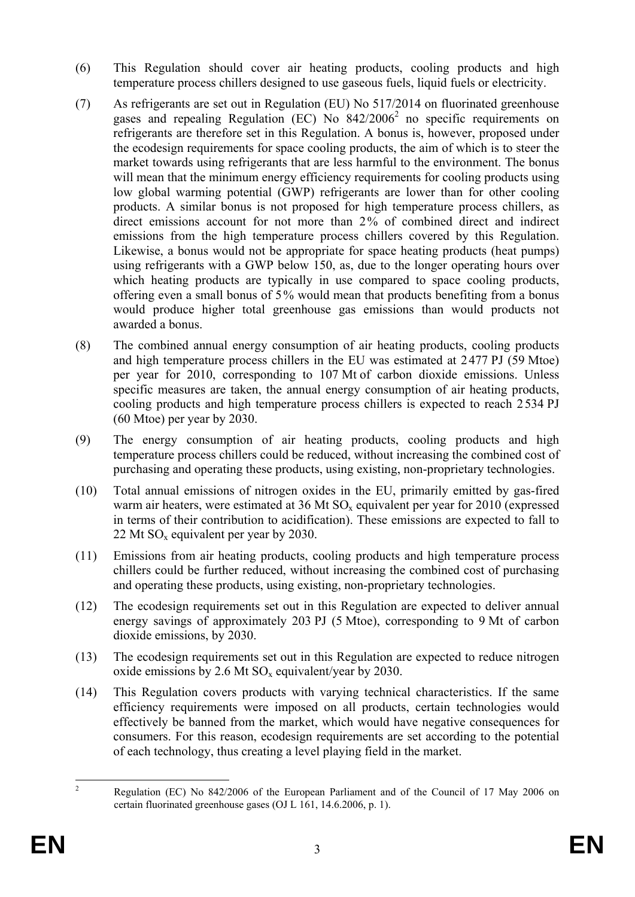(6) This Regulation should cover air heating products, cooling products and high temperature process chillers designed to use gaseous fuels, liquid fuels or electricity.

(7) As refrigerants are set out in Regulation (EU) No 517/2014 on fluorinated greenhouse gases and repealing Regulation (EC) No 842/2006[2] no specific requirements on refrigerants are therefore set in this Regulation. A bonus is, however, proposed under the ecodesign requirements for space cooling products, the aim of which is to steer the market towards using refrigerants that are less harmful to the environment. The bonus will mean that the minimum energy efficiency requirements for cooling products using low global warming potential (GWP) refrigerants are lower than for other cooling products. A similar bonus is not proposed for high temperature process chillers, as direct emissions account for not more than 2% of combined direct and indirect emissions from the high temperature process chillers covered by this Regulation. Likewise, a bonus would not be appropriate for space heating products (heat pumps) using refrigerants with a GWP below 150, as, due to the longer operating hours over which heating products are typically in use compared to space cooling products, offering even a small bonus of 5% would mean that products benefiting from a bonus would produce higher total greenhouse gas emissions than would products not awarded a bonus.

(8) The combined annual energy consumption of air heating products, cooling products and high temperature process chillers in the EU was estimated at 2 477 PJ (59 Mtoe) per year for 2010, corresponding to 107 Mt of carbon dioxide emissions. Unless specific measures are taken, the annual energy consumption of air heating products, cooling products and high temperature process chillers is expected to reach 2 534 PJ (60 Mtoe) per year by 2030.

(9) The energy consumption of air heating products, cooling products and high temperature process chillers could be reduced, without increasing the combined cost of purchasing and operating these products, using existing, non-proprietary technologies.

(10) Total annual emissions of nitrogen oxides in the EU, primarily emitted by gas-fired warm air heaters, were estimated at 36 Mt $SO_x$ equivalent per year for 2010 (expressed in terms of their contribution to acidification). These emissions are expected to fall to 22 Mt $SO_x$ equivalent per year by 2030.

(11) Emissions from air heating products, cooling products and high temperature process chillers could be further reduced, without increasing the combined cost of purchasing and operating these products, using existing, non-proprietary technologies.

(12) The ecodesign requirements set out in this Regulation are expected to deliver annual energy savings of approximately 203 PJ (5 Mtoe), corresponding to 9 Mt of carbon dioxide emissions, by 2030.

(13) The ecodesign requirements set out in this Regulation are expected to reduce nitrogen oxide emissions by 2.6 Mt $SO_x$ equivalent/year by 2030.

(14) This Regulation covers products with varying technical characteristics. If the same efficiency requirements were imposed on all products, certain technologies would effectively be banned from the market, which would have negative consequences for consumers. For this reason, ecodesign requirements are set according to the potential of each technology, thus creating a level playing field in the market.

---

[2] Regulation (EC) No 842/2006 of the European Parliament and of the Council of 17 May 2006 on certain fluorinated greenhouse gases (OJ L 161, 14.6.2006, p. 1).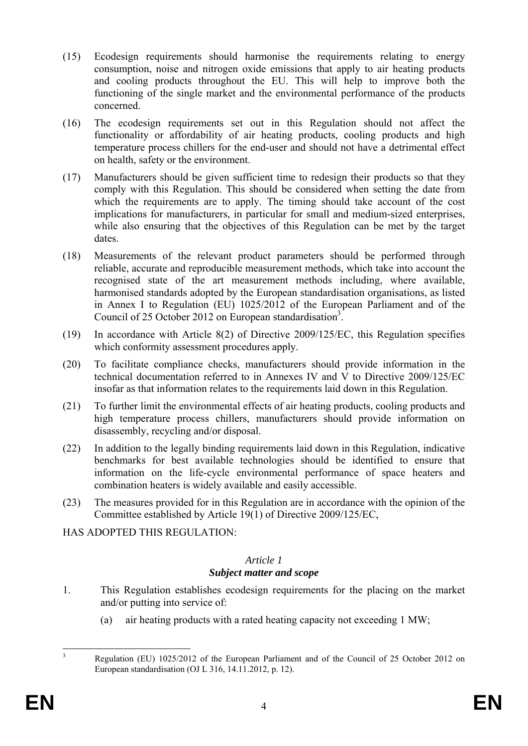(15) Ecodesign requirements should harmonise the requirements relating to energy consumption, noise and nitrogen oxide emissions that apply to air heating products and cooling products throughout the EU. This will help to improve both the functioning of the single market and the environmental performance of the products concerned.

(16) The ecodesign requirements set out in this Regulation should not affect the functionality or affordability of air heating products, cooling products and high temperature process chillers for the end-user and should not have a detrimental effect on health, safety or the environment.

(17) Manufacturers should be given sufficient time to redesign their products so that they comply with this Regulation. This should be considered when setting the date from which the requirements are to apply. The timing should take account of the cost implications for manufacturers, in particular for small and medium-sized enterprises, while also ensuring that the objectives of this Regulation can be met by the target dates.

(18) Measurements of the relevant product parameters should be performed through reliable, accurate and reproducible measurement methods, which take into account the recognised state of the art measurement methods including, where available, harmonised standards adopted by the European standardisation organisations, as listed in Annex I to Regulation (EU) 1025/2012 of the European Parliament and of the Council of 25 October 2012 on European standardisation[3].

(19) In accordance with Article 8(2) of Directive 2009/125/EC, this Regulation specifies which conformity assessment procedures apply.

(20) To facilitate compliance checks, manufacturers should provide information in the technical documentation referred to in Annexes IV and V to Directive 2009/125/EC insofar as that information relates to the requirements laid down in this Regulation.

(21) To further limit the environmental effects of air heating products, cooling products and high temperature process chillers, manufacturers should provide information on disassembly, recycling and/or disposal.

(22) In addition to the legally binding requirements laid down in this Regulation, indicative benchmarks for best available technologies should be identified to ensure that information on the life-cycle environmental performance of space heaters and combination heaters is widely available and easily accessible.

(23) The measures provided for in this Regulation are in accordance with the opinion of the Committee established by Article 19(1) of Directive 2009/125/EC,

HAS ADOPTED THIS REGULATION:

*Article 1*
***Subject matter and scope***

1. This Regulation establishes ecodesign requirements for the placing on the market and/or putting into service of:

   (a) air heating products with a rated heating capacity not exceeding 1 MW;

---

[3] Regulation (EU) 1025/2012 of the European Parliament and of the Council of 25 October 2012 on European standardisation (OJ L 316, 14.11.2012, p. 12).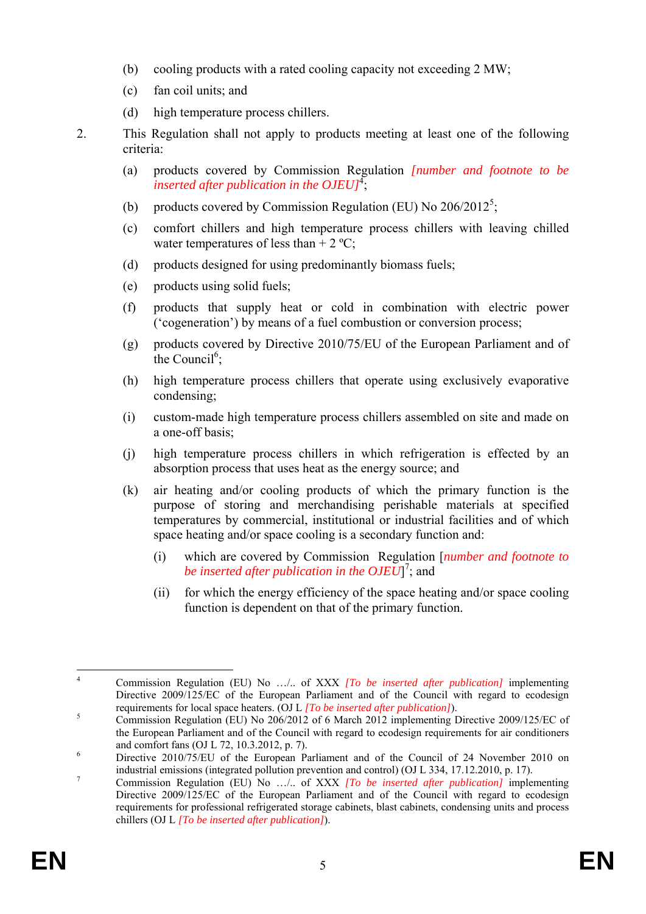(b) cooling products with a rated cooling capacity not exceeding 2 MW;

(c) fan coil units; and

(d) high temperature process chillers.

2. This Regulation shall not apply to products meeting at least one of the following criteria:

(a) products covered by Commission Regulation *[number and footnote to be inserted after publication in the OJEU]*[4];

(b) products covered by Commission Regulation (EU) No 206/2012[5];

(c) comfort chillers and high temperature process chillers with leaving chilled water temperatures of less than + 2 ºC;

(d) products designed for using predominantly biomass fuels;

(e) products using solid fuels;

(f) products that supply heat or cold in combination with electric power ('cogeneration') by means of a fuel combustion or conversion process;

(g) products covered by Directive 2010/75/EU of the European Parliament and of the Council[6];

(h) high temperature process chillers that operate using exclusively evaporative condensing;

(i) custom-made high temperature process chillers assembled on site and made on a one-off basis;

(j) high temperature process chillers in which refrigeration is effected by an absorption process that uses heat as the energy source; and

(k) air heating and/or cooling products of which the primary function is the purpose of storing and merchandising perishable materials at specified temperatures by commercial, institutional or industrial facilities and of which space heating and/or space cooling is a secondary function and:

(i) which are covered by Commission Regulation [*number and footnote to be inserted after publication in the OJEU*][7]; and

(ii) for which the energy efficiency of the space heating and/or space cooling function is dependent on that of the primary function.

---

[4] Commission Regulation (EU) No …/.. of XXX *[To be inserted after publication]* implementing Directive 2009/125/EC of the European Parliament and of the Council with regard to ecodesign requirements for local space heaters. (OJ L *[To be inserted after publication]*).

[5] Commission Regulation (EU) No 206/2012 of 6 March 2012 implementing Directive 2009/125/EC of the European Parliament and of the Council with regard to ecodesign requirements for air conditioners and comfort fans (OJ L 72, 10.3.2012, p. 7).

[6] Directive 2010/75/EU of the European Parliament and of the Council of 24 November 2010 on industrial emissions (integrated pollution prevention and control) (OJ L 334, 17.12.2010, p. 17).

[7] Commission Regulation (EU) No …/.. of XXX *[To be inserted after publication]* implementing Directive 2009/125/EC of the European Parliament and of the Council with regard to ecodesign requirements for professional refrigerated storage cabinets, blast cabinets, condensing units and process chillers (OJ L *[To be inserted after publication]*).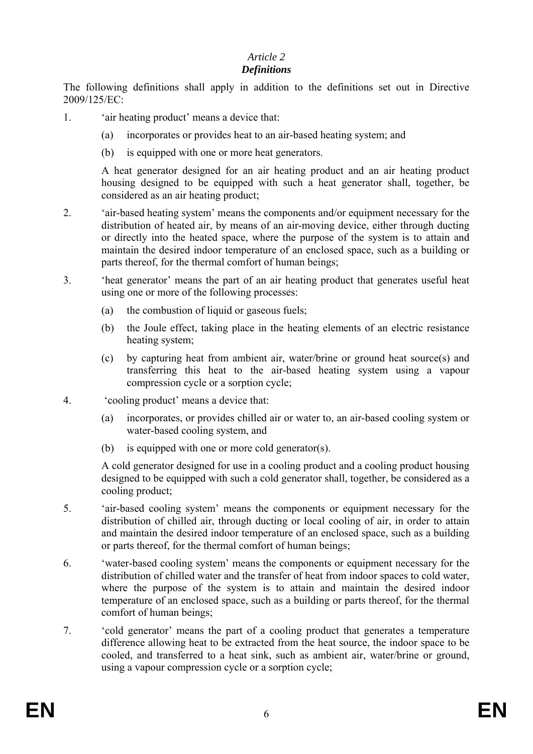*Article 2*

***Definitions***

The following definitions shall apply in addition to the definitions set out in Directive 2009/125/EC:

1. 'air heating product' means a device that:

   (a) incorporates or provides heat to an air-based heating system; and

   (b) is equipped with one or more heat generators.

   A heat generator designed for an air heating product and an air heating product housing designed to be equipped with such a heat generator shall, together, be considered as an air heating product;

2. 'air-based heating system' means the components and/or equipment necessary for the distribution of heated air, by means of an air-moving device, either through ducting or directly into the heated space, where the purpose of the system is to attain and maintain the desired indoor temperature of an enclosed space, such as a building or parts thereof, for the thermal comfort of human beings;

3. 'heat generator' means the part of an air heating product that generates useful heat using one or more of the following processes:

   (a) the combustion of liquid or gaseous fuels;

   (b) the Joule effect, taking place in the heating elements of an electric resistance heating system;

   (c) by capturing heat from ambient air, water/brine or ground heat source(s) and transferring this heat to the air-based heating system using a vapour compression cycle or a sorption cycle;

4. 'cooling product' means a device that:

   (a) incorporates, or provides chilled air or water to, an air-based cooling system or water-based cooling system, and

   (b) is equipped with one or more cold generator(s).

   A cold generator designed for use in a cooling product and a cooling product housing designed to be equipped with such a cold generator shall, together, be considered as a cooling product;

5. 'air-based cooling system' means the components or equipment necessary for the distribution of chilled air, through ducting or local cooling of air, in order to attain and maintain the desired indoor temperature of an enclosed space, such as a building or parts thereof, for the thermal comfort of human beings;

6. 'water-based cooling system' means the components or equipment necessary for the distribution of chilled water and the transfer of heat from indoor spaces to cold water, where the purpose of the system is to attain and maintain the desired indoor temperature of an enclosed space, such as a building or parts thereof, for the thermal comfort of human beings;

7. 'cold generator' means the part of a cooling product that generates a temperature difference allowing heat to be extracted from the heat source, the indoor space to be cooled, and transferred to a heat sink, such as ambient air, water/brine or ground, using a vapour compression cycle or a sorption cycle;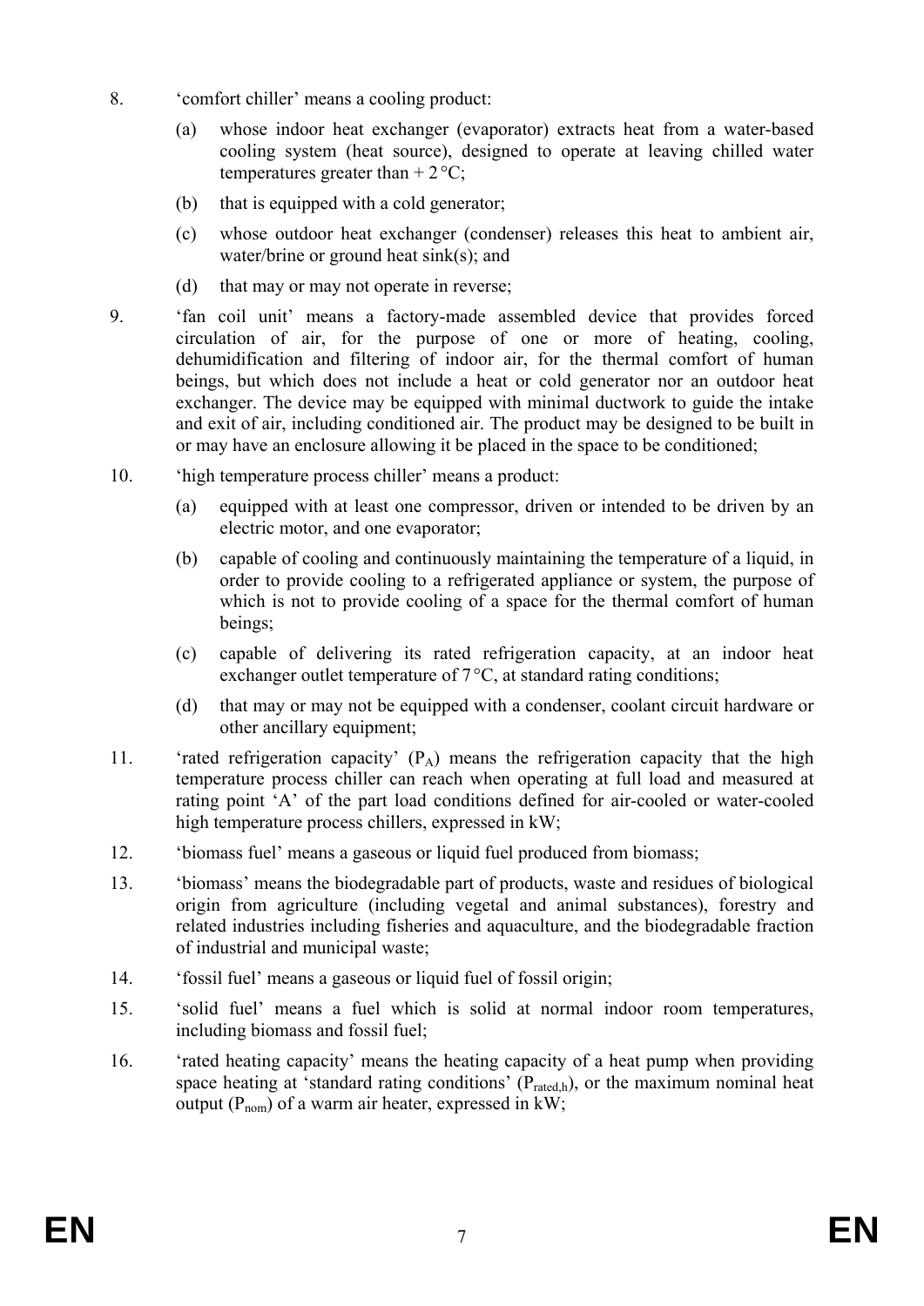8. ‘comfort chiller’ means a cooling product:

   (a) whose indoor heat exchanger (evaporator) extracts heat from a water-based cooling system (heat source), designed to operate at leaving chilled water temperatures greater than + 2 °C;

   (b) that is equipped with a cold generator;

   (c) whose outdoor heat exchanger (condenser) releases this heat to ambient air, water/brine or ground heat sink(s); and

   (d) that may or may not operate in reverse;

9. ‘fan coil unit’ means a factory-made assembled device that provides forced circulation of air, for the purpose of one or more of heating, cooling, dehumidification and filtering of indoor air, for the thermal comfort of human beings, but which does not include a heat or cold generator nor an outdoor heat exchanger. The device may be equipped with minimal ductwork to guide the intake and exit of air, including conditioned air. The product may be designed to be built in or may have an enclosure allowing it be placed in the space to be conditioned;

10. ‘high temperature process chiller’ means a product:

    (a) equipped with at least one compressor, driven or intended to be driven by an electric motor, and one evaporator;

    (b) capable of cooling and continuously maintaining the temperature of a liquid, in order to provide cooling to a refrigerated appliance or system, the purpose of which is not to provide cooling of a space for the thermal comfort of human beings;

    (c) capable of delivering its rated refrigeration capacity, at an indoor heat exchanger outlet temperature of 7 °C, at standard rating conditions;

    (d) that may or may not be equipped with a condenser, coolant circuit hardware or other ancillary equipment;

11. ‘rated refrigeration capacity’ ($P_A$) means the refrigeration capacity that the high temperature process chiller can reach when operating at full load and measured at rating point ‘A’ of the part load conditions defined for air-cooled or water-cooled high temperature process chillers, expressed in kW;

12. ‘biomass fuel’ means a gaseous or liquid fuel produced from biomass;

13. ‘biomass’ means the biodegradable part of products, waste and residues of biological origin from agriculture (including vegetal and animal substances), forestry and related industries including fisheries and aquaculture, and the biodegradable fraction of industrial and municipal waste;

14. ‘fossil fuel’ means a gaseous or liquid fuel of fossil origin;

15. ‘solid fuel’ means a fuel which is solid at normal indoor room temperatures, including biomass and fossil fuel;

16. ‘rated heating capacity’ means the heating capacity of a heat pump when providing space heating at ‘standard rating conditions’ ($P_{rated,h}$), or the maximum nominal heat output ($P_{nom}$) of a warm air heater, expressed in kW;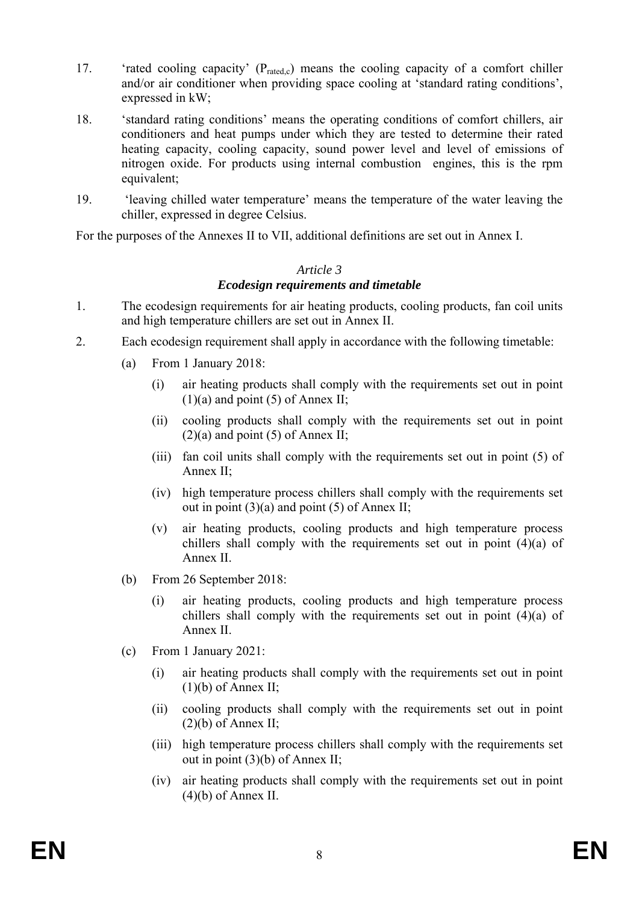17. 'rated cooling capacity' ($P_{rated,c}$) means the cooling capacity of a comfort chiller and/or air conditioner when providing space cooling at 'standard rating conditions', expressed in kW;

18. 'standard rating conditions' means the operating conditions of comfort chillers, air conditioners and heat pumps under which they are tested to determine their rated heating capacity, cooling capacity, sound power level and level of emissions of nitrogen oxide. For products using internal combustion engines, this is the rpm equivalent;

19. 'leaving chilled water temperature' means the temperature of the water leaving the chiller, expressed in degree Celsius.

For the purposes of the Annexes II to VII, additional definitions are set out in Annex I.

*Article 3*

***Ecodesign requirements and timetable***

1. The ecodesign requirements for air heating products, cooling products, fan coil units and high temperature chillers are set out in Annex II.

2. Each ecodesign requirement shall apply in accordance with the following timetable:

   (a) From 1 January 2018:

      (i) air heating products shall comply with the requirements set out in point (1)(a) and point (5) of Annex II;

      (ii) cooling products shall comply with the requirements set out in point (2)(a) and point (5) of Annex II;

      (iii) fan coil units shall comply with the requirements set out in point (5) of Annex II;

      (iv) high temperature process chillers shall comply with the requirements set out in point (3)(a) and point (5) of Annex II;

      (v) air heating products, cooling products and high temperature process chillers shall comply with the requirements set out in point (4)(a) of Annex II.

   (b) From 26 September 2018:

      (i) air heating products, cooling products and high temperature process chillers shall comply with the requirements set out in point (4)(a) of Annex II.

   (c) From 1 January 2021:

      (i) air heating products shall comply with the requirements set out in point (1)(b) of Annex II;

      (ii) cooling products shall comply with the requirements set out in point (2)(b) of Annex II;

      (iii) high temperature process chillers shall comply with the requirements set out in point (3)(b) of Annex II;

      (iv) air heating products shall comply with the requirements set out in point (4)(b) of Annex II.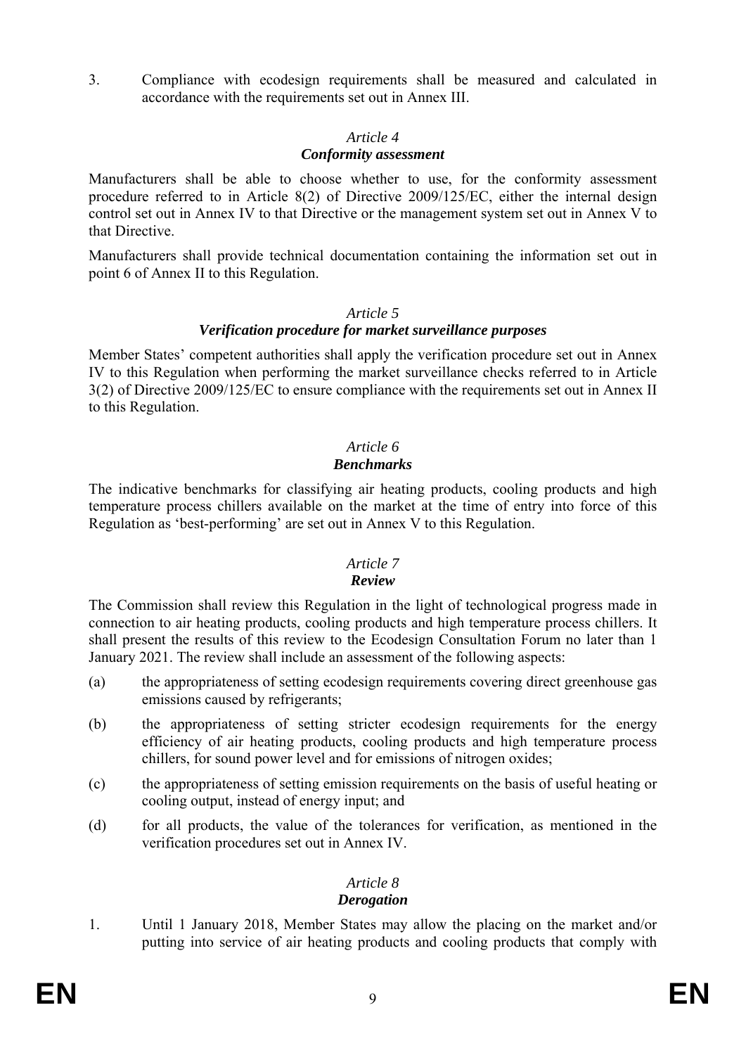3. Compliance with ecodesign requirements shall be measured and calculated in accordance with the requirements set out in Annex III.

### *Article 4*
### ***Conformity assessment***

Manufacturers shall be able to choose whether to use, for the conformity assessment procedure referred to in Article 8(2) of Directive 2009/125/EC, either the internal design control set out in Annex IV to that Directive or the management system set out in Annex V to that Directive.

Manufacturers shall provide technical documentation containing the information set out in point 6 of Annex II to this Regulation.

### *Article 5*
### ***Verification procedure for market surveillance purposes***

Member States' competent authorities shall apply the verification procedure set out in Annex IV to this Regulation when performing the market surveillance checks referred to in Article 3(2) of Directive 2009/125/EC to ensure compliance with the requirements set out in Annex II to this Regulation.

### *Article 6*
### ***Benchmarks***

The indicative benchmarks for classifying air heating products, cooling products and high temperature process chillers available on the market at the time of entry into force of this Regulation as 'best-performing' are set out in Annex V to this Regulation.

### *Article 7*
### ***Review***

The Commission shall review this Regulation in the light of technological progress made in connection to air heating products, cooling products and high temperature process chillers. It shall present the results of this review to the Ecodesign Consultation Forum no later than 1 January 2021. The review shall include an assessment of the following aspects:

(a) the appropriateness of setting ecodesign requirements covering direct greenhouse gas emissions caused by refrigerants;

(b) the appropriateness of setting stricter ecodesign requirements for the energy efficiency of air heating products, cooling products and high temperature process chillers, for sound power level and for emissions of nitrogen oxides;

(c) the appropriateness of setting emission requirements on the basis of useful heating or cooling output, instead of energy input; and

(d) for all products, the value of the tolerances for verification, as mentioned in the verification procedures set out in Annex IV.

### *Article 8*
### ***Derogation***

1. Until 1 January 2018, Member States may allow the placing on the market and/or putting into service of air heating products and cooling products that comply with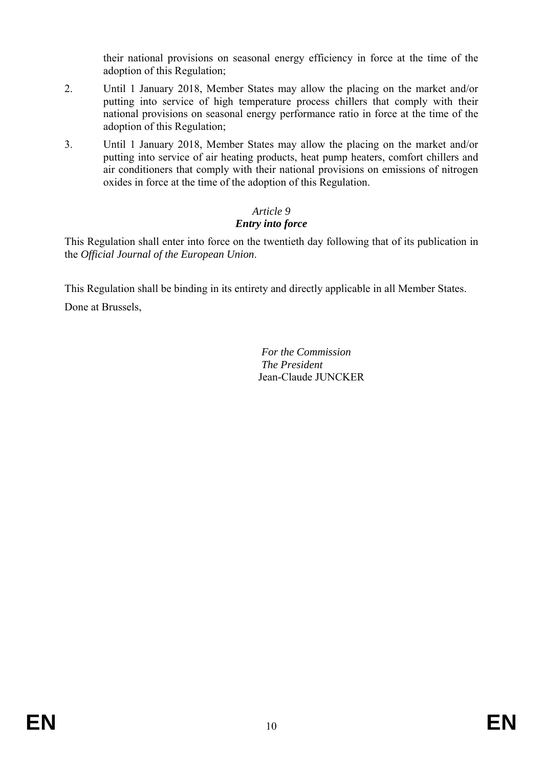their national provisions on seasonal energy efficiency in force at the time of the adoption of this Regulation;

2. Until 1 January 2018, Member States may allow the placing on the market and/or putting into service of high temperature process chillers that comply with their national provisions on seasonal energy performance ratio in force at the time of the adoption of this Regulation;

3. Until 1 January 2018, Member States may allow the placing on the market and/or putting into service of air heating products, heat pump heaters, comfort chillers and air conditioners that comply with their national provisions on emissions of nitrogen oxides in force at the time of the adoption of this Regulation.

*Article 9*

***Entry into force***

This Regulation shall enter into force on the twentieth day following that of its publication in the *Official Journal of the European Union*.

This Regulation shall be binding in its entirety and directly applicable in all Member States.

Done at Brussels,

*For the Commission*
*The President*
Jean-Claude JUNCKER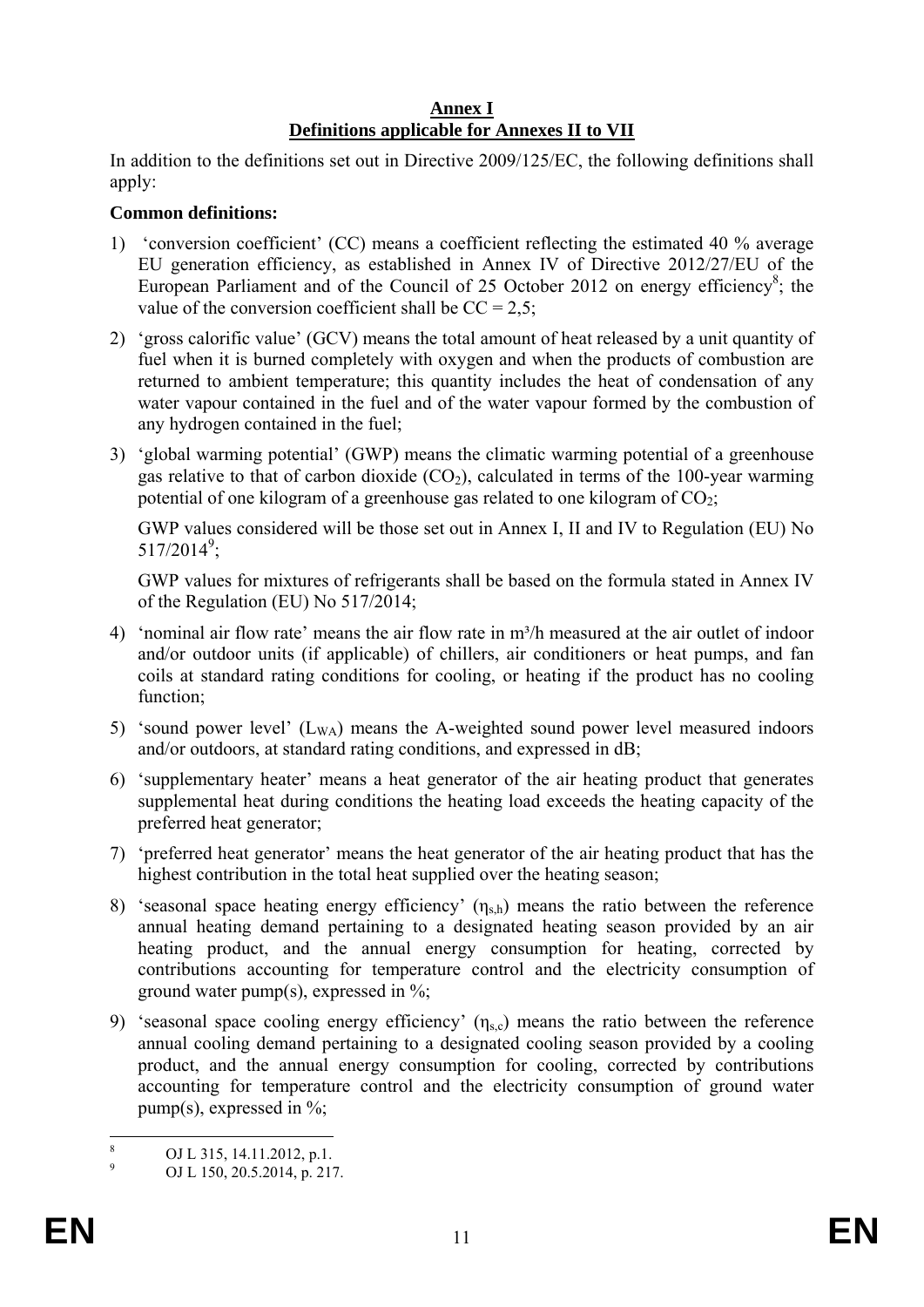**Annex I**
**Definitions applicable for Annexes II to VII**

In addition to the definitions set out in Directive 2009/125/EC, the following definitions shall apply:

**Common definitions:**

1) 'conversion coefficient' (CC) means a coefficient reflecting the estimated 40 % average EU generation efficiency, as established in Annex IV of Directive 2012/27/EU of the European Parliament and of the Council of 25 October 2012 on energy efficiency[8]; the value of the conversion coefficient shall be CC = 2,5;

2) 'gross calorific value' (GCV) means the total amount of heat released by a unit quantity of fuel when it is burned completely with oxygen and when the products of combustion are returned to ambient temperature; this quantity includes the heat of condensation of any water vapour contained in the fuel and of the water vapour formed by the combustion of any hydrogen contained in the fuel;

3) 'global warming potential' (GWP) means the climatic warming potential of a greenhouse gas relative to that of carbon dioxide ($CO_2$), calculated in terms of the 100-year warming potential of one kilogram of a greenhouse gas related to one kilogram of $CO_2$;

   GWP values considered will be those set out in Annex I, II and IV to Regulation (EU) No 517/2014[9];

   GWP values for mixtures of refrigerants shall be based on the formula stated in Annex IV of the Regulation (EU) No 517/2014;

4) 'nominal air flow rate' means the air flow rate in m³/h measured at the air outlet of indoor and/or outdoor units (if applicable) of chillers, air conditioners or heat pumps, and fan coils at standard rating conditions for cooling, or heating if the product has no cooling function;

5) 'sound power level' ($L_{WA}$) means the A-weighted sound power level measured indoors and/or outdoors, at standard rating conditions, and expressed in dB;

6) 'supplementary heater' means a heat generator of the air heating product that generates supplemental heat during conditions the heating load exceeds the heating capacity of the preferred heat generator;

7) 'preferred heat generator' means the heat generator of the air heating product that has the highest contribution in the total heat supplied over the heating season;

8) 'seasonal space heating energy efficiency' ($\eta_{s,h}$) means the ratio between the reference annual heating demand pertaining to a designated heating season provided by an air heating product, and the annual energy consumption for heating, corrected by contributions accounting for temperature control and the electricity consumption of ground water pump(s), expressed in %;

9) 'seasonal space cooling energy efficiency' ($\eta_{s,c}$) means the ratio between the reference annual cooling demand pertaining to a designated cooling season provided by a cooling product, and the annual energy consumption for cooling, corrected by contributions accounting for temperature control and the electricity consumption of ground water pump(s), expressed in %;

---

[8] OJ L 315, 14.11.2012, p.1.

[9] OJ L 150, 20.5.2014, p. 217.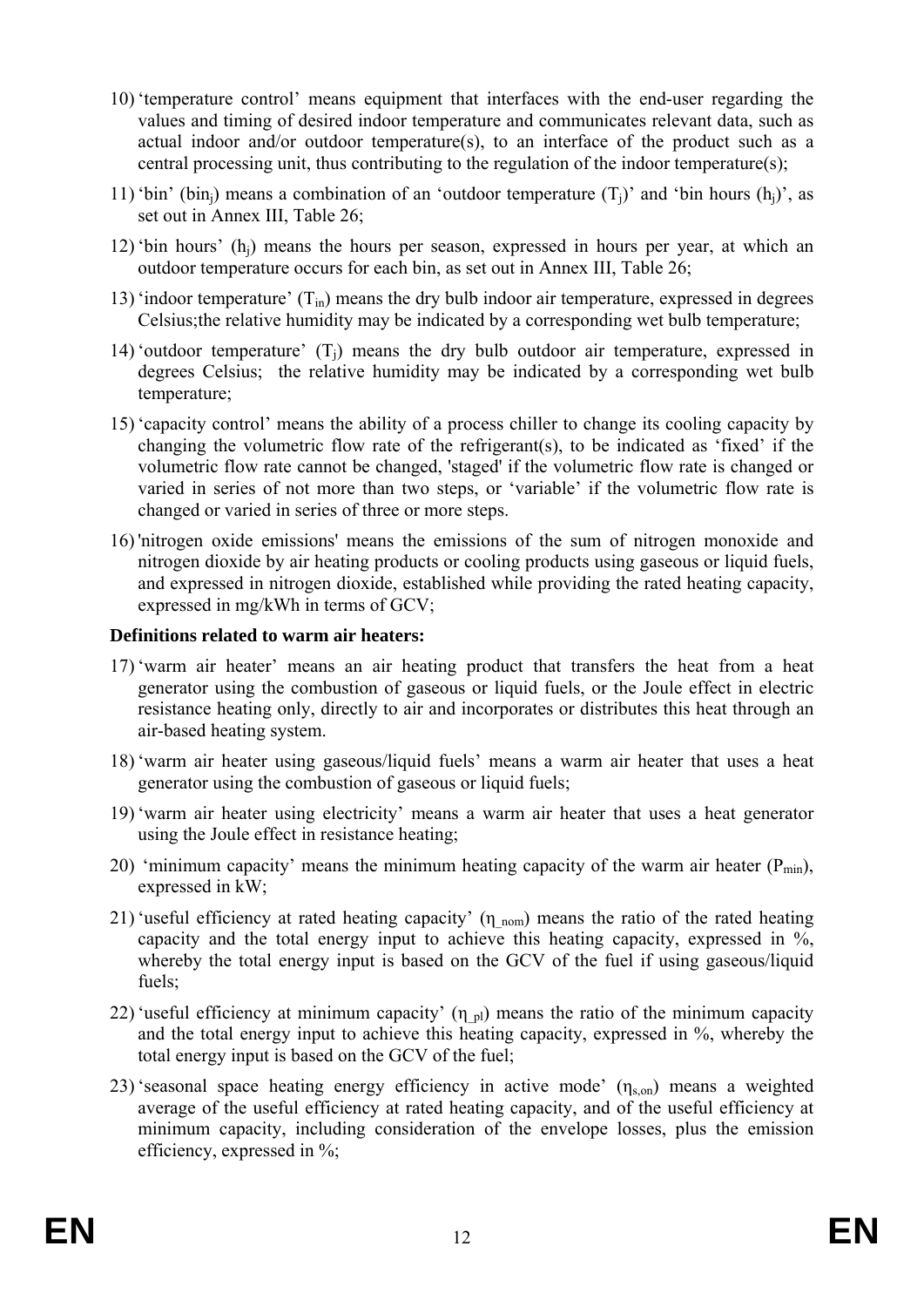10) 'temperature control' means equipment that interfaces with the end-user regarding the values and timing of desired indoor temperature and communicates relevant data, such as actual indoor and/or outdoor temperature(s), to an interface of the product such as a central processing unit, thus contributing to the regulation of the indoor temperature(s);

11) 'bin' ($bin_j$) means a combination of an 'outdoor temperature ($T_j$)' and 'bin hours ($h_j$)', as set out in Annex III, Table 26;

12) 'bin hours' ($h_j$) means the hours per season, expressed in hours per year, at which an outdoor temperature occurs for each bin, as set out in Annex III, Table 26;

13) 'indoor temperature' ($T_{in}$) means the dry bulb indoor air temperature, expressed in degrees Celsius;the relative humidity may be indicated by a corresponding wet bulb temperature;

14) 'outdoor temperature' ($T_j$) means the dry bulb outdoor air temperature, expressed in degrees Celsius; the relative humidity may be indicated by a corresponding wet bulb temperature;

15) 'capacity control' means the ability of a process chiller to change its cooling capacity by changing the volumetric flow rate of the refrigerant(s), to be indicated as 'fixed' if the volumetric flow rate cannot be changed, 'staged' if the volumetric flow rate is changed or varied in series of not more than two steps, or 'variable' if the volumetric flow rate is changed or varied in series of three or more steps.

16) 'nitrogen oxide emissions' means the emissions of the sum of nitrogen monoxide and nitrogen dioxide by air heating products or cooling products using gaseous or liquid fuels, and expressed in nitrogen dioxide, established while providing the rated heating capacity, expressed in mg/kWh in terms of GCV;

**Definitions related to warm air heaters:**

17) 'warm air heater' means an air heating product that transfers the heat from a heat generator using the combustion of gaseous or liquid fuels, or the Joule effect in electric resistance heating only, directly to air and incorporates or distributes this heat through an air-based heating system.

18) 'warm air heater using gaseous/liquid fuels' means a warm air heater that uses a heat generator using the combustion of gaseous or liquid fuels;

19) 'warm air heater using electricity' means a warm air heater that uses a heat generator using the Joule effect in resistance heating;

20) 'minimum capacity' means the minimum heating capacity of the warm air heater ($P_{min}$), expressed in kW;

21) 'useful efficiency at rated heating capacity' ($\eta_{\_nom}$) means the ratio of the rated heating capacity and the total energy input to achieve this heating capacity, expressed in %, whereby the total energy input is based on the GCV of the fuel if using gaseous/liquid fuels;

22) 'useful efficiency at minimum capacity' ($\eta_{\_pl}$) means the ratio of the minimum capacity and the total energy input to achieve this heating capacity, expressed in %, whereby the total energy input is based on the GCV of the fuel;

23) 'seasonal space heating energy efficiency in active mode' ($\eta_{s,on}$) means a weighted average of the useful efficiency at rated heating capacity, and of the useful efficiency at minimum capacity, including consideration of the envelope losses, plus the emission efficiency, expressed in %;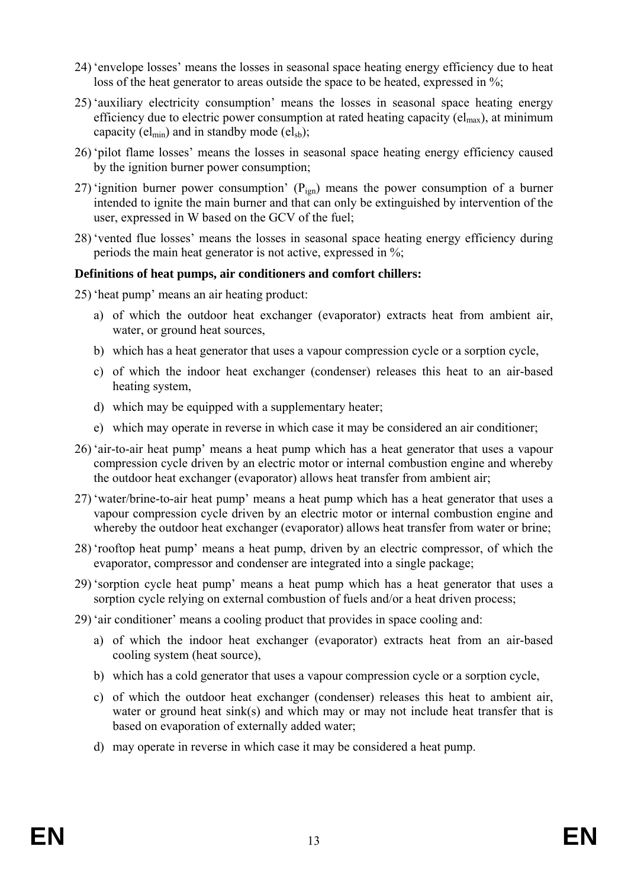24) 'envelope losses' means the losses in seasonal space heating energy efficiency due to heat loss of the heat generator to areas outside the space to be heated, expressed in %;

25) 'auxiliary electricity consumption' means the losses in seasonal space heating energy efficiency due to electric power consumption at rated heating capacity ($el_{max}$), at minimum capacity ($el_{min}$) and in standby mode ($el_{sb}$);

26) 'pilot flame losses' means the losses in seasonal space heating energy efficiency caused by the ignition burner power consumption;

27) 'ignition burner power consumption' ($P_{ign}$) means the power consumption of a burner intended to ignite the main burner and that can only be extinguished by intervention of the user, expressed in W based on the GCV of the fuel;

28) 'vented flue losses' means the losses in seasonal space heating energy efficiency during periods the main heat generator is not active, expressed in %;

**Definitions of heat pumps, air conditioners and comfort chillers:**

25) 'heat pump' means an air heating product:

   a) of which the outdoor heat exchanger (evaporator) extracts heat from ambient air, water, or ground heat sources,

   b) which has a heat generator that uses a vapour compression cycle or a sorption cycle,

   c) of which the indoor heat exchanger (condenser) releases this heat to an air-based heating system,

   d) which may be equipped with a supplementary heater;

   e) which may operate in reverse in which case it may be considered an air conditioner;

26) 'air-to-air heat pump' means a heat pump which has a heat generator that uses a vapour compression cycle driven by an electric motor or internal combustion engine and whereby the outdoor heat exchanger (evaporator) allows heat transfer from ambient air;

27) 'water/brine-to-air heat pump' means a heat pump which has a heat generator that uses a vapour compression cycle driven by an electric motor or internal combustion engine and whereby the outdoor heat exchanger (evaporator) allows heat transfer from water or brine;

28) 'rooftop heat pump' means a heat pump, driven by an electric compressor, of which the evaporator, compressor and condenser are integrated into a single package;

29) 'sorption cycle heat pump' means a heat pump which has a heat generator that uses a sorption cycle relying on external combustion of fuels and/or a heat driven process;

29) 'air conditioner' means a cooling product that provides in space cooling and:

   a) of which the indoor heat exchanger (evaporator) extracts heat from an air-based cooling system (heat source),

   b) which has a cold generator that uses a vapour compression cycle or a sorption cycle,

   c) of which the outdoor heat exchanger (condenser) releases this heat to ambient air, water or ground heat sink(s) and which may or may not include heat transfer that is based on evaporation of externally added water;

   d) may operate in reverse in which case it may be considered a heat pump.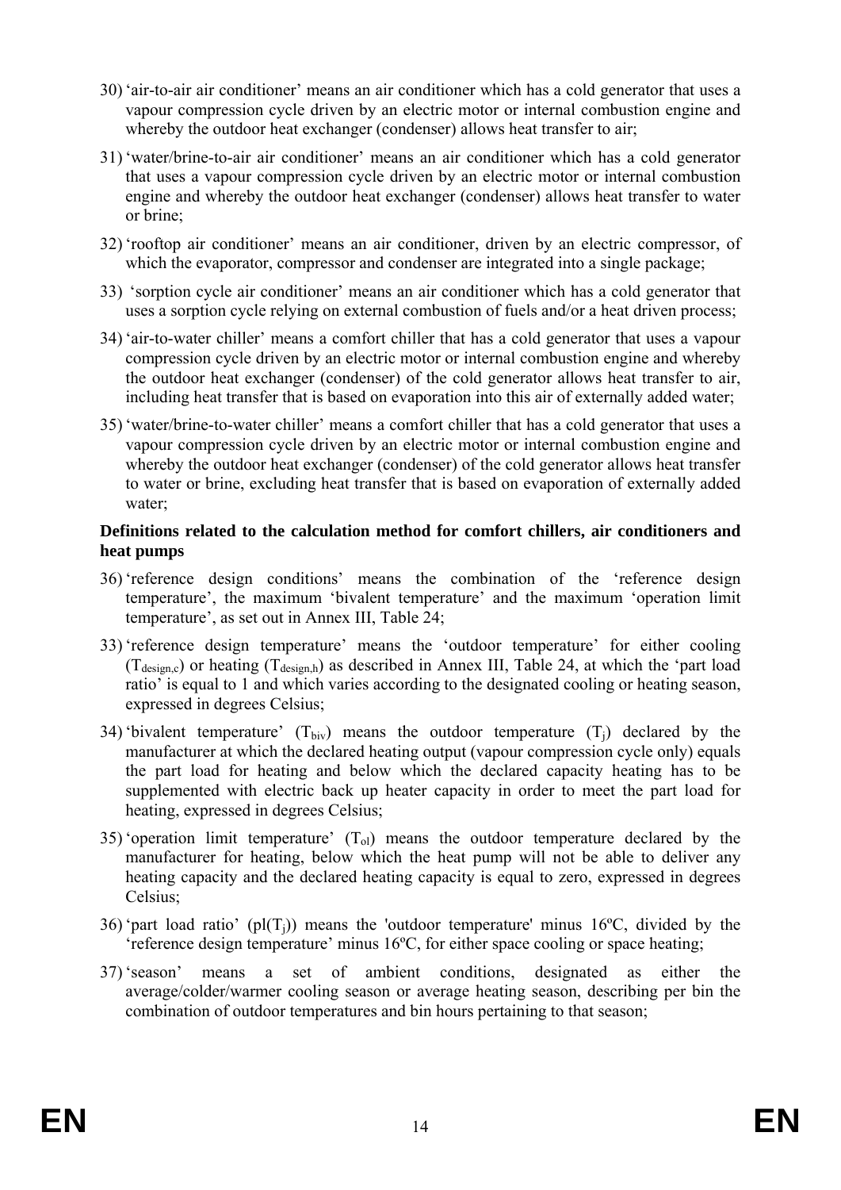30) 'air-to-air air conditioner' means an air conditioner which has a cold generator that uses a vapour compression cycle driven by an electric motor or internal combustion engine and whereby the outdoor heat exchanger (condenser) allows heat transfer to air;

31) 'water/brine-to-air air conditioner' means an air conditioner which has a cold generator that uses a vapour compression cycle driven by an electric motor or internal combustion engine and whereby the outdoor heat exchanger (condenser) allows heat transfer to water or brine;

32) 'rooftop air conditioner' means an air conditioner, driven by an electric compressor, of which the evaporator, compressor and condenser are integrated into a single package;

33) 'sorption cycle air conditioner' means an air conditioner which has a cold generator that uses a sorption cycle relying on external combustion of fuels and/or a heat driven process;

34) 'air-to-water chiller' means a comfort chiller that has a cold generator that uses a vapour compression cycle driven by an electric motor or internal combustion engine and whereby the outdoor heat exchanger (condenser) of the cold generator allows heat transfer to air, including heat transfer that is based on evaporation into this air of externally added water;

35) 'water/brine-to-water chiller' means a comfort chiller that has a cold generator that uses a vapour compression cycle driven by an electric motor or internal combustion engine and whereby the outdoor heat exchanger (condenser) of the cold generator allows heat transfer to water or brine, excluding heat transfer that is based on evaporation of externally added water;

**Definitions related to the calculation method for comfort chillers, air conditioners and heat pumps**

36) 'reference design conditions' means the combination of the 'reference design temperature', the maximum 'bivalent temperature' and the maximum 'operation limit temperature', as set out in Annex III, Table 24;

33) 'reference design temperature' means the 'outdoor temperature' for either cooling ($T_{design,c}$) or heating ($T_{design,h}$) as described in Annex III, Table 24, at which the 'part load ratio' is equal to 1 and which varies according to the designated cooling or heating season, expressed in degrees Celsius;

34) 'bivalent temperature' ($T_{biv}$) means the outdoor temperature ($T_j$) declared by the manufacturer at which the declared heating output (vapour compression cycle only) equals the part load for heating and below which the declared capacity heating has to be supplemented with electric back up heater capacity in order to meet the part load for heating, expressed in degrees Celsius;

35) 'operation limit temperature' ($T_{ol}$) means the outdoor temperature declared by the manufacturer for heating, below which the heat pump will not be able to deliver any heating capacity and the declared heating capacity is equal to zero, expressed in degrees Celsius;

36) 'part load ratio' ($pl(T_j)$) means the 'outdoor temperature' minus 16ºC, divided by the 'reference design temperature' minus 16ºC, for either space cooling or space heating;

37) 'season' means a set of ambient conditions, designated as either the average/colder/warmer cooling season or average heating season, describing per bin the combination of outdoor temperatures and bin hours pertaining to that season;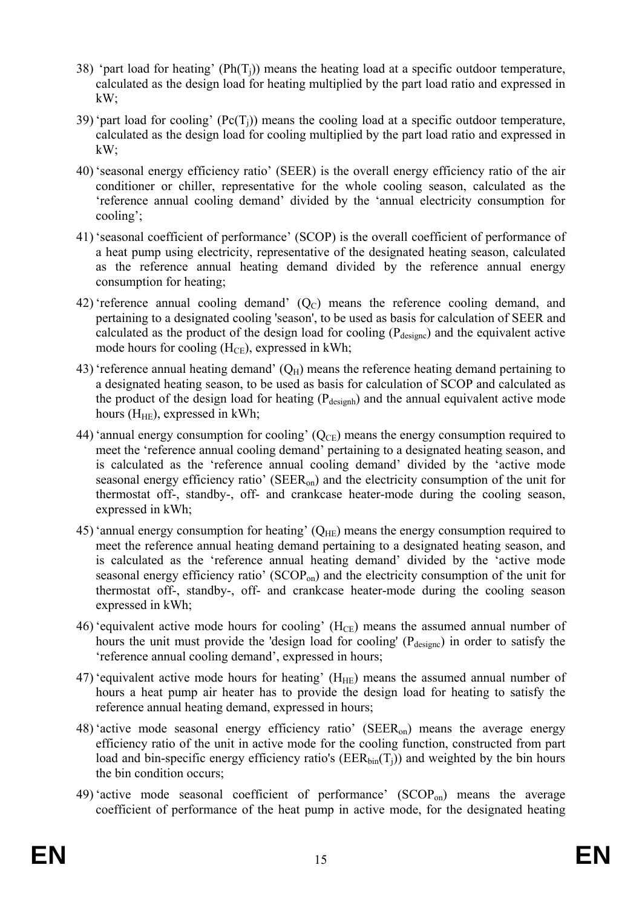38) 'part load for heating' ($Ph(T_j)$) means the heating load at a specific outdoor temperature, calculated as the design load for heating multiplied by the part load ratio and expressed in kW;

39) 'part load for cooling' ($Pc(T_j)$) means the cooling load at a specific outdoor temperature, calculated as the design load for cooling multiplied by the part load ratio and expressed in kW;

40) 'seasonal energy efficiency ratio' (SEER) is the overall energy efficiency ratio of the air conditioner or chiller, representative for the whole cooling season, calculated as the 'reference annual cooling demand' divided by the 'annual electricity consumption for cooling';

41) 'seasonal coefficient of performance' (SCOP) is the overall coefficient of performance of a heat pump using electricity, representative of the designated heating season, calculated as the reference annual heating demand divided by the reference annual energy consumption for heating;

42) 'reference annual cooling demand' ($Q_C$) means the reference cooling demand, and pertaining to a designated cooling 'season', to be used as basis for calculation of SEER and calculated as the product of the design load for cooling ($P_{designc}$) and the equivalent active mode hours for cooling ($H_{CE}$), expressed in kWh;

43) 'reference annual heating demand' ($Q_H$) means the reference heating demand pertaining to a designated heating season, to be used as basis for calculation of SCOP and calculated as the product of the design load for heating ($P_{designh}$) and the annual equivalent active mode hours ($H_{HE}$), expressed in kWh;

44) 'annual energy consumption for cooling' ($Q_{CE}$) means the energy consumption required to meet the 'reference annual cooling demand' pertaining to a designated heating season, and is calculated as the 'reference annual cooling demand' divided by the 'active mode seasonal energy efficiency ratio' ($SEER_{on}$) and the electricity consumption of the unit for thermostat off-, standby-, off- and crankcase heater-mode during the cooling season, expressed in kWh;

45) 'annual energy consumption for heating' ($Q_{HE}$) means the energy consumption required to meet the reference annual heating demand pertaining to a designated heating season, and is calculated as the 'reference annual heating demand' divided by the 'active mode seasonal energy efficiency ratio' ($SCOP_{on}$) and the electricity consumption of the unit for thermostat off-, standby-, off- and crankcase heater-mode during the cooling season expressed in kWh;

46) 'equivalent active mode hours for cooling' ($H_{CE}$) means the assumed annual number of hours the unit must provide the 'design load for cooling' ($P_{designc}$) in order to satisfy the 'reference annual cooling demand', expressed in hours;

47) 'equivalent active mode hours for heating' ($H_{HE}$) means the assumed annual number of hours a heat pump air heater has to provide the design load for heating to satisfy the reference annual heating demand, expressed in hours;

48) 'active mode seasonal energy efficiency ratio' ($SEER_{on}$) means the average energy efficiency ratio of the unit in active mode for the cooling function, constructed from part load and bin-specific energy efficiency ratio's ($EER_{bin}(T_j)$) and weighted by the bin hours the bin condition occurs;

49) 'active mode seasonal coefficient of performance' ($SCOP_{on}$) means the average coefficient of performance of the heat pump in active mode, for the designated heating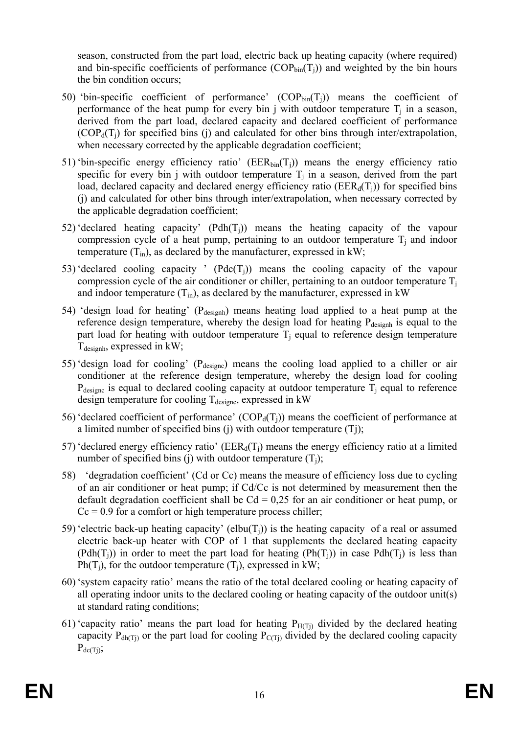season, constructed from the part load, electric back up heating capacity (where required) and bin-specific coefficients of performance ($COP_{bin}(T_j)$) and weighted by the bin hours the bin condition occurs;

50) 'bin-specific coefficient of performance' ($COP_{bin}(T_j)$) means the coefficient of performance of the heat pump for every bin j with outdoor temperature $T_j$ in a season, derived from the part load, declared capacity and declared coefficient of performance ($COP_d(T_j)$) for specified bins (j) and calculated for other bins through inter/extrapolation, when necessary corrected by the applicable degradation coefficient;

51) 'bin-specific energy efficiency ratio' ($EER_{bin}(T_j)$) means the energy efficiency ratio specific for every bin j with outdoor temperature $T_j$ in a season, derived from the part load, declared capacity and declared energy efficiency ratio ($EER_d(T_j)$) for specified bins (j) and calculated for other bins through inter/extrapolation, when necessary corrected by the applicable degradation coefficient;

52) 'declared heating capacity' ($Pdh(T_j)$) means the heating capacity of the vapour compression cycle of a heat pump, pertaining to an outdoor temperature $T_j$ and indoor temperature ($T_{in}$), as declared by the manufacturer, expressed in kW;

53) 'declared cooling capacity ' ($Pdc(T_j)$) means the cooling capacity of the vapour compression cycle of the air conditioner or chiller, pertaining to an outdoor temperature $T_j$ and indoor temperature ($T_{in}$), as declared by the manufacturer, expressed in kW

54) 'design load for heating' ($P_{designh}$) means heating load applied to a heat pump at the reference design temperature, whereby the design load for heating $P_{designh}$ is equal to the part load for heating with outdoor temperature $T_j$ equal to reference design temperature $T_{designh}$, expressed in kW;

55) 'design load for cooling' ($P_{designc}$) means the cooling load applied to a chiller or air conditioner at the reference design temperature, whereby the design load for cooling $P_{designc}$ is equal to declared cooling capacity at outdoor temperature $T_j$ equal to reference design temperature for cooling $T_{designc}$, expressed in kW

56) 'declared coefficient of performance' ($COP_d(T_j)$) means the coefficient of performance at a limited number of specified bins (j) with outdoor temperature (Tj);

57) 'declared energy efficiency ratio' ($EER_d(T_j)$ means the energy efficiency ratio at a limited number of specified bins (j) with outdoor temperature ($T_j$);

58) 'degradation coefficient' (Cd or Cc) means the measure of efficiency loss due to cycling of an air conditioner or heat pump; if Cd/Cc is not determined by measurement then the default degradation coefficient shall be Cd = 0,25 for an air conditioner or heat pump, or Cc = 0.9 for a comfort or high temperature process chiller;

59) 'electric back-up heating capacity' ($elbu(T_j)$) is the heating capacity of a real or assumed electric back-up heater with COP of 1 that supplements the declared heating capacity ($Pdh(T_j)$) in order to meet the part load for heating ($Ph(T_j)$) in case $Pdh(T_j)$ is less than $Ph(T_j)$, for the outdoor temperature ($T_j$), expressed in kW;

60) 'system capacity ratio' means the ratio of the total declared cooling or heating capacity of all operating indoor units to the declared cooling or heating capacity of the outdoor unit(s) at standard rating conditions;

61) 'capacity ratio' means the part load for heating $P_{H(Tj)}$ divided by the declared heating capacity $P_{dh(Tj)}$ or the part load for cooling $P_{C(Tj)}$ divided by the declared cooling capacity $P_{dc(Tj)}$;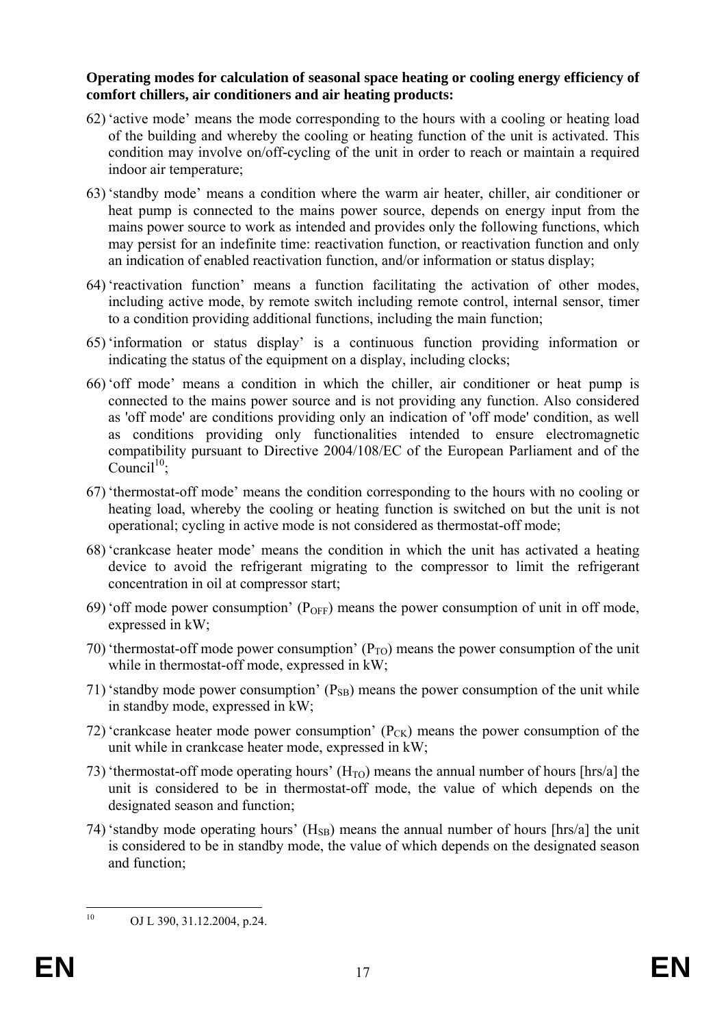**Operating modes for calculation of seasonal space heating or cooling energy efficiency of comfort chillers, air conditioners and air heating products:**

62) 'active mode' means the mode corresponding to the hours with a cooling or heating load of the building and whereby the cooling or heating function of the unit is activated. This condition may involve on/off-cycling of the unit in order to reach or maintain a required indoor air temperature;

63) 'standby mode' means a condition where the warm air heater, chiller, air conditioner or heat pump is connected to the mains power source, depends on energy input from the mains power source to work as intended and provides only the following functions, which may persist for an indefinite time: reactivation function, or reactivation function and only an indication of enabled reactivation function, and/or information or status display;

64) 'reactivation function' means a function facilitating the activation of other modes, including active mode, by remote switch including remote control, internal sensor, timer to a condition providing additional functions, including the main function;

65) 'information or status display' is a continuous function providing information or indicating the status of the equipment on a display, including clocks;

66) 'off mode' means a condition in which the chiller, air conditioner or heat pump is connected to the mains power source and is not providing any function. Also considered as 'off mode' are conditions providing only an indication of 'off mode' condition, as well as conditions providing only functionalities intended to ensure electromagnetic compatibility pursuant to Directive 2004/108/EC of the European Parliament and of the Council[10];

67) 'thermostat-off mode' means the condition corresponding to the hours with no cooling or heating load, whereby the cooling or heating function is switched on but the unit is not operational; cycling in active mode is not considered as thermostat-off mode;

68) 'crankcase heater mode' means the condition in which the unit has activated a heating device to avoid the refrigerant migrating to the compressor to limit the refrigerant concentration in oil at compressor start;

69) 'off mode power consumption' ($P_{OFF}$) means the power consumption of unit in off mode, expressed in kW;

70) 'thermostat-off mode power consumption' ($P_{TO}$) means the power consumption of the unit while in thermostat-off mode, expressed in kW;

71) 'standby mode power consumption' ($P_{SB}$) means the power consumption of the unit while in standby mode, expressed in kW;

72) 'crankcase heater mode power consumption' ($P_{CK}$) means the power consumption of the unit while in crankcase heater mode, expressed in kW;

73) 'thermostat-off mode operating hours' ($H_{TO}$) means the annual number of hours [hrs/a] the unit is considered to be in thermostat-off mode, the value of which depends on the designated season and function;

74) 'standby mode operating hours' ($H_{SB}$) means the annual number of hours [hrs/a] the unit is considered to be in standby mode, the value of which depends on the designated season and function;

[10] OJ L 390, 31.12.2004, p.24.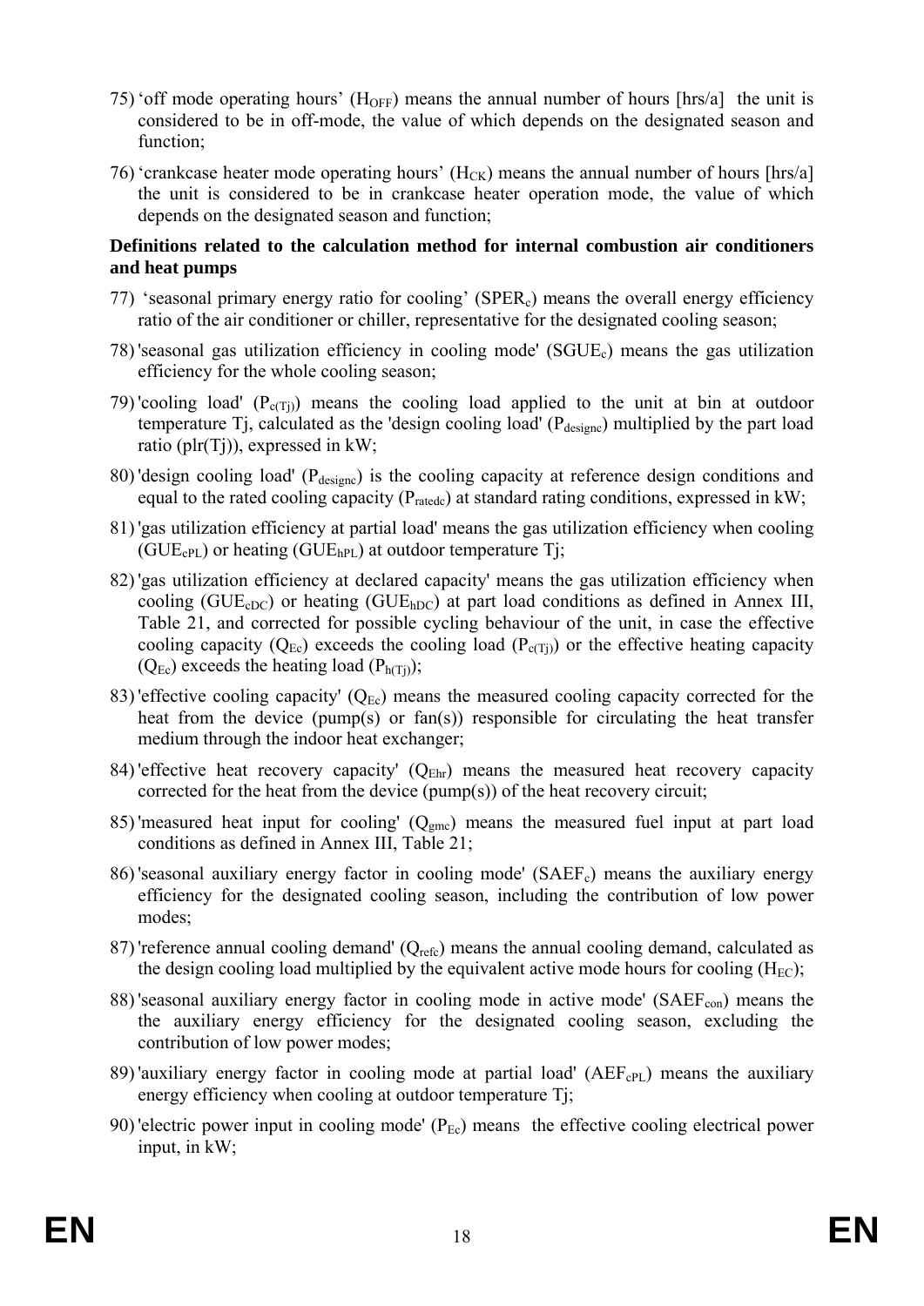75) 'off mode operating hours' ($H_{OFF}$) means the annual number of hours [hrs/a] the unit is considered to be in off-mode, the value of which depends on the designated season and function;

76) 'crankcase heater mode operating hours' ($H_{CK}$) means the annual number of hours [hrs/a] the unit is considered to be in crankcase heater operation mode, the value of which depends on the designated season and function;

**Definitions related to the calculation method for internal combustion air conditioners and heat pumps**

77) 'seasonal primary energy ratio for cooling' ($SPER_c$) means the overall energy efficiency ratio of the air conditioner or chiller, representative for the designated cooling season;

78) 'seasonal gas utilization efficiency in cooling mode' ($SGUE_c$) means the gas utilization efficiency for the whole cooling season;

79) 'cooling load' ($P_{c(Tj)}$) means the cooling load applied to the unit at bin at outdoor temperature Tj, calculated as the 'design cooling load' ($P_{designc}$) multiplied by the part load ratio (plr(Tj)), expressed in kW;

80) 'design cooling load' ($P_{designc}$) is the cooling capacity at reference design conditions and equal to the rated cooling capacity ($P_{ratedc}$) at standard rating conditions, expressed in kW;

81) 'gas utilization efficiency at partial load' means the gas utilization efficiency when cooling ($GUE_{cPL}$) or heating ($GUE_{hPL}$) at outdoor temperature Tj;

82) 'gas utilization efficiency at declared capacity' means the gas utilization efficiency when cooling ($GUE_{cDC}$) or heating ($GUE_{hDC}$) at part load conditions as defined in Annex III, Table 21, and corrected for possible cycling behaviour of the unit, in case the effective cooling capacity ($Q_{Ec}$) exceeds the cooling load ($P_{c(Tj)}$) or the effective heating capacity ($Q_{Ec}$) exceeds the heating load ($P_{h(Tj)}$);

83) 'effective cooling capacity' ($Q_{Ec}$) means the measured cooling capacity corrected for the heat from the device (pump(s) or fan(s)) responsible for circulating the heat transfer medium through the indoor heat exchanger;

84) 'effective heat recovery capacity' ($Q_{Ehr}$) means the measured heat recovery capacity corrected for the heat from the device (pump(s)) of the heat recovery circuit;

85) 'measured heat input for cooling' ($Q_{gmc}$) means the measured fuel input at part load conditions as defined in Annex III, Table 21;

86) 'seasonal auxiliary energy factor in cooling mode' ($SAEF_c$) means the auxiliary energy efficiency for the designated cooling season, including the contribution of low power modes;

87) 'reference annual cooling demand' ($Q_{refc}$) means the annual cooling demand, calculated as the design cooling load multiplied by the equivalent active mode hours for cooling ($H_{EC}$);

88) 'seasonal auxiliary energy factor in cooling mode in active mode' ($SAEF_{con}$) means the the auxiliary energy efficiency for the designated cooling season, excluding the contribution of low power modes;

89) 'auxiliary energy factor in cooling mode at partial load' ($AEF_{cPL}$) means the auxiliary energy efficiency when cooling at outdoor temperature Tj;

90) 'electric power input in cooling mode' ($P_{Ec}$) means the effective cooling electrical power input, in kW;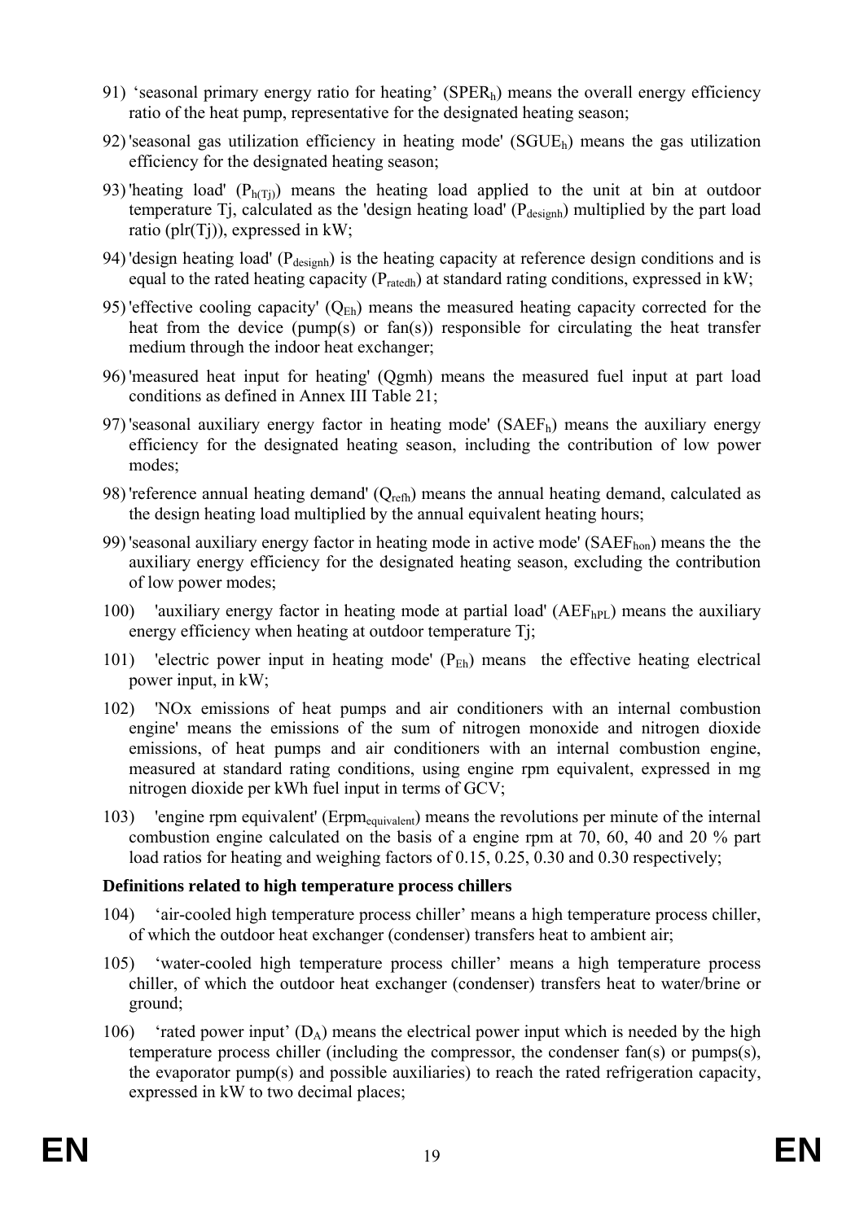91) 'seasonal primary energy ratio for heating' ($SPER_h$) means the overall energy efficiency ratio of the heat pump, representative for the designated heating season;

92) 'seasonal gas utilization efficiency in heating mode' ($SGUE_h$) means the gas utilization efficiency for the designated heating season;

93) 'heating load' ($P_{h(Tj)}$) means the heating load applied to the unit at bin at outdoor temperature Tj, calculated as the 'design heating load' ($P_{designh}$) multiplied by the part load ratio (plr(Tj)), expressed in kW;

94) 'design heating load' ($P_{designh}$) is the heating capacity at reference design conditions and is equal to the rated heating capacity ($P_{ratedh}$) at standard rating conditions, expressed in kW;

95) 'effective cooling capacity' ($Q_{Eh}$) means the measured heating capacity corrected for the heat from the device (pump(s) or fan(s)) responsible for circulating the heat transfer medium through the indoor heat exchanger;

96) 'measured heat input for heating' (Qgmh) means the measured fuel input at part load conditions as defined in Annex III Table 21;

97) 'seasonal auxiliary energy factor in heating mode' ($SAEF_h$) means the auxiliary energy efficiency for the designated heating season, including the contribution of low power modes;

98) 'reference annual heating demand' ($Q_{refh}$) means the annual heating demand, calculated as the design heating load multiplied by the annual equivalent heating hours;

99) 'seasonal auxiliary energy factor in heating mode in active mode' ($SAEF_{hon}$) means the the auxiliary energy efficiency for the designated heating season, excluding the contribution of low power modes;

100) 'auxiliary energy factor in heating mode at partial load' ($AEF_{hPL}$) means the auxiliary energy efficiency when heating at outdoor temperature Tj;

101) 'electric power input in heating mode' ($P_{Eh}$) means the effective heating electrical power input, in kW;

102) 'NOx emissions of heat pumps and air conditioners with an internal combustion engine' means the emissions of the sum of nitrogen monoxide and nitrogen dioxide emissions, of heat pumps and air conditioners with an internal combustion engine, measured at standard rating conditions, using engine rpm equivalent, expressed in mg nitrogen dioxide per kWh fuel input in terms of GCV;

103) 'engine rpm equivalent' ($Erpm_{equivalent}$) means the revolutions per minute of the internal combustion engine calculated on the basis of a engine rpm at 70, 60, 40 and 20 % part load ratios for heating and weighing factors of 0.15, 0.25, 0.30 and 0.30 respectively;

**Definitions related to high temperature process chillers**

104) 'air-cooled high temperature process chiller' means a high temperature process chiller, of which the outdoor heat exchanger (condenser) transfers heat to ambient air;

105) 'water-cooled high temperature process chiller' means a high temperature process chiller, of which the outdoor heat exchanger (condenser) transfers heat to water/brine or ground;

106) 'rated power input' ($D_A$) means the electrical power input which is needed by the high temperature process chiller (including the compressor, the condenser fan(s) or pumps(s), the evaporator pump(s) and possible auxiliaries) to reach the rated refrigeration capacity, expressed in kW to two decimal places;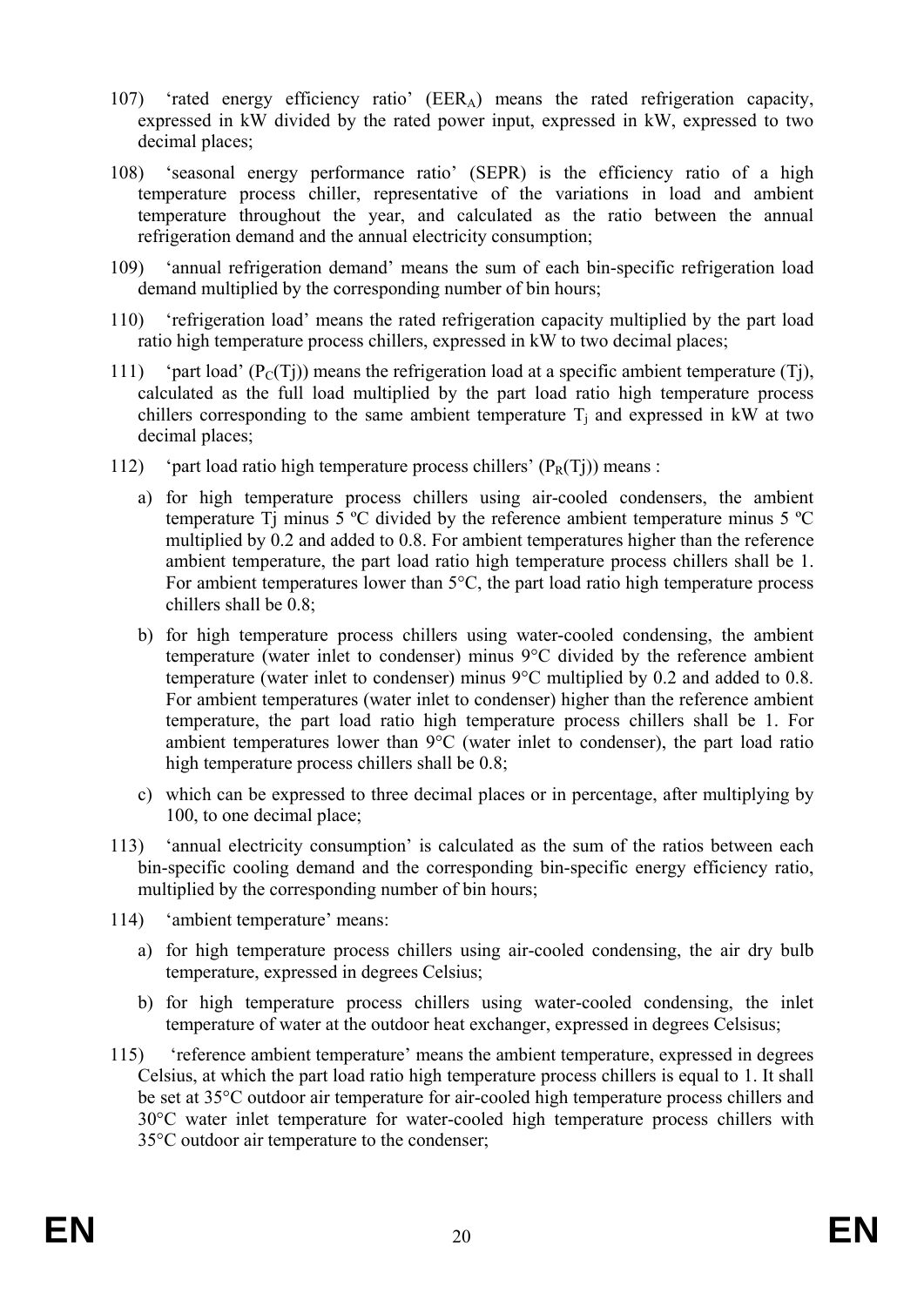107) 'rated energy efficiency ratio' ($EER_A$) means the rated refrigeration capacity, expressed in kW divided by the rated power input, expressed in kW, expressed to two decimal places;

108) 'seasonal energy performance ratio' (SEPR) is the efficiency ratio of a high temperature process chiller, representative of the variations in load and ambient temperature throughout the year, and calculated as the ratio between the annual refrigeration demand and the annual electricity consumption;

109) 'annual refrigeration demand' means the sum of each bin-specific refrigeration load demand multiplied by the corresponding number of bin hours;

110) 'refrigeration load' means the rated refrigeration capacity multiplied by the part load ratio high temperature process chillers, expressed in kW to two decimal places;

111) 'part load' ($P_C(Tj)$) means the refrigeration load at a specific ambient temperature (Tj), calculated as the full load multiplied by the part load ratio high temperature process chillers corresponding to the same ambient temperature $T_j$ and expressed in kW at two decimal places;

112) 'part load ratio high temperature process chillers' ($P_R(Tj)$) means :

   a) for high temperature process chillers using air-cooled condensers, the ambient temperature Tj minus 5 ºC divided by the reference ambient temperature minus 5 ºC multiplied by 0.2 and added to 0.8. For ambient temperatures higher than the reference ambient temperature, the part load ratio high temperature process chillers shall be 1. For ambient temperatures lower than 5°C, the part load ratio high temperature process chillers shall be 0.8;

   b) for high temperature process chillers using water-cooled condensing, the ambient temperature (water inlet to condenser) minus 9°C divided by the reference ambient temperature (water inlet to condenser) minus 9°C multiplied by 0.2 and added to 0.8. For ambient temperatures (water inlet to condenser) higher than the reference ambient temperature, the part load ratio high temperature process chillers shall be 1. For ambient temperatures lower than 9°C (water inlet to condenser), the part load ratio high temperature process chillers shall be 0.8;

   c) which can be expressed to three decimal places or in percentage, after multiplying by 100, to one decimal place;

113) 'annual electricity consumption' is calculated as the sum of the ratios between each bin-specific cooling demand and the corresponding bin-specific energy efficiency ratio, multiplied by the corresponding number of bin hours;

114) 'ambient temperature' means:

   a) for high temperature process chillers using air-cooled condensing, the air dry bulb temperature, expressed in degrees Celsius;

   b) for high temperature process chillers using water-cooled condensing, the inlet temperature of water at the outdoor heat exchanger, expressed in degrees Celsisus;

115) 'reference ambient temperature' means the ambient temperature, expressed in degrees Celsius, at which the part load ratio high temperature process chillers is equal to 1. It shall be set at 35°C outdoor air temperature for air-cooled high temperature process chillers and 30°C water inlet temperature for water-cooled high temperature process chillers with 35°C outdoor air temperature to the condenser;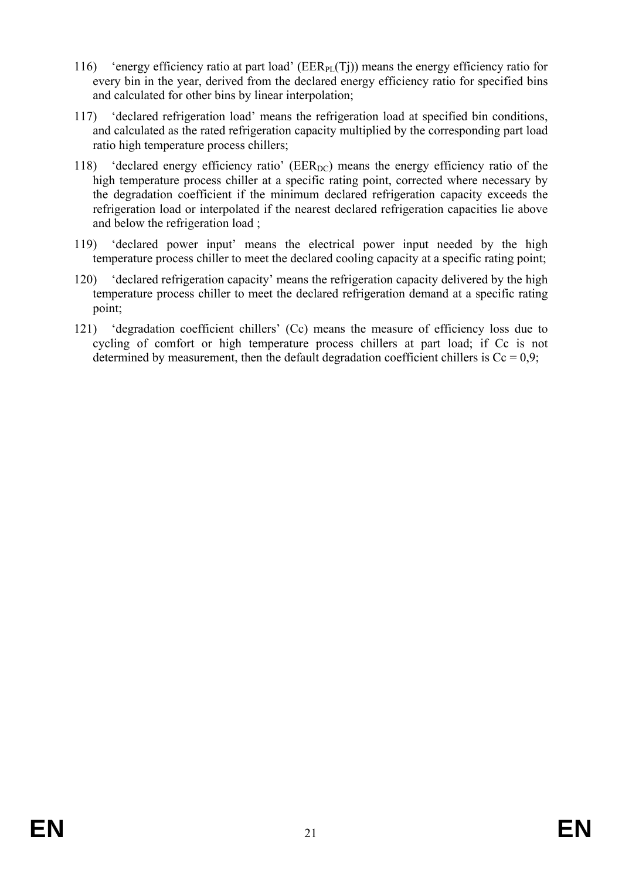116) 'energy efficiency ratio at part load' ($EER_{PL}(Tj)$) means the energy efficiency ratio for every bin in the year, derived from the declared energy efficiency ratio for specified bins and calculated for other bins by linear interpolation;

117) 'declared refrigeration load' means the refrigeration load at specified bin conditions, and calculated as the rated refrigeration capacity multiplied by the corresponding part load ratio high temperature process chillers;

118) 'declared energy efficiency ratio' ($EER_{DC}$) means the energy efficiency ratio of the high temperature process chiller at a specific rating point, corrected where necessary by the degradation coefficient if the minimum declared refrigeration capacity exceeds the refrigeration load or interpolated if the nearest declared refrigeration capacities lie above and below the refrigeration load ;

119) 'declared power input' means the electrical power input needed by the high temperature process chiller to meet the declared cooling capacity at a specific rating point;

120) 'declared refrigeration capacity' means the refrigeration capacity delivered by the high temperature process chiller to meet the declared refrigeration demand at a specific rating point;

121) 'degradation coefficient chillers' (Cc) means the measure of efficiency loss due to cycling of comfort or high temperature process chillers at part load; if Cc is not determined by measurement, then the default degradation coefficient chillers is Cc = 0,9;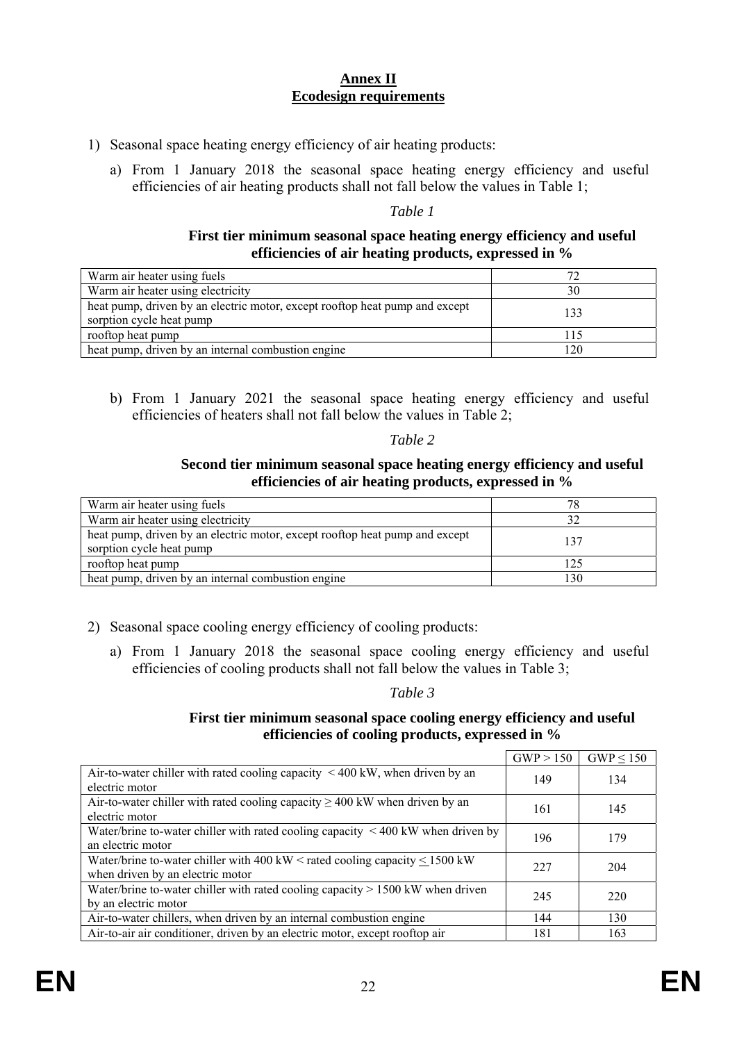**Annex II**
**Ecodesign requirements**

1) Seasonal space heating energy efficiency of air heating products:

   a) From 1 January 2018 the seasonal space heating energy efficiency and useful efficiencies of air heating products shall not fall below the values in Table 1;

*Table 1*

**First tier minimum seasonal space heating energy efficiency and useful efficiencies of air heating products, expressed in %**

| | |
|---|---|
| Warm air heater using fuels | 72 |
| Warm air heater using electricity | 30 |
| heat pump, driven by an electric motor, except rooftop heat pump and except sorption cycle heat pump | 133 |
| rooftop heat pump | 115 |
| heat pump, driven by an internal combustion engine | 120 |

   b) From 1 January 2021 the seasonal space heating energy efficiency and useful efficiencies of heaters shall not fall below the values in Table 2;

*Table 2*

**Second tier minimum seasonal space heating energy efficiency and useful efficiencies of air heating products, expressed in %**

| | |
|---|---|
| Warm air heater using fuels | 78 |
| Warm air heater using electricity | 32 |
| heat pump, driven by an electric motor, except rooftop heat pump and except sorption cycle heat pump | 137 |
| rooftop heat pump | 125 |
| heat pump, driven by an internal combustion engine | 130 |

2) Seasonal space cooling energy efficiency of cooling products:

   a) From 1 January 2018 the seasonal space cooling energy efficiency and useful efficiencies of cooling products shall not fall below the values in Table 3;

*Table 3*

**First tier minimum seasonal space cooling energy efficiency and useful efficiencies of cooling products, expressed in %**

| | GWP > 150 | GWP ≤ 150 |
|---|---|---|
| Air-to-water chiller with rated cooling capacity < 400 kW, when driven by an electric motor | 149 | 134 |
| Air-to-water chiller with rated cooling capacity ≥ 400 kW when driven by an electric motor | 161 | 145 |
| Water/brine to-water chiller with rated cooling capacity < 400 kW when driven by an electric motor | 196 | 179 |
| Water/brine to-water chiller with 400 kW < rated cooling capacity ≤ 1500 kW when driven by an electric motor | 227 | 204 |
| Water/brine to-water chiller with rated cooling capacity > 1500 kW when driven by an electric motor | 245 | 220 |
| Air-to-water chillers, when driven by an internal combustion engine | 144 | 130 |
| Air-to-air air conditioner, driven by an electric motor, except rooftop air | 181 | 163 |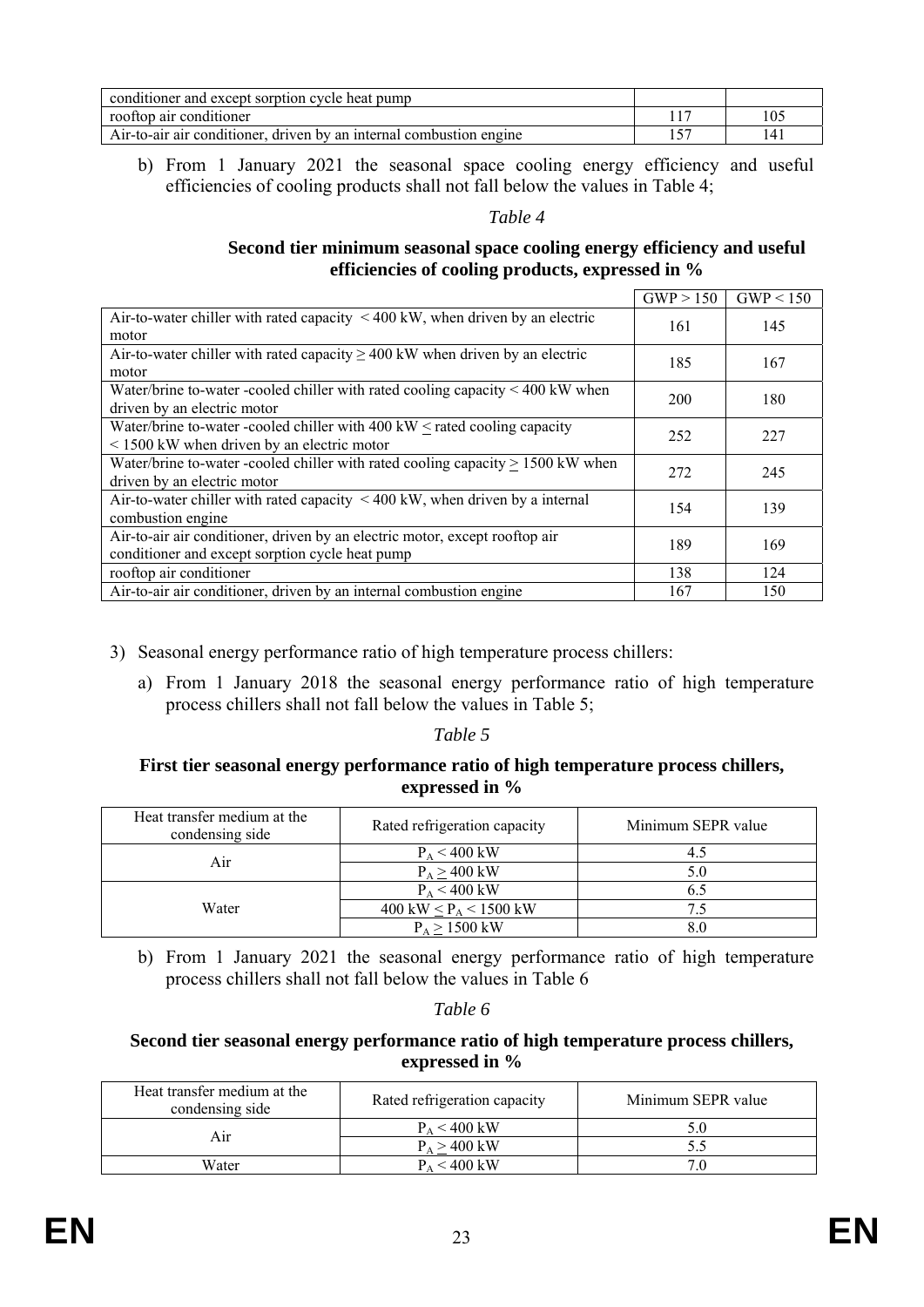| | | |
|---|---|---|
| conditioner and except sorption cycle heat pump | | |
| rooftop air conditioner | 117 | 105 |
| Air-to-air air conditioner, driven by an internal combustion engine | 157 | 141 |

b) From 1 January 2021 the seasonal space cooling energy efficiency and useful efficiencies of cooling products shall not fall below the values in Table 4;

*Table 4*

**Second tier minimum seasonal space cooling energy efficiency and useful efficiencies of cooling products, expressed in %**

| | GWP > 150 | GWP < 150 |
|---|---|---|
| Air-to-water chiller with rated capacity < 400 kW, when driven by an electric motor | 161 | 145 |
| Air-to-water chiller with rated capacity ≥ 400 kW when driven by an electric motor | 185 | 167 |
| Water/brine to-water -cooled chiller with rated cooling capacity < 400 kW when driven by an electric motor | 200 | 180 |
| Water/brine to-water -cooled chiller with 400 kW ≤ rated cooling capacity < 1500 kW when driven by an electric motor | 252 | 227 |
| Water/brine to-water -cooled chiller with rated cooling capacity ≥ 1500 kW when driven by an electric motor | 272 | 245 |
| Air-to-water chiller with rated capacity < 400 kW, when driven by a internal combustion engine | 154 | 139 |
| Air-to-air air conditioner, driven by an electric motor, except rooftop air conditioner and except sorption cycle heat pump | 189 | 169 |
| rooftop air conditioner | 138 | 124 |
| Air-to-air air conditioner, driven by an internal combustion engine | 167 | 150 |

3) Seasonal energy performance ratio of high temperature process chillers:

a) From 1 January 2018 the seasonal energy performance ratio of high temperature process chillers shall not fall below the values in Table 5;

*Table 5*

**First tier seasonal energy performance ratio of high temperature process chillers, expressed in %**

| Heat transfer medium at the condensing side | Rated refrigeration capacity | Minimum SEPR value |
|---|---|---|
| Air | $P_A < 400$ kW | 4.5 |
| | $P_A \geq 400$ kW | 5.0 |
| Water | $P_A < 400$ kW | 6.5 |
| | 400 kW $\leq P_A <$ 1500 kW | 7.5 |
| | $P_A \geq 1500$ kW | 8.0 |

b) From 1 January 2021 the seasonal energy performance ratio of high temperature process chillers shall not fall below the values in Table 6

*Table 6*

**Second tier seasonal energy performance ratio of high temperature process chillers, expressed in %**

| Heat transfer medium at the condensing side | Rated refrigeration capacity | Minimum SEPR value |
|---|---|---|
| Air | $P_A < 400$ kW | 5.0 |
| | $P_A \geq 400$ kW | 5.5 |
| Water | $P_A < 400$ kW | 7.0 |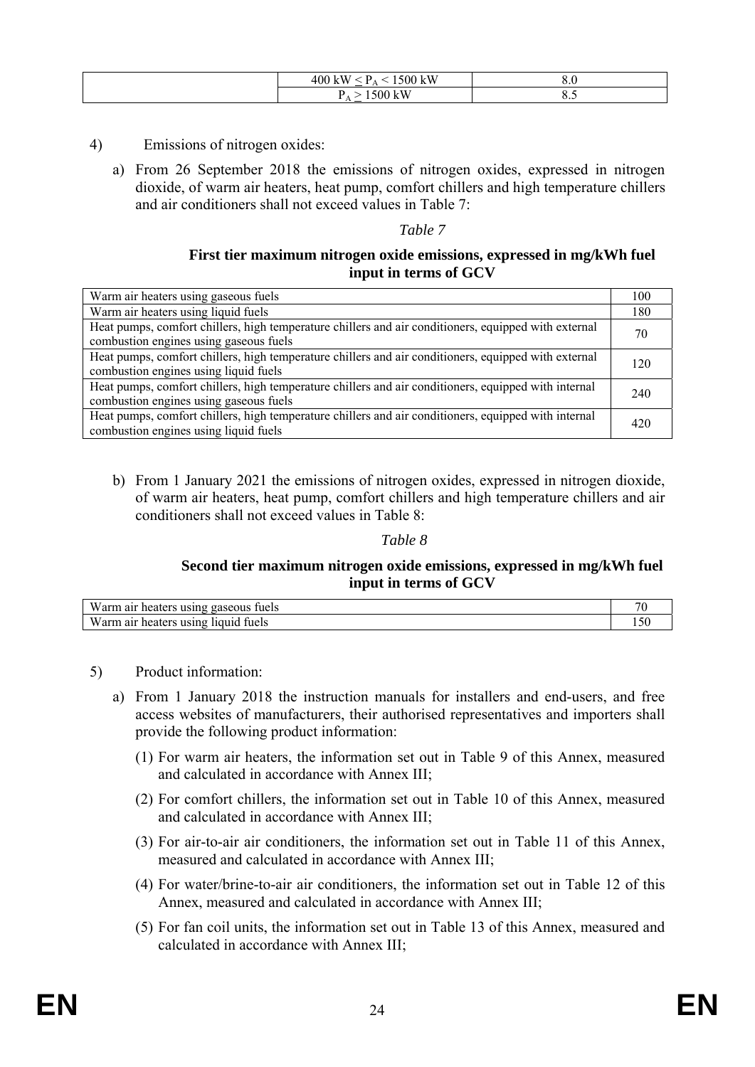| | $400\ kW \leq P_A < 1500\ kW$ | 8.0 |
|---|---|---|
| | $P_A \geq 1500\ kW$ | 8.5 |

4) Emissions of nitrogen oxides:

a) From 26 September 2018 the emissions of nitrogen oxides, expressed in nitrogen dioxide, of warm air heaters, heat pump, comfort chillers and high temperature chillers and air conditioners shall not exceed values in Table 7:

*Table 7*

**First tier maximum nitrogen oxide emissions, expressed in mg/kWh fuel input in terms of GCV**

| | |
|---|---|
| Warm air heaters using gaseous fuels | 100 |
| Warm air heaters using liquid fuels | 180 |
| Heat pumps, comfort chillers, high temperature chillers and air conditioners, equipped with external combustion engines using gaseous fuels | 70 |
| Heat pumps, comfort chillers, high temperature chillers and air conditioners, equipped with external combustion engines using liquid fuels | 120 |
| Heat pumps, comfort chillers, high temperature chillers and air conditioners, equipped with internal combustion engines using gaseous fuels | 240 |
| Heat pumps, comfort chillers, high temperature chillers and air conditioners, equipped with internal combustion engines using liquid fuels | 420 |

b) From 1 January 2021 the emissions of nitrogen oxides, expressed in nitrogen dioxide, of warm air heaters, heat pump, comfort chillers and high temperature chillers and air conditioners shall not exceed values in Table 8:

*Table 8*

**Second tier maximum nitrogen oxide emissions, expressed in mg/kWh fuel input in terms of GCV**

| | |
|---|---|
| Warm air heaters using gaseous fuels | 70 |
| Warm air heaters using liquid fuels | 150 |

5) Product information:

a) From 1 January 2018 the instruction manuals for installers and end-users, and free access websites of manufacturers, their authorised representatives and importers shall provide the following product information:

(1) For warm air heaters, the information set out in Table 9 of this Annex, measured and calculated in accordance with Annex III;

(2) For comfort chillers, the information set out in Table 10 of this Annex, measured and calculated in accordance with Annex III;

(3) For air-to-air air conditioners, the information set out in Table 11 of this Annex, measured and calculated in accordance with Annex III;

(4) For water/brine-to-air air conditioners, the information set out in Table 12 of this Annex, measured and calculated in accordance with Annex III;

(5) For fan coil units, the information set out in Table 13 of this Annex, measured and calculated in accordance with Annex III;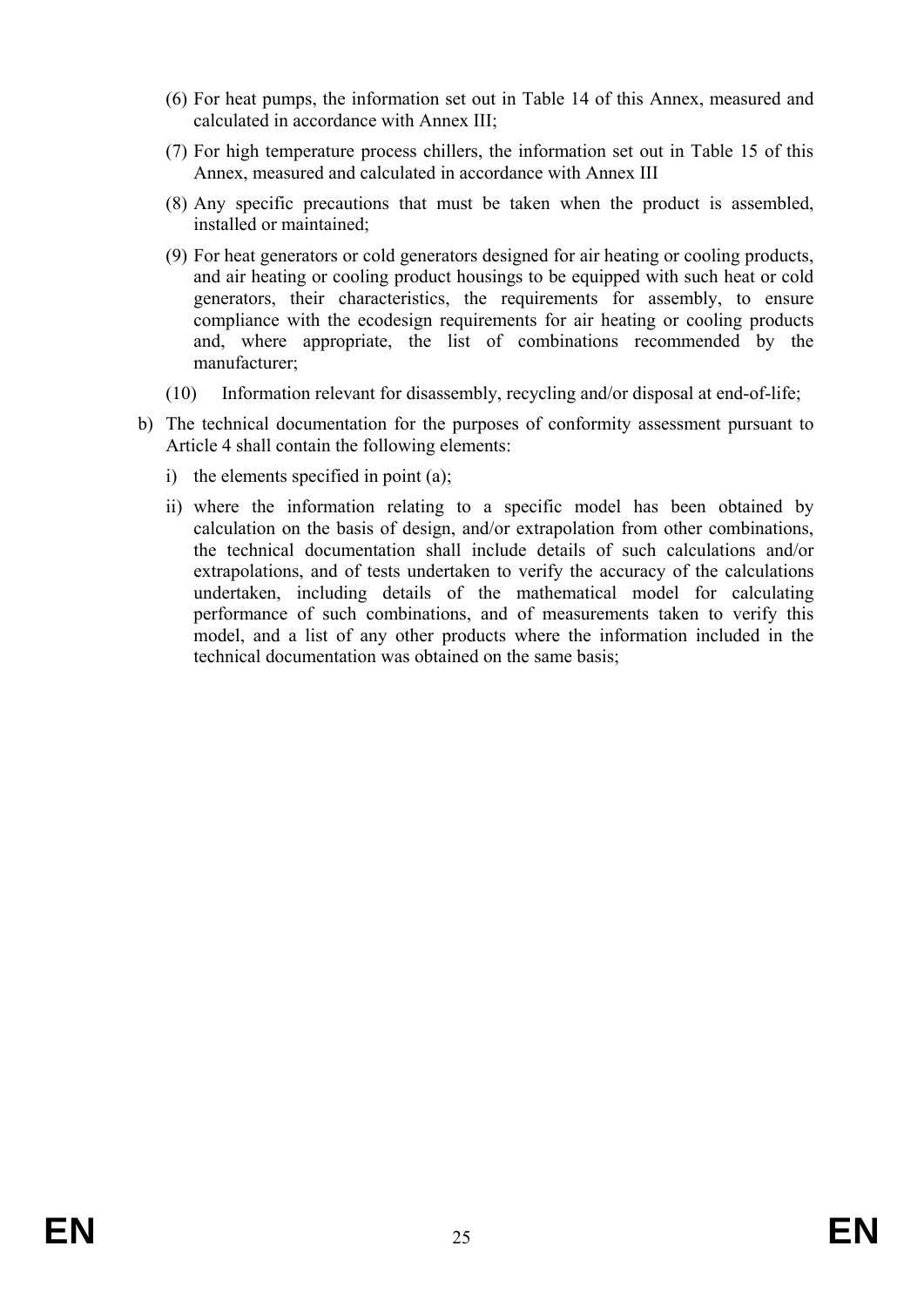(6) For heat pumps, the information set out in Table 14 of this Annex, measured and calculated in accordance with Annex III;

(7) For high temperature process chillers, the information set out in Table 15 of this Annex, measured and calculated in accordance with Annex III

(8) Any specific precautions that must be taken when the product is assembled, installed or maintained;

(9) For heat generators or cold generators designed for air heating or cooling products, and air heating or cooling product housings to be equipped with such heat or cold generators, their characteristics, the requirements for assembly, to ensure compliance with the ecodesign requirements for air heating or cooling products and, where appropriate, the list of combinations recommended by the manufacturer;

(10) Information relevant for disassembly, recycling and/or disposal at end-of-life;

b) The technical documentation for the purposes of conformity assessment pursuant to Article 4 shall contain the following elements:

   i) the elements specified in point (a);

   ii) where the information relating to a specific model has been obtained by calculation on the basis of design, and/or extrapolation from other combinations, the technical documentation shall include details of such calculations and/or extrapolations, and of tests undertaken to verify the accuracy of the calculations undertaken, including details of the mathematical model for calculating performance of such combinations, and of measurements taken to verify this model, and a list of any other products where the information included in the technical documentation was obtained on the same basis;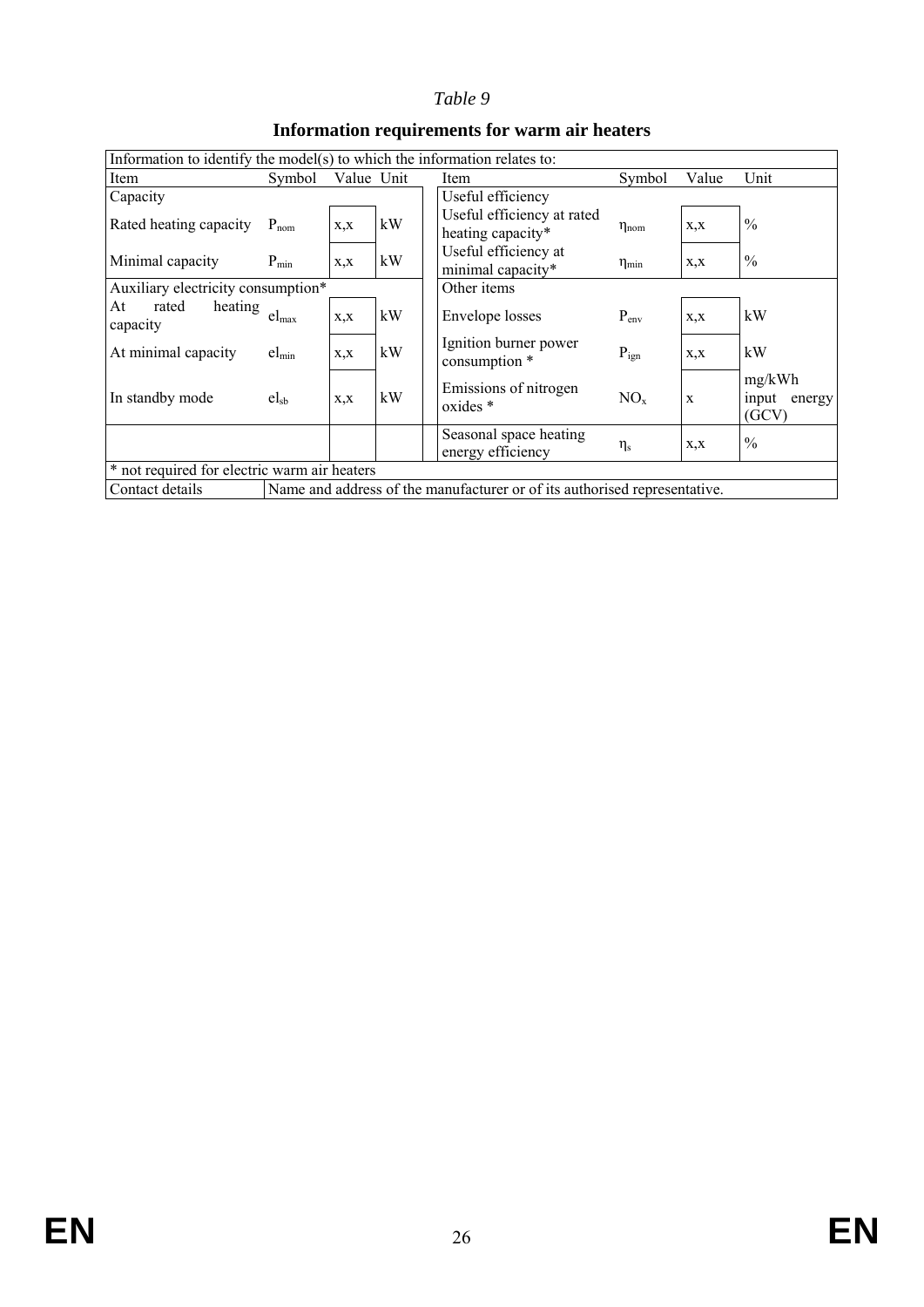*Table 9*

**Information requirements for warm air heaters**

| Information to identify the model(s) to which the information relates to: | | | | | | | | |
|---|---|---|---|---|---|---|---|---|
| Item | Symbol | Value | Unit | | Item | Symbol | Value | Unit |
| Capacity | | | | | Useful efficiency | | | |
| Rated heating capacity | $P_{nom}$ | x,x | kW | | Useful efficiency at rated heating capacity* | $\eta_{nom}$ | x,x | % |
| Minimal capacity | $P_{min}$ | x,x | kW | | Useful efficiency at minimal capacity* | $\eta_{min}$ | x,x | % |
| Auxiliary electricity consumption* | | | | | Other items | | | |
| At rated heating capacity | $el_{max}$ | x,x | kW | | Envelope losses | $P_{env}$ | x,x | kW |
| At minimal capacity | $el_{min}$ | x,x | kW | | Ignition burner power consumption * | $P_{ign}$ | x,x | kW |
| In standby mode | $el_{sb}$ | x,x | kW | | Emissions of nitrogen oxides * | $NO_x$ | x | mg/kWh input energy (GCV) |
| | | | | | Seasonal space heating energy efficiency | $\eta_s$ | x,x | % |
| * not required for electric warm air heaters | | | | | | | | |
| Contact details | Name and address of the manufacturer or of its authorised representative. | | | | | | | |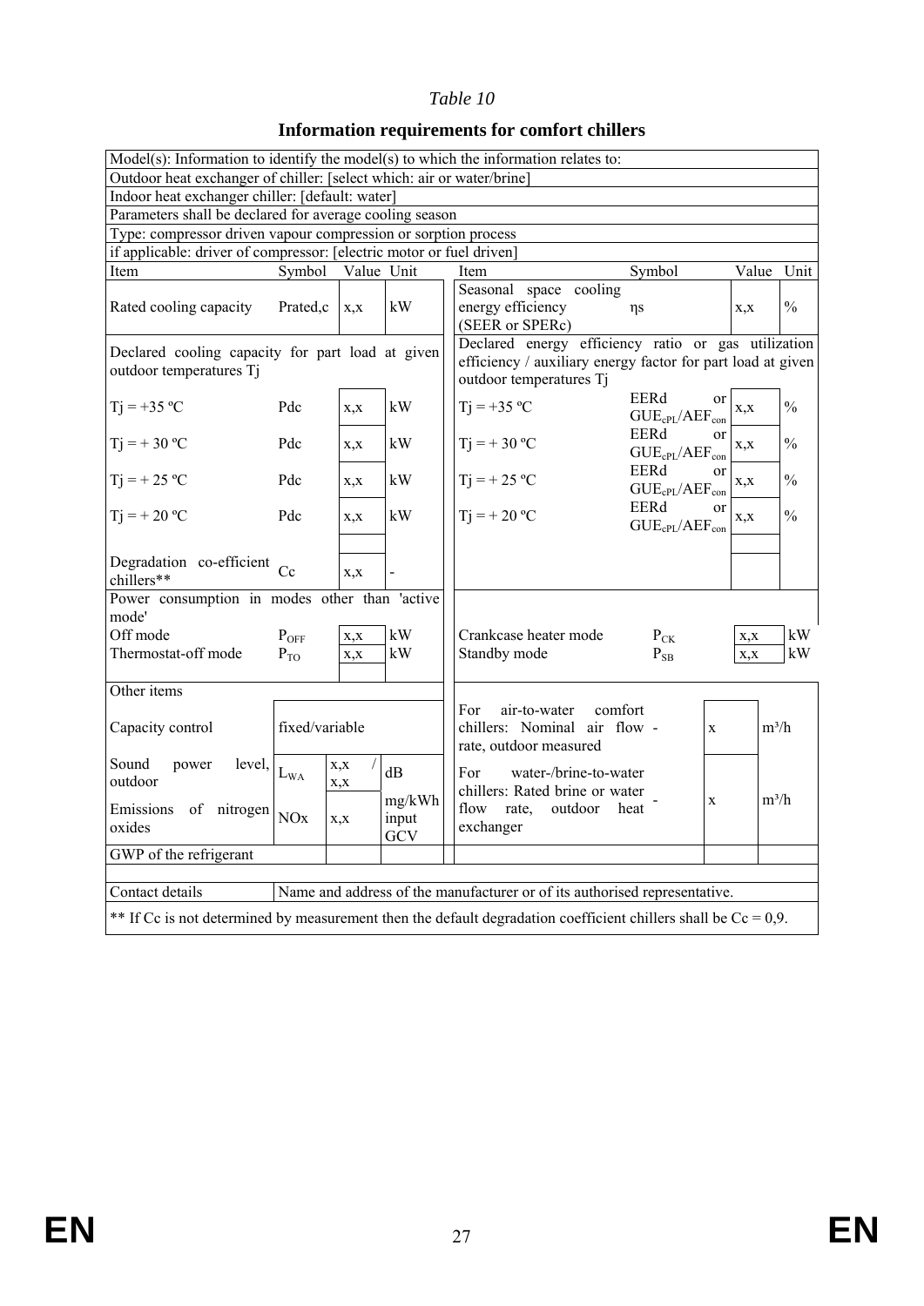*Table 10*

**Information requirements for comfort chillers**

| Model(s): Information to identify the model(s) to which the information relates to: | | | | | | | |
|---|---|---|---|---|---|---|---|
| Outdoor heat exchanger of chiller: [select which: air or water/brine] | | | | | | | |
| Indoor heat exchanger chiller: [default: water] | | | | | | | |
| Parameters shall be declared for average cooling season | | | | | | | |
| Type: compressor driven vapour compression or sorption process | | | | | | | |
| if applicable: driver of compressor: [electric motor or fuel driven] | | | | | | | |
| Item | Symbol | Value | Unit | Item | Symbol | Value | Unit |
| Rated cooling capacity | Prated,c | x,x | kW | Seasonal space cooling energy efficiency (SEER or SPERc) | ηs | x,x | % |
| Declared cooling capacity for part load at given outdoor temperatures Tj | | | | Declared energy efficiency ratio or gas utilization efficiency / auxiliary energy factor for part load at given outdoor temperatures Tj | | | |
| Tj = +35 ºC | Pdc | x,x | kW | Tj = +35 ºC | EERd or $GUE_{cPL}/AEF_{con}$ | x,x | % |
| Tj = + 30 ºC | Pdc | x,x | kW | Tj = + 30 ºC | EERd or $GUE_{cPL}/AEF_{con}$ | x,x | % |
| Tj = + 25 ºC | Pdc | x,x | kW | Tj = + 25 ºC | EERd or $GUE_{cPL}/AEF_{con}$ | x,x | % |
| Tj = + 20 ºC | Pdc | x,x | kW | Tj = + 20 ºC | EERd or $GUE_{cPL}/AEF_{con}$ | x,x | % |
| Degradation co-efficient chillers** | Cc | x,x | - | | | | |
| Power consumption in modes other than 'active mode' | | | | | | | |
| Off mode | $P_{OFF}$ | x,x | kW | Crankcase heater mode | $P_{CK}$ | x,x | kW |
| Thermostat-off mode | $P_{TO}$ | x,x | kW | Standby mode | $P_{SB}$ | x,x | kW |
| Other items | | | | | | | |
| Capacity control | fixed/variable | | | For air-to-water comfort chillers: Nominal air flow rate, outdoor measured | - | x | m³/h |
| Sound power level, outdoor | $L_{WA}$ | x,x / x,x | dB | For water-/brine-to-water chillers: Rated brine or water flow rate, outdoor heat exchanger | - | x | m³/h |
| Emissions of nitrogen oxides | NOx | x,x | mg/kWh input GCV | | | | |
| GWP of the refrigerant | | | | | | | |
| Contact details | Name and address of the manufacturer or of its authorised representative. | | | | | | |
| ** If Cc is not determined by measurement then the default degradation coefficient chillers shall be Cc = 0,9. | | | | | | | |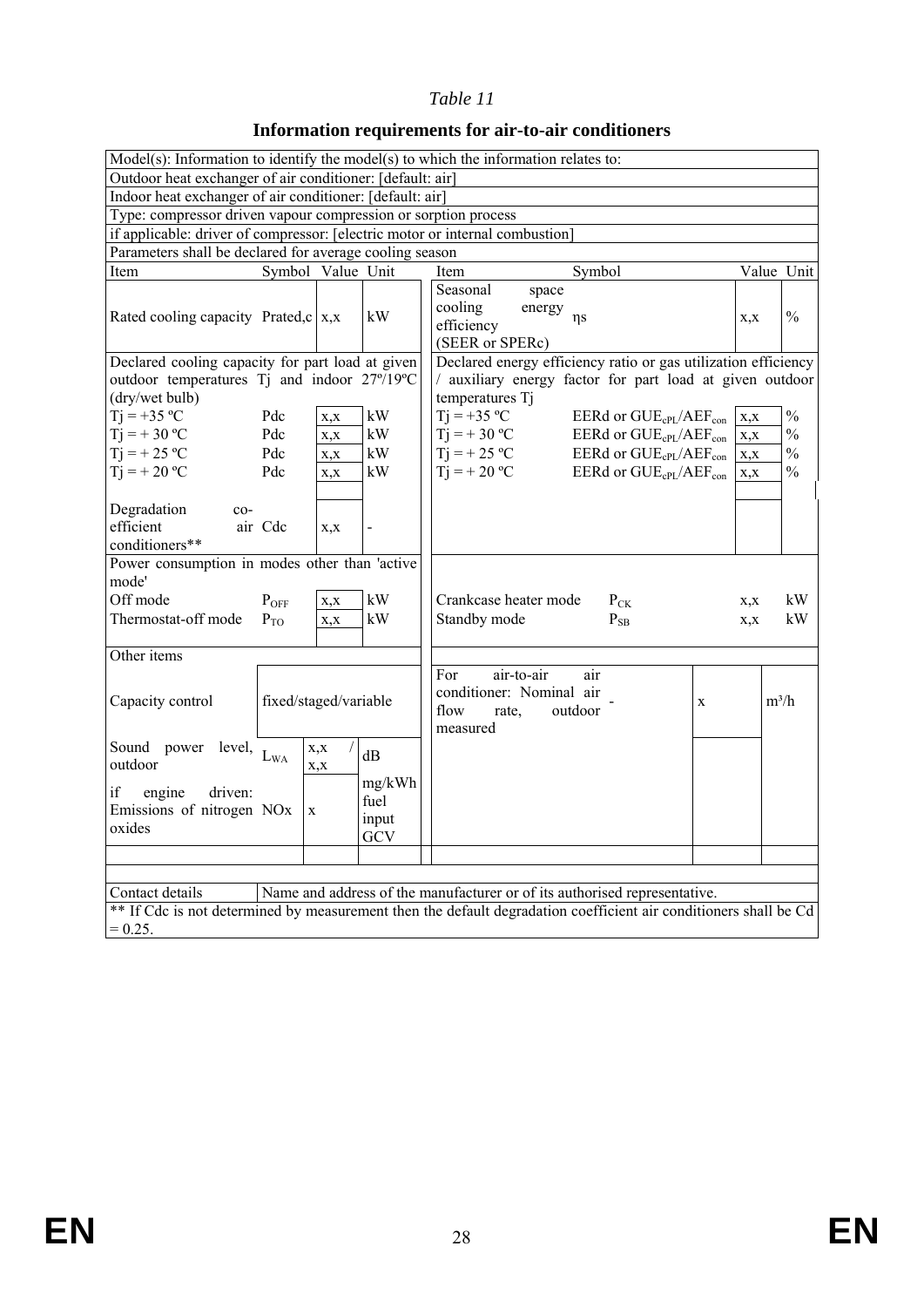*Table 11*

**Information requirements for air-to-air conditioners**

| Model(s): Information to identify the model(s) to which the information relates to: | | | | | | | |
|---|---|---|---|---|---|---|---|
| Outdoor heat exchanger of air conditioner: [default: air] | | | | | | | |
| Indoor heat exchanger of air conditioner: [default: air] | | | | | | | |
| Type: compressor driven vapour compression or sorption process | | | | | | | |
| if applicable: driver of compressor: [electric motor or internal combustion] | | | | | | | |
| Parameters shall be declared for average cooling season | | | | | | | |
| Item | Symbol | Value | Unit | Item | Symbol | Value | Unit |
| Rated cooling capacity | Prated,c | x,x | kW | Seasonal space cooling energy efficiency (SEER or SPERc) | ηs | x,x | % |
| Declared cooling capacity for part load at given outdoor temperatures Tj and indoor 27º/19ºC (dry/wet bulb) | | | | Declared energy efficiency ratio or gas utilization efficiency / auxiliary energy factor for part load at given outdoor temperatures Tj | | | |
| Tj = +35 ºC | Pdc | x,x | kW | Tj = +35 ºC | EERd or $GUE_{cPL}/AEF_{con}$ | x,x | % |
| Tj = + 30 ºC | Pdc | x,x | kW | Tj = + 30 ºC | EERd or $GUE_{cPL}/AEF_{con}$ | x,x | % |
| Tj = + 25 ºC | Pdc | x,x | kW | Tj = + 25 ºC | EERd or $GUE_{cPL}/AEF_{con}$ | x,x | % |
| Tj = + 20 ºC | Pdc | x,x | kW | Tj = + 20 ºC | EERd or $GUE_{cPL}/AEF_{con}$ | x,x | % |
| Degradation co-efficient air conditioners** | Cdc | x,x | - | | | | |
| Power consumption in modes other than 'active mode' | | | | | | | |
| Off mode | $P_{OFF}$ | x,x | kW | Crankcase heater mode | $P_{CK}$ | x,x | kW |
| Thermostat-off mode | $P_{TO}$ | x,x | kW | Standby mode | $P_{SB}$ | x,x | kW |
| Other items | | | | | | | |
| Capacity control | fixed/staged/variable | | | For air-to-air air conditioner: Nominal air flow rate, outdoor measured | - | x | m³/h |
| Sound power level, outdoor | $L_{WA}$ | x,x / x,x | dB | | | | |
| if engine driven: Emissions of nitrogen oxides | NOx | x | mg/kWh fuel input GCV | | | | |
| Contact details | Name and address of the manufacturer or of its authorised representative. | | | | | | |

** If Cdc is not determined by measurement then the default degradation coefficient air conditioners shall be Cd = 0.25.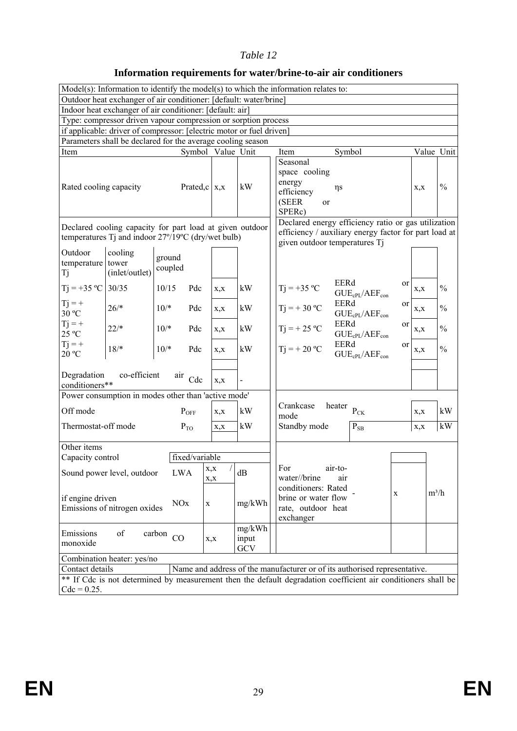*Table 12*

**Information requirements for water/brine-to-air air conditioners**

| Model(s): Information to identify the model(s) to which the information relates to: | | | | | | | | | | | |
|---|---|---|---|---|---|---|---|---|---|---|---|
| Outdoor heat exchanger of air conditioner: [default: water/brine] | | | | | | | | | | | |
| Indoor heat exchanger of air conditioner: [default: air] | | | | | | | | | | | |
| Type: compressor driven vapour compression or sorption process | | | | | | | | | | | |
| if applicable: driver of compressor: [electric motor or fuel driven] | | | | | | | | | | | |
| Parameters shall be declared for the average cooling season | | | | | | | | | | | |
| Item | | | Symbol | Value | Unit | Item | | Symbol | | Value | Unit |
| Rated cooling capacity | | | Prated,c | x,x | kW | Seasonal space cooling energy efficiency (SEER or SPERc) | | ηs | | x,x | % |
| Declared cooling capacity for part load at given outdoor temperatures Tj and indoor 27º/19ºC (dry/wet bulb) | | | | | | Declared energy efficiency ratio or gas utilization efficiency / auxiliary energy factor for part load at given outdoor temperatures Tj | | | | | |
| Outdoor temperature Tj | cooling tower (inlet/outlet) | ground coupled | | | | | | | | | |
| Tj = +35 ºC | 30/35 | 10/15 | Pdc | x,x | kW | Tj = +35 ºC | | EERd or $GUE_{cPL}/AEF_{con}$ | | x,x | % |
| Tj = + 30 ºC | 26/* | 10/* | Pdc | x,x | kW | Tj = + 30 ºC | | EERd or $GUE_{cPL}/AEF_{con}$ | | x,x | % |
| Tj = + 25 ºC | 22/* | 10/* | Pdc | x,x | kW | Tj = + 25 ºC | | EERd or $GUE_{cPL}/AEF_{con}$ | | x,x | % |
| Tj = + 20 ºC | 18/* | 10/* | Pdc | x,x | kW | Tj = + 20 ºC | | EERd or $GUE_{cPL}/AEF_{con}$ | | x,x | % |
| Degradation co-efficient air conditioners** | | | Cdc | x,x | - | | | | | | |
| Power consumption in modes other than 'active mode' | | | | | | | | | | | |
| Off mode | | | $P_{OFF}$ | x,x | kW | Crankcase heater mode | | $P_{CK}$ | | x,x | kW |
| Thermostat-off mode | | | $P_{TO}$ | x,x | kW | Standby mode | | $P_{SB}$ | | x,x | kW |
| Other items | | | | | | | | | | | |
| Capacity control | | | fixed/variable | | | | | | | | |
| Sound power level, outdoor | | | LWA | x,x / x,x | dB | For air-to-water//brine air conditioners: Rated brine or water flow rate, outdoor heat exchanger | | - | x | | $m^3/h$ |
| if engine driven Emissions of nitrogen oxides | | | NOx | x | mg/kWh | | | | | | |
| Emissions of carbon monoxide | | | CO | x,x | mg/kWh input GCV | | | | | | |
| Combination heater: yes/no | | | | | | | | | | | |
| Contact details | | | Name and address of the manufacturer or of its authorised representative. | | | | | | | | |
| ** If Cdc is not determined by measurement then the default degradation coefficient air conditioners shall be Cdc = 0.25. | | | | | | | | | | | |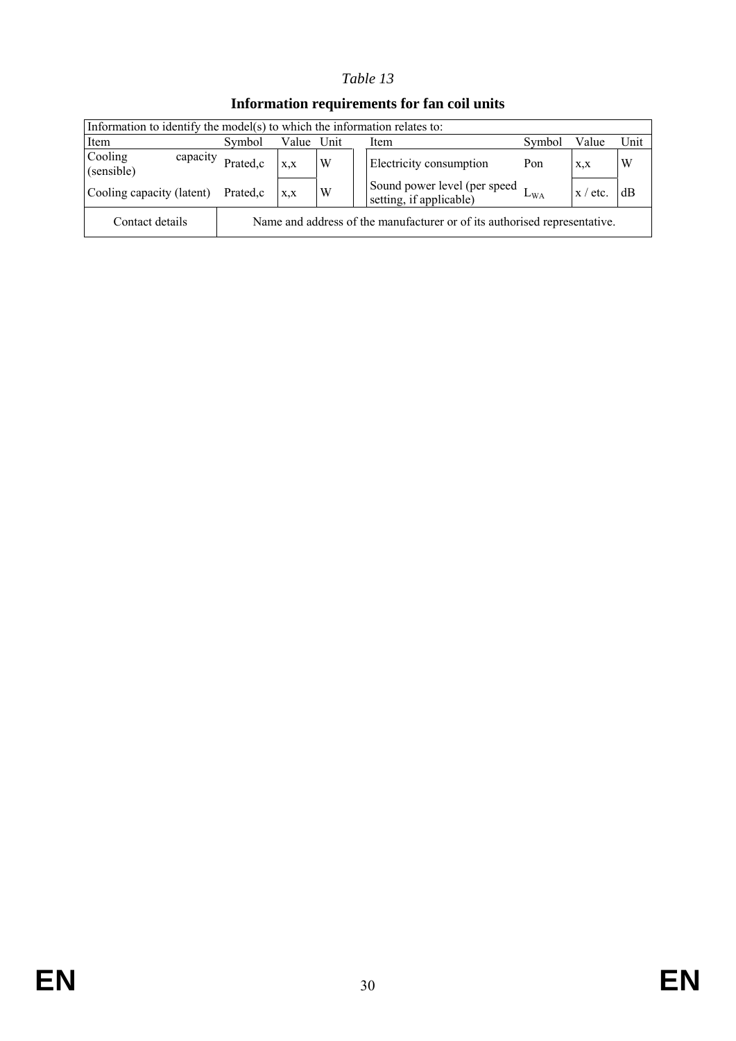*Table 13*

**Information requirements for fan coil units**

| Information to identify the model(s) to which the information relates to: | | | | | | | | |
|---|---|---|---|---|---|---|---|---|
| Item | Symbol | Value | Unit | | Item | Symbol | Value | Unit |
| Cooling capacity (sensible) | Prated,c | x,x | W | | Electricity consumption | Pon | x,x | W |
| Cooling capacity (latent) | Prated,c | x,x | W | | Sound power level (per speed setting, if applicable) | $L_{WA}$ | x / etc. | dB |
| Contact details | Name and address of the manufacturer or of its authorised representative. | | | | | | | |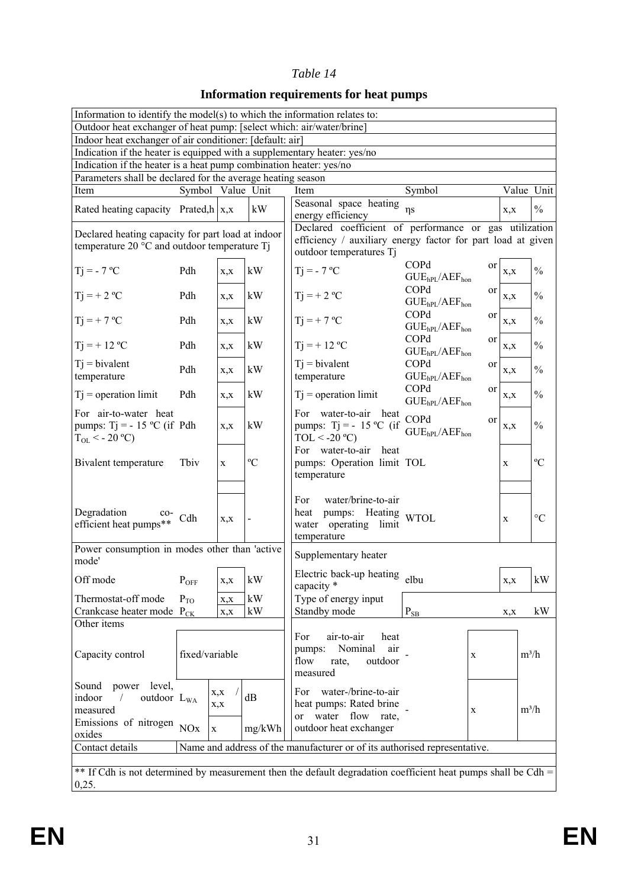*Table 14*

**Information requirements for heat pumps**

| Information to identify the model(s) to which the information relates to: | | | | | | | |
|---|---|---|---|---|---|---|---|
| Outdoor heat exchanger of heat pump: [select which: air/water/brine] | | | | | | | |
| Indoor heat exchanger of air conditioner: [default: air] | | | | | | | |
| Indication if the heater is equipped with a supplementary heater: yes/no | | | | | | | |
| Indication if the heater is a heat pump combination heater: yes/no | | | | | | | |
| Parameters shall be declared for the average heating season | | | | | | | |
| Item | Symbol | Value | Unit | Item | Symbol | Value | Unit |
| Rated heating capacity | Prated,h | x,x | kW | Seasonal space heating energy efficiency | ηs | x,x | % |
| Declared heating capacity for part load at indoor temperature 20 °C and outdoor temperature Tj | | | | Declared coefficient of performance or gas utilization efficiency / auxiliary energy factor for part load at given outdoor temperatures Tj | | | |
| Tj = - 7 ºC | Pdh | x,x | kW | Tj = - 7 ºC | COPd or $GUE_{hPL}/AEF_{hon}$ | x,x | % |
| Tj = + 2 ºC | Pdh | x,x | kW | Tj = + 2 ºC | COPd or $GUE_{hPL}/AEF_{hon}$ | x,x | % |
| Tj = + 7 ºC | Pdh | x,x | kW | Tj = + 7 ºC | COPd or $GUE_{hPL}/AEF_{hon}$ | x,x | % |
| Tj = + 12 ºC | Pdh | x,x | kW | Tj = + 12 ºC | COPd or $GUE_{hPL}/AEF_{hon}$ | x,x | % |
| Tj = bivalent temperature | Pdh | x,x | kW | Tj = bivalent temperature | COPd or $GUE_{hPL}/AEF_{hon}$ | x,x | % |
| Tj = operation limit | Pdh | x,x | kW | Tj = operation limit | COPd or $GUE_{hPL}/AEF_{hon}$ | x,x | % |
| For air-to-water heat pumps: Tj = - 15 ºC (if $T_{OL}$ < - 20 ºC) | Pdh | x,x | kW | For water-to-air heat pumps: Tj = - 15 ºC (if TOL < -20 ºC) | COPd or $GUE_{hPL}/AEF_{hon}$ | x,x | % |
| Bivalent temperature | Tbiv | x | ºC | For water-to-air heat pumps: Operation limit temperature | TOL | x | ºC |
| Degradation co-efficient heat pumps** | Cdh | x,x | - | For water/brine-to-air heat pumps: Heating water operating limit temperature | WTOL | x | °C |
| Power consumption in modes other than 'active mode' | | | | Supplementary heater | | | |
| Off mode | $P_{OFF}$ | x,x | kW | Electric back-up heating capacity * | elbu | x,x | kW |
| Thermostat-off mode | $P_{TO}$ | x,x | kW | Type of energy input | | | |
| Crankcase heater mode | $P_{CK}$ | x,x | kW | Standby mode | $P_{SB}$ | x,x | kW |
| Other items | | | | | | | |
| Capacity control | fixed/variable | | | For air-to-air heat pumps: Nominal air flow rate, outdoor measured | - | x | m³/h |
| Sound power level, indoor / outdoor measured | $L_{WA}$ | x,x / x,x | dB | For water-/brine-to-air heat pumps: Rated brine or water flow rate, outdoor heat exchanger | - | x | m³/h |
| Emissions of nitrogen oxides | NOx | x | mg/kWh | | | | |
| Contact details | Name and address of the manufacturer or of its authorised representative. | | | | | | |

** If Cdh is not determined by measurement then the default degradation coefficient heat pumps shall be Cdh = 0,25.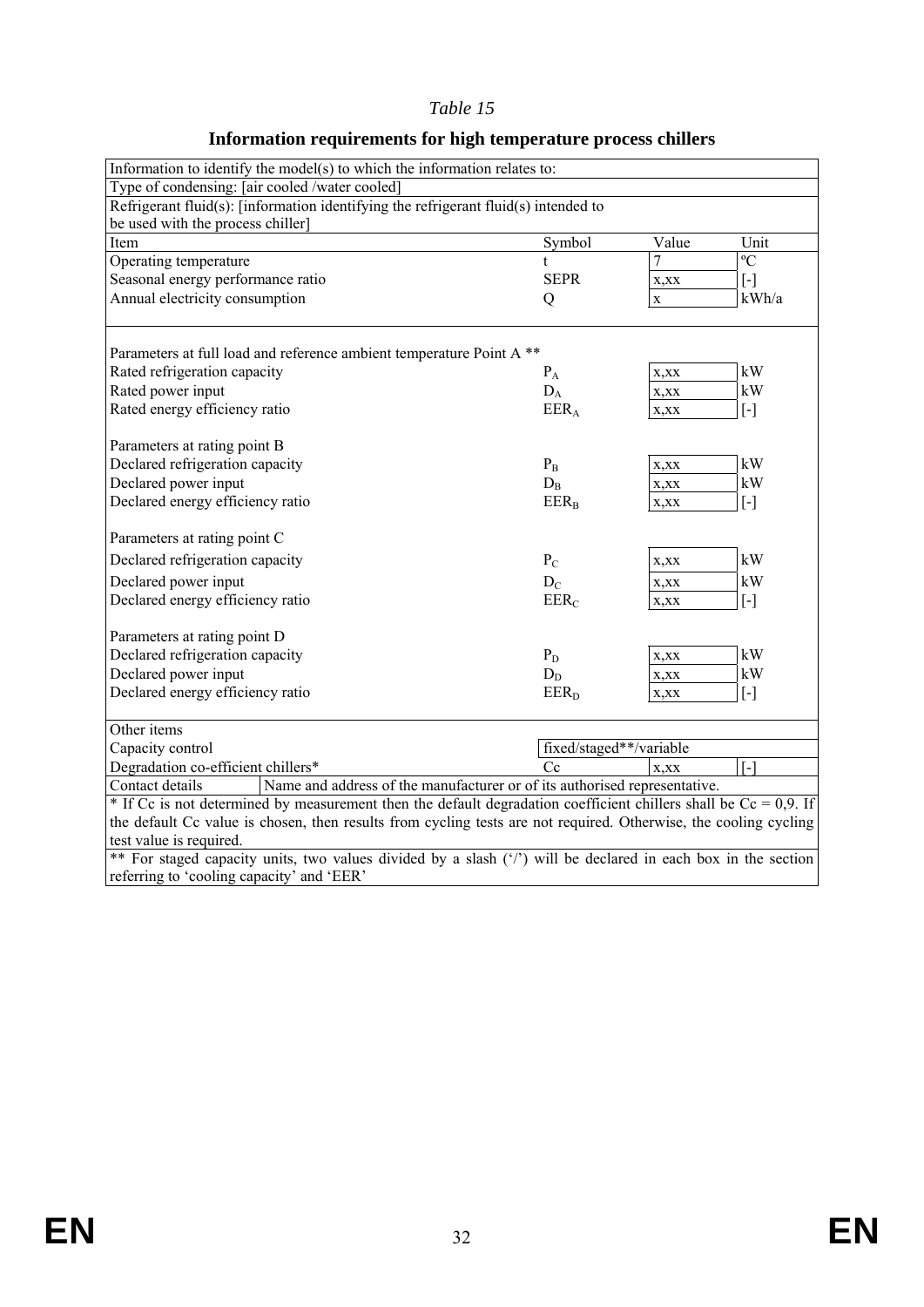*Table 15*

## Information requirements for high temperature process chillers

| Information to identify the model(s) to which the information relates to: | | | |
|---|---|---|---|
| Type of condensing: [air cooled /water cooled] | | | |
| Refrigerant fluid(s): [information identifying the refrigerant fluid(s) intended to be used with the process chiller] | | | |
| Item | Symbol | Value | Unit |
| Operating temperature | t | 7 | ºC |
| Seasonal energy performance ratio | SEPR | x,xx | [-] |
| Annual electricity consumption | Q | x | kWh/a |
| Parameters at full load and reference ambient temperature Point A ** | | | |
| Rated refrigeration capacity | $P_A$ | x,xx | kW |
| Rated power input | $D_A$ | x,xx | kW |
| Rated energy efficiency ratio | $EER_A$ | x,xx | [-] |
| Parameters at rating point B | | | |
| Declared refrigeration capacity | $P_B$ | x,xx | kW |
| Declared power input | $D_B$ | x,xx | kW |
| Declared energy efficiency ratio | $EER_B$ | x,xx | [-] |
| Parameters at rating point C | | | |
| Declared refrigeration capacity | $P_C$ | x,xx | kW |
| Declared power input | $D_C$ | x,xx | kW |
| Declared energy efficiency ratio | $EER_C$ | x,xx | [-] |
| Parameters at rating point D | | | |
| Declared refrigeration capacity | $P_D$ | x,xx | kW |
| Declared power input | $D_D$ | x,xx | kW |
| Declared energy efficiency ratio | $EER_D$ | x,xx | [-] |
| Other items | | | |
| Capacity control | fixed/staged**/variable | | |
| Degradation co-efficient chillers* | Cc | x,xx | [-] |
| Contact details | Name and address of the manufacturer or of its authorised representative. | | |

\* If Cc is not determined by measurement then the default degradation coefficient chillers shall be Cc = 0,9. If the default Cc value is chosen, then results from cycling tests are not required. Otherwise, the cooling cycling test value is required.

\** For staged capacity units, two values divided by a slash ('/') will be declared in each box in the section referring to 'cooling capacity' and 'EER'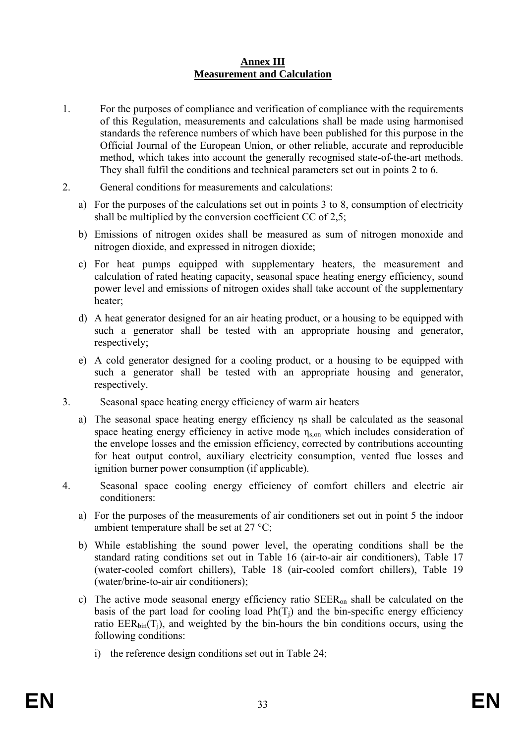**Annex III**
**Measurement and Calculation**

1. For the purposes of compliance and verification of compliance with the requirements of this Regulation, measurements and calculations shall be made using harmonised standards the reference numbers of which have been published for this purpose in the Official Journal of the European Union, or other reliable, accurate and reproducible method, which takes into account the generally recognised state-of-the-art methods. They shall fulfil the conditions and technical parameters set out in points 2 to 6.

2. General conditions for measurements and calculations:

   a) For the purposes of the calculations set out in points 3 to 8, consumption of electricity shall be multiplied by the conversion coefficient CC of 2,5;

   b) Emissions of nitrogen oxides shall be measured as sum of nitrogen monoxide and nitrogen dioxide, and expressed in nitrogen dioxide;

   c) For heat pumps equipped with supplementary heaters, the measurement and calculation of rated heating capacity, seasonal space heating energy efficiency, sound power level and emissions of nitrogen oxides shall take account of the supplementary heater;

   d) A heat generator designed for an air heating product, or a housing to be equipped with such a generator shall be tested with an appropriate housing and generator, respectively;

   e) A cold generator designed for a cooling product, or a housing to be equipped with such a generator shall be tested with an appropriate housing and generator, respectively.

3. Seasonal space heating energy efficiency of warm air heaters

   a) The seasonal space heating energy efficiency ηs shall be calculated as the seasonal space heating energy efficiency in active mode $\eta_{s,on}$ which includes consideration of the envelope losses and the emission efficiency, corrected by contributions accounting for heat output control, auxiliary electricity consumption, vented flue losses and ignition burner power consumption (if applicable).

4. Seasonal space cooling energy efficiency of comfort chillers and electric air conditioners:

   a) For the purposes of the measurements of air conditioners set out in point 5 the indoor ambient temperature shall be set at 27 °C;

   b) While establishing the sound power level, the operating conditions shall be the standard rating conditions set out in Table 16 (air-to-air air conditioners), Table 17 (water-cooled comfort chillers), Table 18 (air-cooled comfort chillers), Table 19 (water/brine-to-air air conditioners);

   c) The active mode seasonal energy efficiency ratio $SEER_{on}$ shall be calculated on the basis of the part load for cooling load $Ph(T_j)$ and the bin-specific energy efficiency ratio $EER_{bin}(T_j)$, and weighted by the bin-hours the bin conditions occurs, using the following conditions:

      i) the reference design conditions set out in Table 24;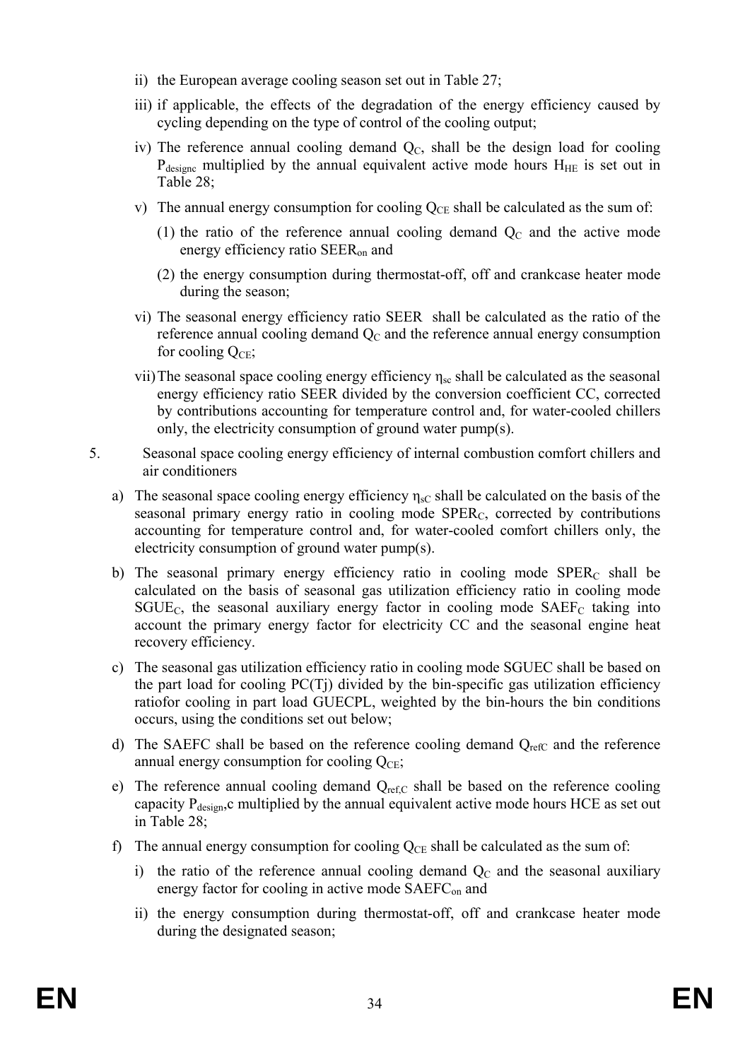ii) the European average cooling season set out in Table 27;

iii) if applicable, the effects of the degradation of the energy efficiency caused by cycling depending on the type of control of the cooling output;

iv) The reference annual cooling demand $Q_C$, shall be the design load for cooling $P_{designc}$ multiplied by the annual equivalent active mode hours $H_{HE}$ is set out in Table 28;

v) The annual energy consumption for cooling $Q_{CE}$ shall be calculated as the sum of:

(1) the ratio of the reference annual cooling demand $Q_C$ and the active mode energy efficiency ratio $SEER_{on}$ and

(2) the energy consumption during thermostat-off, off and crankcase heater mode during the season;

vi) The seasonal energy efficiency ratio SEER shall be calculated as the ratio of the reference annual cooling demand $Q_C$ and the reference annual energy consumption for cooling $Q_{CE}$;

vii) The seasonal space cooling energy efficiency $\eta_{sc}$ shall be calculated as the seasonal energy efficiency ratio SEER divided by the conversion coefficient CC, corrected by contributions accounting for temperature control and, for water-cooled chillers only, the electricity consumption of ground water pump(s).

5. Seasonal space cooling energy efficiency of internal combustion comfort chillers and air conditioners

a) The seasonal space cooling energy efficiency $\eta_{sC}$ shall be calculated on the basis of the seasonal primary energy ratio in cooling mode $SPER_C$, corrected by contributions accounting for temperature control and, for water-cooled comfort chillers only, the electricity consumption of ground water pump(s).

b) The seasonal primary energy efficiency ratio in cooling mode $SPER_C$ shall be calculated on the basis of seasonal gas utilization efficiency ratio in cooling mode $SGUE_C$, the seasonal auxiliary energy factor in cooling mode $SAEF_C$ taking into account the primary energy factor for electricity CC and the seasonal engine heat recovery efficiency.

c) The seasonal gas utilization efficiency ratio in cooling mode SGUEC shall be based on the part load for cooling PC(Tj) divided by the bin-specific gas utilization efficiency ratiofor cooling in part load GUECPL, weighted by the bin-hours the bin conditions occurs, using the conditions set out below;

d) The SAEFC shall be based on the reference cooling demand $Q_{refC}$ and the reference annual energy consumption for cooling $Q_{CE}$;

e) The reference annual cooling demand $Q_{ref,C}$ shall be based on the reference cooling capacity $P_{design}$,c multiplied by the annual equivalent active mode hours HCE as set out in Table 28;

f) The annual energy consumption for cooling $Q_{CE}$ shall be calculated as the sum of:

i) the ratio of the reference annual cooling demand $Q_C$ and the seasonal auxiliary energy factor for cooling in active mode $SAEFC_{on}$ and

ii) the energy consumption during thermostat-off, off and crankcase heater mode during the designated season;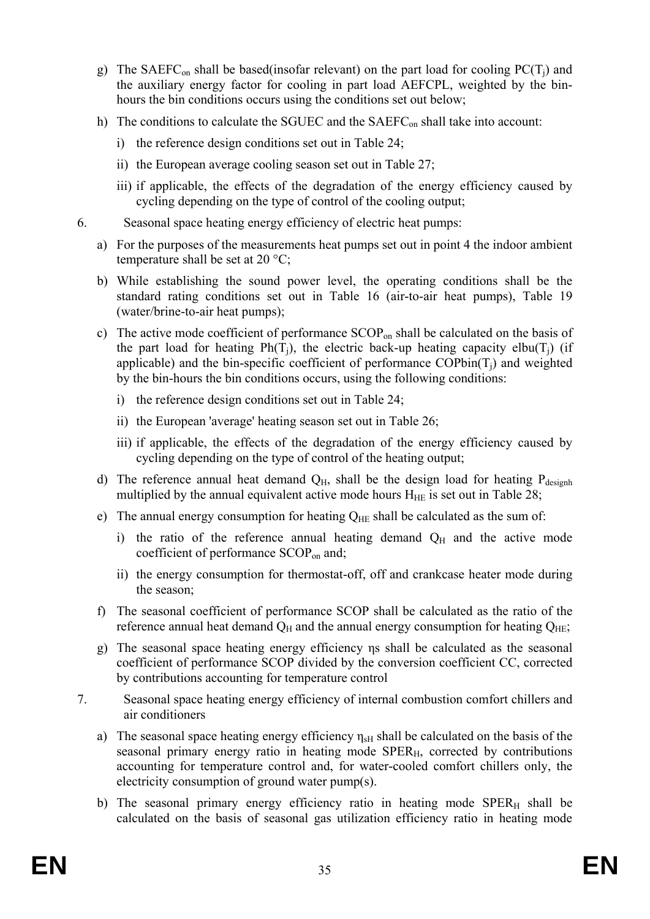g) The $SAEFC_{on}$ shall be based(insofar relevant) on the part load for cooling $PC(T_j)$ and the auxiliary energy factor for cooling in part load AEFCPL, weighted by the bin-hours the bin conditions occurs using the conditions set out below;

h) The conditions to calculate the SGUEC and the $SAEFC_{on}$ shall take into account:

   i) the reference design conditions set out in Table 24;

   ii) the European average cooling season set out in Table 27;

   iii) if applicable, the effects of the degradation of the energy efficiency caused by cycling depending on the type of control of the cooling output;

6. Seasonal space heating energy efficiency of electric heat pumps:

a) For the purposes of the measurements heat pumps set out in point 4 the indoor ambient temperature shall be set at 20 °C;

b) While establishing the sound power level, the operating conditions shall be the standard rating conditions set out in Table 16 (air-to-air heat pumps), Table 19 (water/brine-to-air heat pumps);

c) The active mode coefficient of performance $SCOP_{on}$ shall be calculated on the basis of the part load for heating $Ph(T_j)$, the electric back-up heating capacity $elbu(T_j)$ (if applicable) and the bin-specific coefficient of performance $COPbin(T_j)$ and weighted by the bin-hours the bin conditions occurs, using the following conditions:

   i) the reference design conditions set out in Table 24;

   ii) the European 'average' heating season set out in Table 26;

   iii) if applicable, the effects of the degradation of the energy efficiency caused by cycling depending on the type of control of the heating output;

d) The reference annual heat demand $Q_H$, shall be the design load for heating $P_{designh}$ multiplied by the annual equivalent active mode hours $H_{HE}$ is set out in Table 28;

e) The annual energy consumption for heating $Q_{HE}$ shall be calculated as the sum of:

   i) the ratio of the reference annual heating demand $Q_H$ and the active mode coefficient of performance $SCOP_{on}$ and;

   ii) the energy consumption for thermostat-off, off and crankcase heater mode during the season;

f) The seasonal coefficient of performance SCOP shall be calculated as the ratio of the reference annual heat demand $Q_H$ and the annual energy consumption for heating $Q_{HE}$;

g) The seasonal space heating energy efficiency ηs shall be calculated as the seasonal coefficient of performance SCOP divided by the conversion coefficient CC, corrected by contributions accounting for temperature control

7. Seasonal space heating energy efficiency of internal combustion comfort chillers and air conditioners

a) The seasonal space heating energy efficiency $\eta_{sH}$ shall be calculated on the basis of the seasonal primary energy ratio in heating mode $SPER_H$, corrected by contributions accounting for temperature control and, for water-cooled comfort chillers only, the electricity consumption of ground water pump(s).

b) The seasonal primary energy efficiency ratio in heating mode $SPER_H$ shall be calculated on the basis of seasonal gas utilization efficiency ratio in heating mode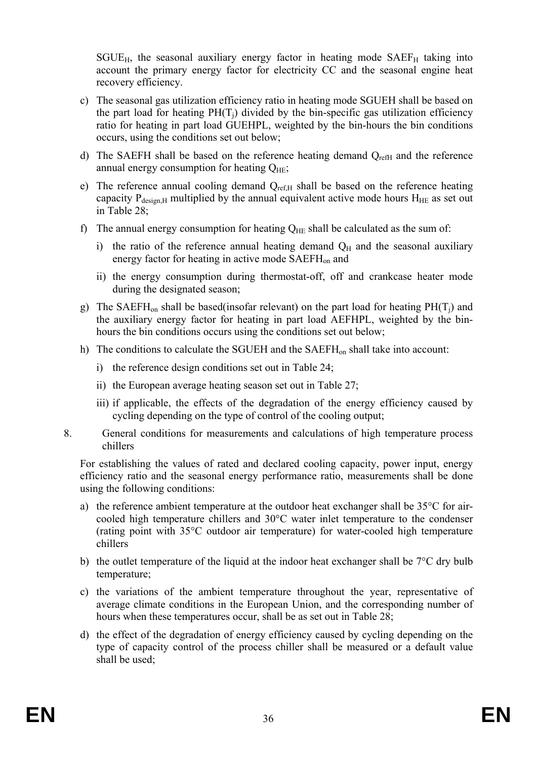$SGUE_H$, the seasonal auxiliary energy factor in heating mode $SAEF_H$ taking into account the primary energy factor for electricity CC and the seasonal engine heat recovery efficiency.

c) The seasonal gas utilization efficiency ratio in heating mode SGUEH shall be based on the part load for heating $PH(T_j)$ divided by the bin-specific gas utilization efficiency ratio for heating in part load GUEHPL, weighted by the bin-hours the bin conditions occurs, using the conditions set out below;

d) The SAEFH shall be based on the reference heating demand $Q_{refH}$ and the reference annual energy consumption for heating $Q_{HE}$;

e) The reference annual cooling demand $Q_{ref,H}$ shall be based on the reference heating capacity $P_{design,H}$ multiplied by the annual equivalent active mode hours $H_{HE}$ as set out in Table 28;

f) The annual energy consumption for heating $Q_{HE}$ shall be calculated as the sum of:

   i) the ratio of the reference annual heating demand $Q_H$ and the seasonal auxiliary energy factor for heating in active mode $SAEFH_{on}$ and

   ii) the energy consumption during thermostat-off, off and crankcase heater mode during the designated season;

g) The $SAEFH_{on}$ shall be based(insofar relevant) on the part load for heating $PH(T_j)$ and the auxiliary energy factor for heating in part load AEFHPL, weighted by the bin-hours the bin conditions occurs using the conditions set out below;

h) The conditions to calculate the SGUEH and the $SAEFH_{on}$ shall take into account:

   i) the reference design conditions set out in Table 24;

   ii) the European average heating season set out in Table 27;

   iii) if applicable, the effects of the degradation of the energy efficiency caused by cycling depending on the type of control of the cooling output;

8. General conditions for measurements and calculations of high temperature process chillers

For establishing the values of rated and declared cooling capacity, power input, energy efficiency ratio and the seasonal energy performance ratio, measurements shall be done using the following conditions:

a) the reference ambient temperature at the outdoor heat exchanger shall be 35°C for air-cooled high temperature chillers and 30°C water inlet temperature to the condenser (rating point with 35°C outdoor air temperature) for water-cooled high temperature chillers

b) the outlet temperature of the liquid at the indoor heat exchanger shall be 7°C dry bulb temperature;

c) the variations of the ambient temperature throughout the year, representative of average climate conditions in the European Union, and the corresponding number of hours when these temperatures occur, shall be as set out in Table 28;

d) the effect of the degradation of energy efficiency caused by cycling depending on the type of capacity control of the process chiller shall be measured or a default value shall be used;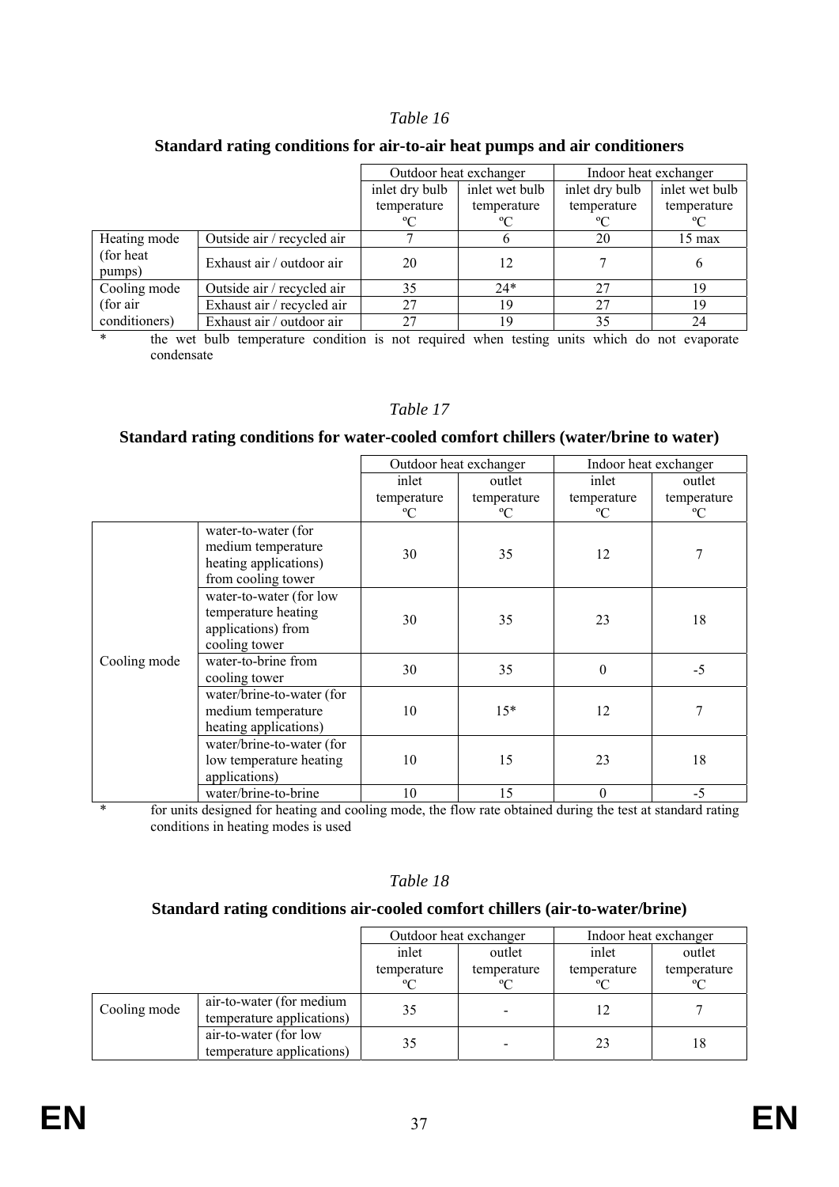*Table 16*

**Standard rating conditions for air-to-air heat pumps and air conditioners**

| | | Outdoor heat exchanger | | Indoor heat exchanger | |
|---|---|---|---|---|---|
| | | inlet dry bulb temperature ºC | inlet wet bulb temperature ºC | inlet dry bulb temperature ºC | inlet wet bulb temperature ºC |
| Heating mode (for heat pumps) | Outside air / recycled air | 7 | 6 | 20 | 15 max |
| | Exhaust air / outdoor air | 20 | 12 | 7 | 6 |
| Cooling mode (for air conditioners) | Outside air / recycled air | 35 | 24* | 27 | 19 |
| | Exhaust air / recycled air | 27 | 19 | 27 | 19 |
| | Exhaust air / outdoor air | 27 | 19 | 35 | 24 |

\* the wet bulb temperature condition is not required when testing units which do not evaporate condensate

*Table 17*

**Standard rating conditions for water-cooled comfort chillers (water/brine to water)**

| | | Outdoor heat exchanger | | Indoor heat exchanger | |
|---|---|---|---|---|---|
| | | inlet temperature ºC | outlet temperature ºC | inlet temperature ºC | outlet temperature ºC |
| Cooling mode | water-to-water (for medium temperature heating applications) from cooling tower | 30 | 35 | 12 | 7 |
| | water-to-water (for low temperature heating applications) from cooling tower | 30 | 35 | 23 | 18 |
| | water-to-brine from cooling tower | 30 | 35 | 0 | -5 |
| | water/brine-to-water (for medium temperature heating applications) | 10 | 15* | 12 | 7 |
| | water/brine-to-water (for low temperature heating applications) | 10 | 15 | 23 | 18 |
| | water/brine-to-brine | 10 | 15 | 0 | -5 |

\* for units designed for heating and cooling mode, the flow rate obtained during the test at standard rating conditions in heating modes is used

*Table 18*

**Standard rating conditions air-cooled comfort chillers (air-to-water/brine)**

| | | Outdoor heat exchanger | | Indoor heat exchanger | |
|---|---|---|---|---|---|
| | | inlet temperature ºC | outlet temperature ºC | inlet temperature ºC | outlet temperature ºC |
| Cooling mode | air-to-water (for medium temperature applications) | 35 | - | 12 | 7 |
| | air-to-water (for low temperature applications) | 35 | - | 23 | 18 |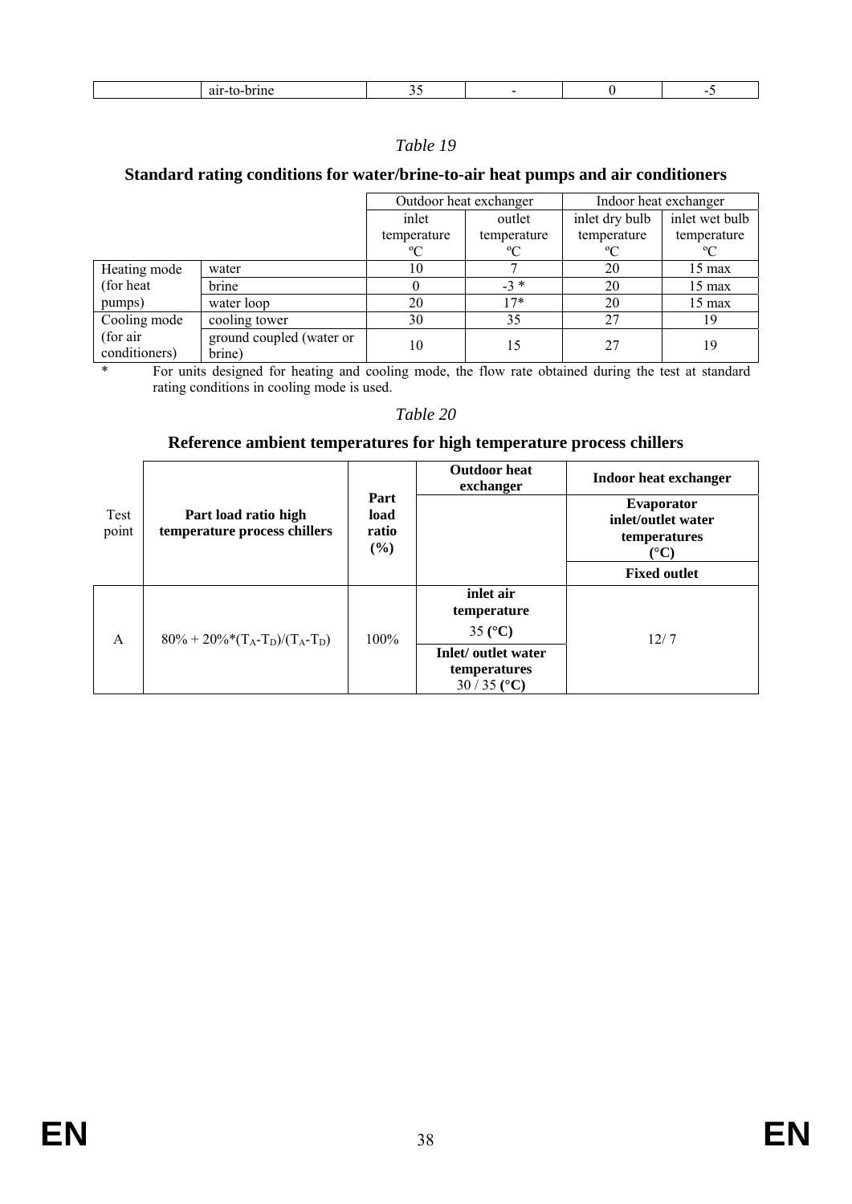| | air-to-brine | 35 | - | 0 | -5 |
|---|---|---|---|---|---|

*Table 19*

**Standard rating conditions for water/brine-to-air heat pumps and air conditioners**

| | | Outdoor heat exchanger | | Indoor heat exchanger | |
|---|---|---|---|---|---|
| | | inlet temperature ºC | outlet temperature ºC | inlet dry bulb temperature ºC | inlet wet bulb temperature ºC |
| Heating mode (for heat pumps) | water | 10 | 7 | 20 | 15 max |
| | brine | 0 | -3 * | 20 | 15 max |
| | water loop | 20 | 17* | 20 | 15 max |
| Cooling mode (for air conditioners) | cooling tower | 30 | 35 | 27 | 19 |
| | ground coupled (water or brine) | 10 | 15 | 27 | 19 |

\* For units designed for heating and cooling mode, the flow rate obtained during the test at standard rating conditions in cooling mode is used.

*Table 20*

**Reference ambient temperatures for high temperature process chillers**

| Test point | Part load ratio high temperature process chillers | Part load ratio (%) | Outdoor heat exchanger | Indoor heat exchanger |
|---|---|---|---|---|
| | | | | **Evaporator inlet/outlet water temperatures (°C)** |
| | | | | **Fixed outlet** |
| A | $80\% + 20\%*(T_A-T_D)/(T_A-T_D)$ | 100% | **inlet air temperature** 35 **(°C)** <br> **Inlet/ outlet water temperatures** 30 / 35 **(°C)** | 12/ 7 |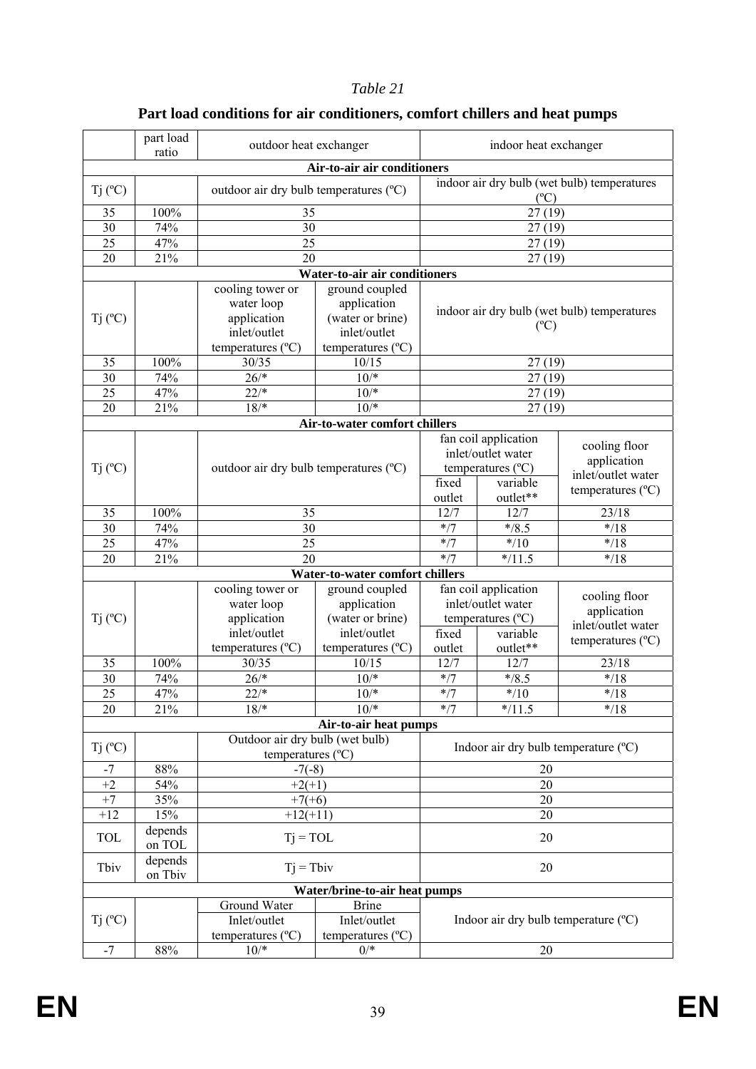*Table 21*

**Part load conditions for air conditioners, comfort chillers and heat pumps**

| | part load ratio | outdoor heat exchanger | | indoor heat exchanger | | |
|---|---|---|---|---|---|---|
| **Air-to-air air conditioners** | | | | | | |
| Tj (ºC) | | outdoor air dry bulb temperatures (ºC) | | indoor air dry bulb (wet bulb) temperatures (ºC) | | |
| 35 | 100% | 35 | | 27 (19) | | |
| 30 | 74% | 30 | | 27 (19) | | |
| 25 | 47% | 25 | | 27 (19) | | |
| 20 | 21% | 20 | | 27 (19) | | |
| **Water-to-air air conditioners** | | | | | | |
| Tj (ºC) | | cooling tower or water loop application inlet/outlet temperatures (ºC) | ground coupled application (water or brine) inlet/outlet temperatures (ºC) | indoor air dry bulb (wet bulb) temperatures (ºC) | | |
| 35 | 100% | 30/35 | 10/15 | 27 (19) | | |
| 30 | 74% | 26/* | 10/* | 27 (19) | | |
| 25 | 47% | 22/* | 10/* | 27 (19) | | |
| 20 | 21% | 18/* | 10/* | 27 (19) | | |
| **Air-to-water comfort chillers** | | | | | | |
| Tj (ºC) | | outdoor air dry bulb temperatures (ºC) | | fan coil application inlet/outlet water temperatures (ºC) | | cooling floor application inlet/outlet water temperatures (ºC) |
| | | | | fixed outlet | variable outlet** | |
| 35 | 100% | 35 | | 12/7 | 12/7 | 23/18 |
| 30 | 74% | 30 | | */7 | */8.5 | */18 |
| 25 | 47% | 25 | | */7 | */10 | */18 |
| 20 | 21% | 20 | | */7 | */11.5 | */18 |
| **Water-to-water comfort chillers** | | | | | | |
| Tj (ºC) | | cooling tower or water loop application inlet/outlet temperatures (ºC) | ground coupled application (water or brine) inlet/outlet temperatures (ºC) | fan coil application inlet/outlet water temperatures (ºC) | | cooling floor application inlet/outlet water temperatures (ºC) |
| | | | | fixed outlet | variable outlet** | |
| 35 | 100% | 30/35 | 10/15 | 12/7 | 12/7 | 23/18 |
| 30 | 74% | 26/* | 10/* | */7 | */8.5 | */18 |
| 25 | 47% | 22/* | 10/* | */7 | */10 | */18 |
| 20 | 21% | 18/* | 10/* | */7 | */11.5 | */18 |
| **Air-to-air heat pumps** | | | | | | |
| Tj (ºC) | | Outdoor air dry bulb (wet bulb) temperatures (ºC) | | Indoor air dry bulb temperature (ºC) | | |
| -7 | 88% | -7(-8) | | 20 | | |
| +2 | 54% | +2(+1) | | 20 | | |
| +7 | 35% | +7(+6) | | 20 | | |
| +12 | 15% | +12(+11) | | 20 | | |
| TOL | depends on TOL | Tj = TOL | | 20 | | |
| Tbiv | depends on Tbiv | Tj = Tbiv | | 20 | | |
| **Water/brine-to-air heat pumps** | | | | | | |
| Tj (ºC) | | Ground Water Inlet/outlet temperatures (ºC) | Brine Inlet/outlet temperatures (ºC) | Indoor air dry bulb temperature (ºC) | | |
| -7 | 88% | 10/* | 0/* | 20 | | |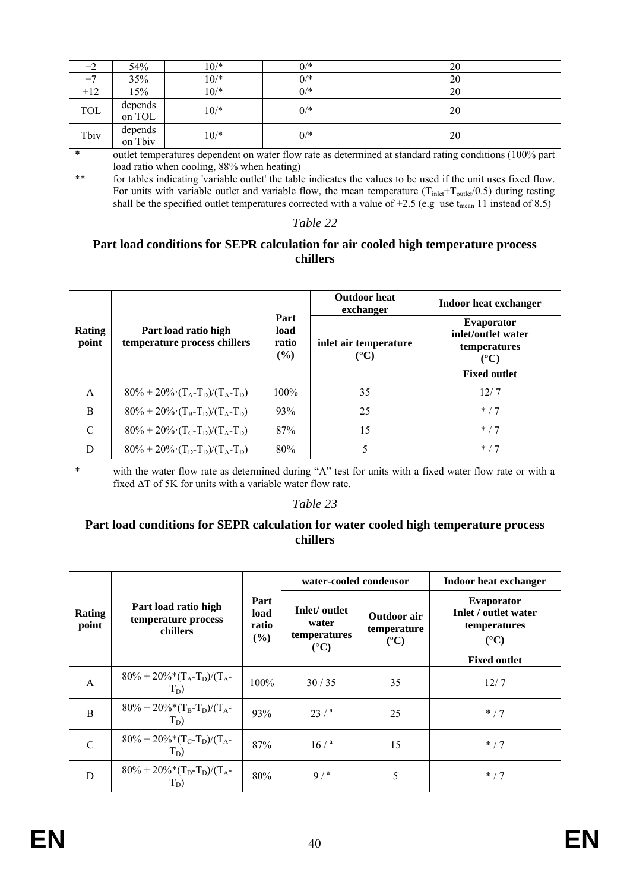| +2 | 54% | 10/* | 0/* | 20 |
|---|---|---|---|---|
| +7 | 35% | 10/* | 0/* | 20 |
| +12 | 15% | 10/* | 0/* | 20 |
| TOL | depends on TOL | 10/* | 0/* | 20 |
| Tbiv | depends on Tbiv | 10/* | 0/* | 20 |

\* outlet temperatures dependent on water flow rate as determined at standard rating conditions (100% part load ratio when cooling, 88% when heating)

\*\* for tables indicating 'variable outlet' the table indicates the values to be used if the unit uses fixed flow. For units with variable outlet and variable flow, the mean temperature ($T_{inlet}$+$T_{outlet}$/0.5) during testing shall be the specified outlet temperatures corrected with a value of +2.5 (e.g use $t_{mean}$ 11 instead of 8.5)

*Table 22*

**Part load conditions for SEPR calculation for air cooled high temperature process chillers**

| Rating point | Part load ratio high temperature process chillers | Part load ratio (%) | Outdoor heat exchanger | Indoor heat exchanger |
|---|---|---|---|---|
| | | | inlet air temperature (°C) | Evaporator inlet/outlet water temperatures (°C) |
| | | | | Fixed outlet |
| A | $80\% + 20\% \cdot (T_A - T_D)/(T_A - T_D)$ | 100% | 35 | 12/ 7 |
| B | $80\% + 20\% \cdot (T_B - T_D)/(T_A - T_D)$ | 93% | 25 | * / 7 |
| C | $80\% + 20\% \cdot (T_C - T_D)/(T_A - T_D)$ | 87% | 15 | * / 7 |
| D | $80\% + 20\% \cdot (T_D - T_D)/(T_A - T_D)$ | 80% | 5 | * / 7 |

\* with the water flow rate as determined during "A" test for units with a fixed water flow rate or with a fixed ΔT of 5K for units with a variable water flow rate.

*Table 23*

**Part load conditions for SEPR calculation for water cooled high temperature process chillers**

| Rating point | Part load ratio high temperature process chillers | Part load ratio (%) | water-cooled condensor | | Indoor heat exchanger |
|---|---|---|---|---|---|
| | | | Inlet/ outlet water temperatures (°C) | Outdoor air temperature (°C) | Evaporator Inlet / outlet water temperatures (°C) |
| | | | | | Fixed outlet |
| A | $80\% + 20\%*(T_A - T_D)/(T_A - T_D)$ | 100% | 30 / 35 | 35 | 12/ 7 |
| B | $80\% + 20\%*(T_B - T_D)/(T_A - T_D)$ | 93% | 23 / [a] | 25 | * / 7 |
| C | $80\% + 20\%*(T_C - T_D)/(T_A - T_D)$ | 87% | 16 / [a] | 15 | * / 7 |
| D | $80\% + 20\%*(T_D - T_D)/(T_A - T_D)$ | 80% | 9 / [a] | 5 | * / 7 |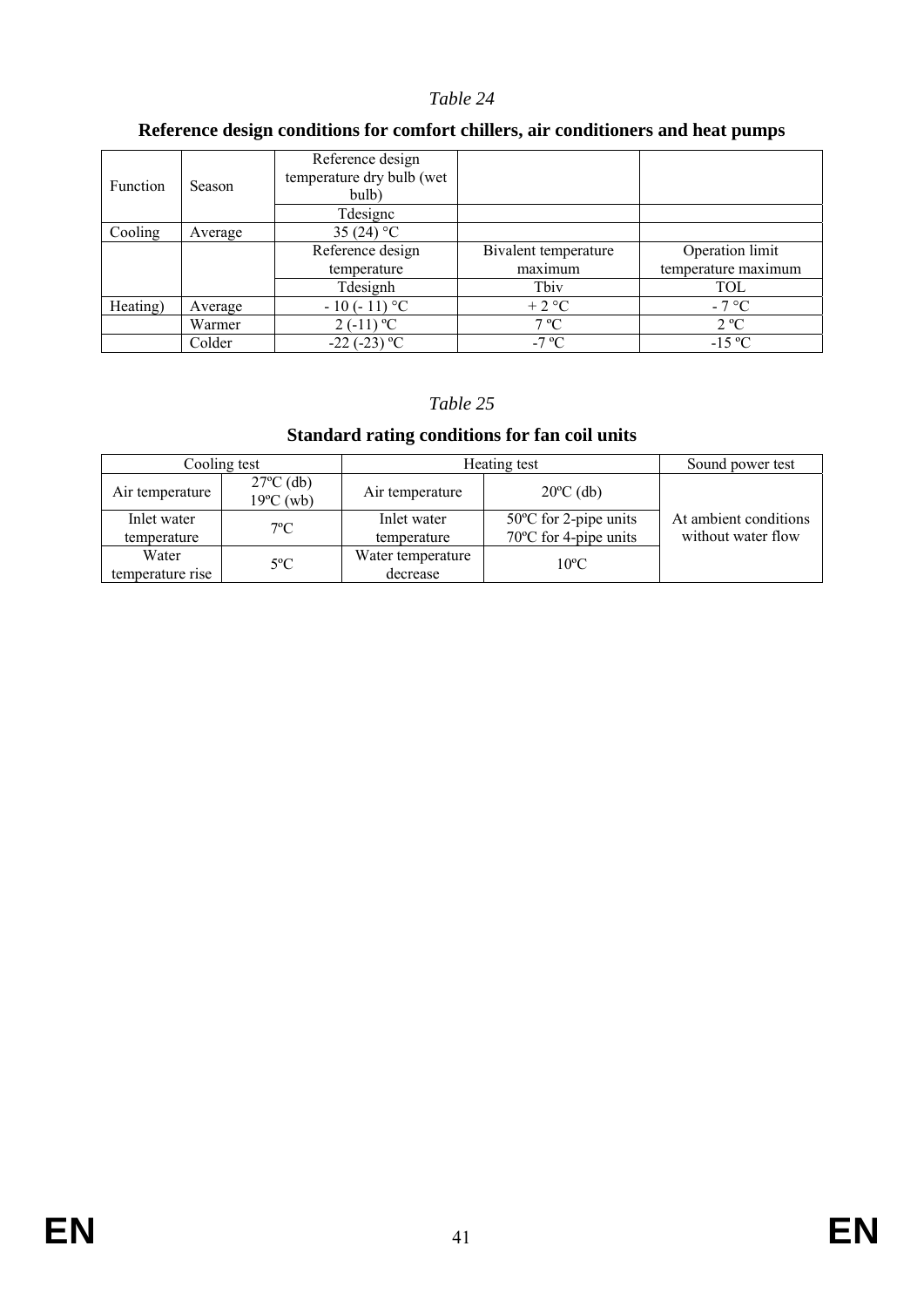*Table 24*

**Reference design conditions for comfort chillers, air conditioners and heat pumps**

| Function | Season | Reference design temperature dry bulb (wet bulb) | | |
|---|---|---|---|---|
| | | Tdesignc | | |
| Cooling | Average | 35 (24) °C | | |
| | | Reference design temperature | Bivalent temperature maximum | Operation limit temperature maximum |
| | | Tdesignh | Tbiv | TOL |
| Heating) | Average | - 10 (- 11) °C | + 2 °C | - 7 °C |
| | Warmer | 2 (-11) ºC | 7 ºC | 2 ºC |
| | Colder | -22 (-23) ºC | -7 ºC | -15 ºC |

*Table 25*

**Standard rating conditions for fan coil units**

| Cooling test | | Heating test | | Sound power test |
|---|---|---|---|---|
| Air temperature | 27ºC (db) 19ºC (wb) | Air temperature | 20ºC (db) | At ambient conditions without water flow |
| Inlet water temperature | 7ºC | Inlet water temperature | 50ºC for 2-pipe units 70ºC for 4-pipe units | |
| Water temperature rise | 5ºC | Water temperature decrease | 10ºC | |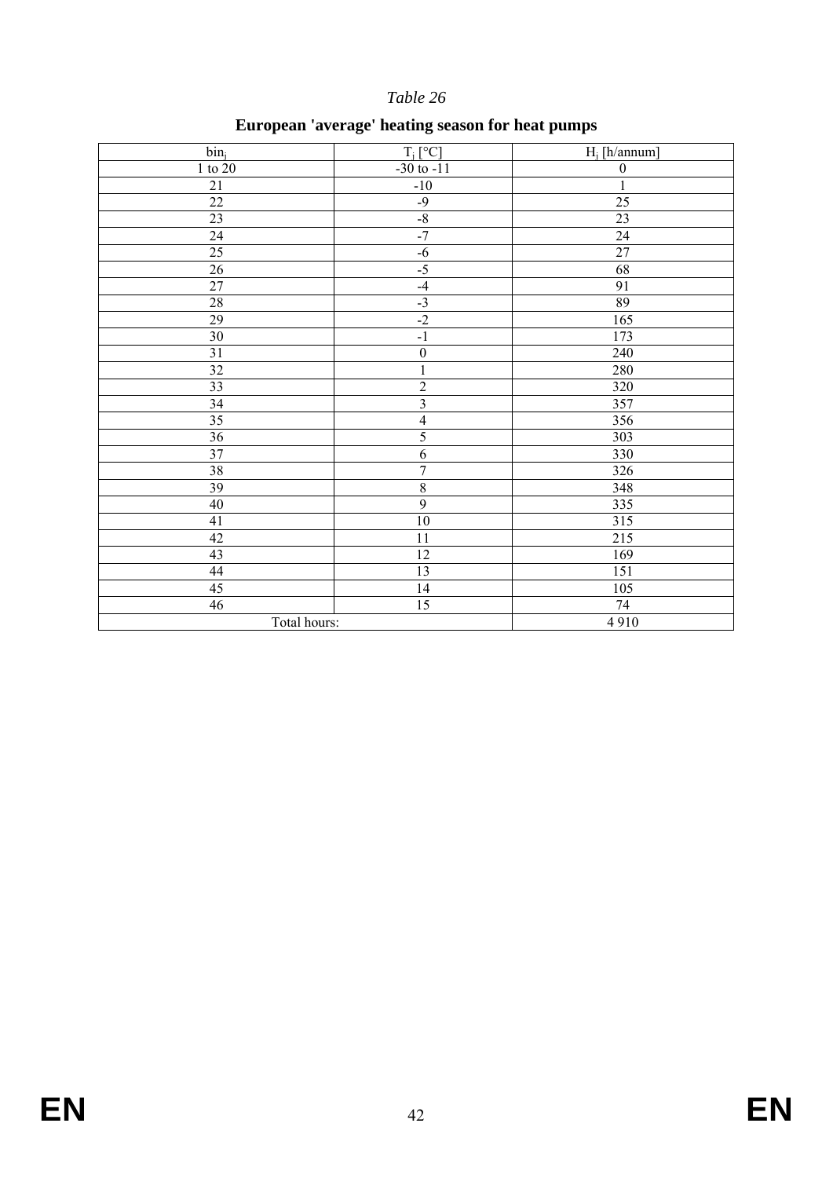*Table 26*

**European 'average' heating season for heat pumps**

| $bin_j$ | $T_j$ [°C] | $H_j$ [h/annum] |
|---|---|---|
| 1 to 20 | -30 to -11 | 0 |
| 21 | -10 | 1 |
| 22 | -9 | 25 |
| 23 | -8 | 23 |
| 24 | -7 | 24 |
| 25 | -6 | 27 |
| 26 | -5 | 68 |
| 27 | -4 | 91 |
| 28 | -3 | 89 |
| 29 | -2 | 165 |
| 30 | -1 | 173 |
| 31 | 0 | 240 |
| 32 | 1 | 280 |
| 33 | 2 | 320 |
| 34 | 3 | 357 |
| 35 | 4 | 356 |
| 36 | 5 | 303 |
| 37 | 6 | 330 |
| 38 | 7 | 326 |
| 39 | 8 | 348 |
| 40 | 9 | 335 |
| 41 | 10 | 315 |
| 42 | 11 | 215 |
| 43 | 12 | 169 |
| 44 | 13 | 151 |
| 45 | 14 | 105 |
| 46 | 15 | 74 |
| Total hours: | | 4 910 |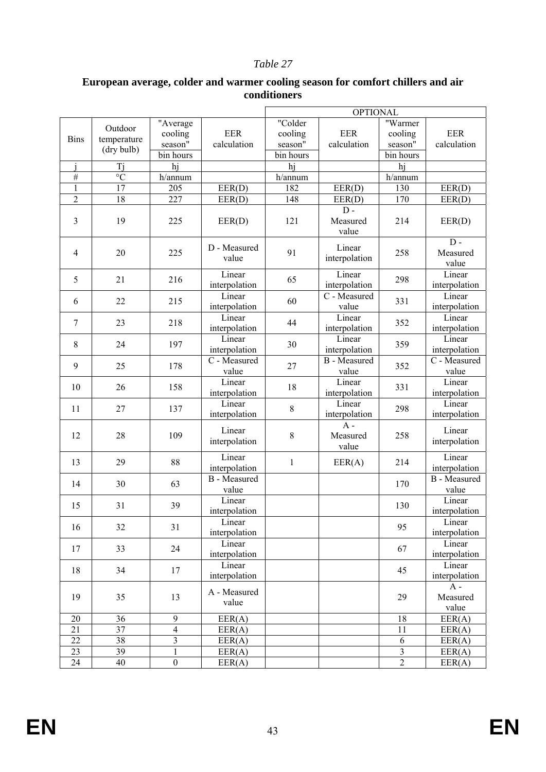*Table 27*

**European average, colder and warmer cooling season for comfort chillers and air conditioners**

| | | | | OPTIONAL | | | |
|---|---|---|---|---|---|---|---|
| Bins | Outdoor temperature (dry bulb) | "Average cooling season" bin hours | EER calculation | "Colder cooling season" bin hours | EER calculation | "Warmer cooling season" bin hours | EER calculation |
| j | Tj | hj | | hj | | hj | |
| # | °C | h/annum | | h/annum | | h/annum | |
| 1 | 17 | 205 | EER(D) | 182 | EER(D) | 130 | EER(D) |
| 2 | 18 | 227 | EER(D) | 148 | EER(D) | 170 | EER(D) |
| 3 | 19 | 225 | EER(D) | 121 | D - Measured value | 214 | EER(D) |
| 4 | 20 | 225 | D - Measured value | 91 | Linear interpolation | 258 | D - Measured value |
| 5 | 21 | 216 | Linear interpolation | 65 | Linear interpolation | 298 | Linear interpolation |
| 6 | 22 | 215 | Linear interpolation | 60 | C - Measured value | 331 | Linear interpolation |
| 7 | 23 | 218 | Linear interpolation | 44 | Linear interpolation | 352 | Linear interpolation |
| 8 | 24 | 197 | Linear interpolation | 30 | Linear interpolation | 359 | Linear interpolation |
| 9 | 25 | 178 | C - Measured value | 27 | B - Measured value | 352 | C - Measured value |
| 10 | 26 | 158 | Linear interpolation | 18 | Linear interpolation | 331 | Linear interpolation |
| 11 | 27 | 137 | Linear interpolation | 8 | Linear interpolation | 298 | Linear interpolation |
| 12 | 28 | 109 | Linear interpolation | 8 | A - Measured value | 258 | Linear interpolation |
| 13 | 29 | 88 | Linear interpolation | 1 | EER(A) | 214 | Linear interpolation |
| 14 | 30 | 63 | B - Measured value | | | 170 | B - Measured value |
| 15 | 31 | 39 | Linear interpolation | | | 130 | Linear interpolation |
| 16 | 32 | 31 | Linear interpolation | | | 95 | Linear interpolation |
| 17 | 33 | 24 | Linear interpolation | | | 67 | Linear interpolation |
| 18 | 34 | 17 | Linear interpolation | | | 45 | Linear interpolation |
| 19 | 35 | 13 | A - Measured value | | | 29 | A - Measured value |
| 20 | 36 | 9 | EER(A) | | | 18 | EER(A) |
| 21 | 37 | 4 | EER(A) | | | 11 | EER(A) |
| 22 | 38 | 3 | EER(A) | | | 6 | EER(A) |
| 23 | 39 | 1 | EER(A) | | | 3 | EER(A) |
| 24 | 40 | 0 | EER(A) | | | 2 | EER(A) |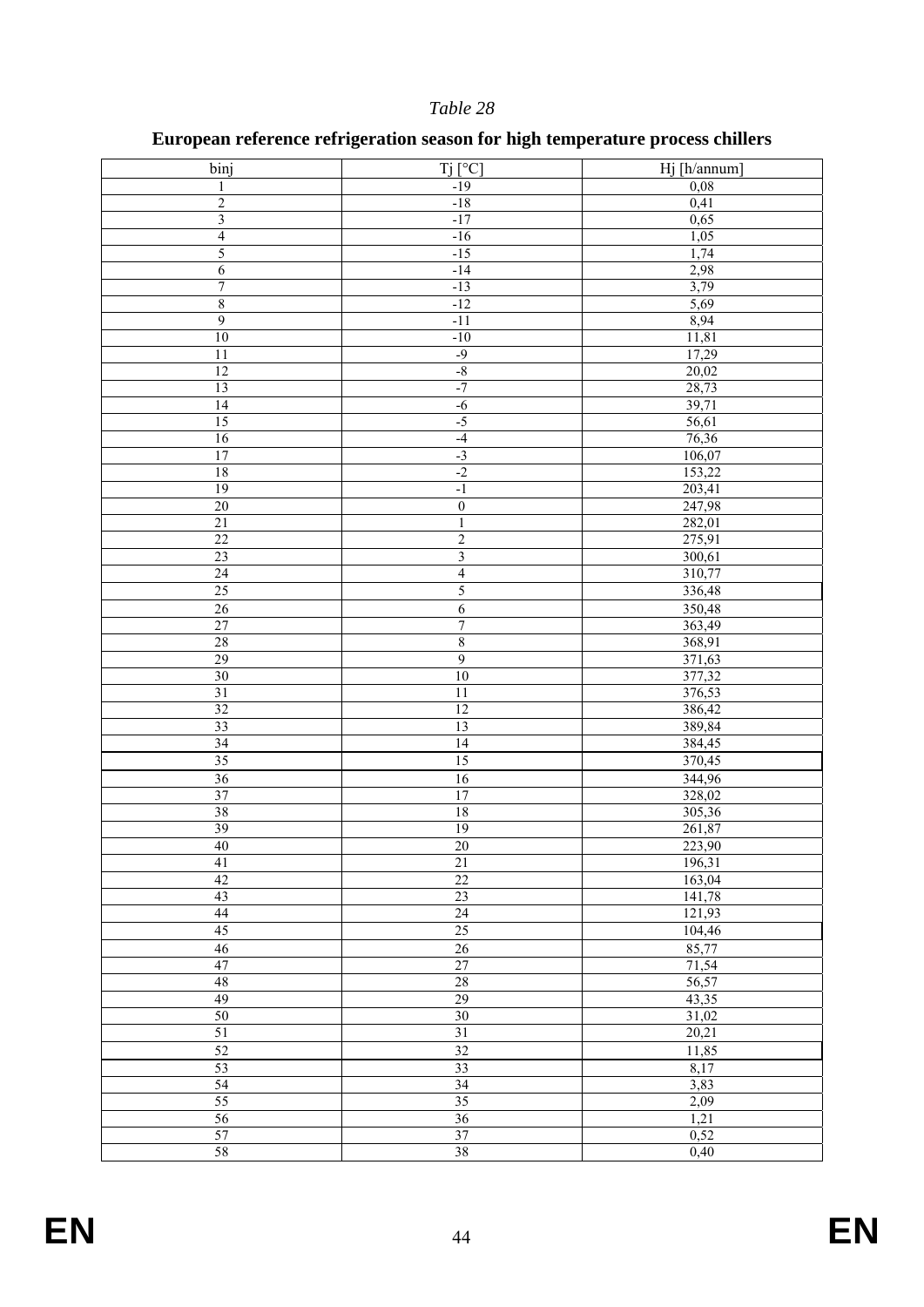*Table 28*

**European reference refrigeration season for high temperature process chillers**

| binj | Tj [°C] | Hj [h/annum] |
|---|---|---|
| 1 | -19 | 0,08 |
| 2 | -18 | 0,41 |
| 3 | -17 | 0,65 |
| 4 | -16 | 1,05 |
| 5 | -15 | 1,74 |
| 6 | -14 | 2,98 |
| 7 | -13 | 3,79 |
| 8 | -12 | 5,69 |
| 9 | -11 | 8,94 |
| 10 | -10 | 11,81 |
| 11 | -9 | 17,29 |
| 12 | -8 | 20,02 |
| 13 | -7 | 28,73 |
| 14 | -6 | 39,71 |
| 15 | -5 | 56,61 |
| 16 | -4 | 76,36 |
| 17 | -3 | 106,07 |
| 18 | -2 | 153,22 |
| 19 | -1 | 203,41 |
| 20 | 0 | 247,98 |
| 21 | 1 | 282,01 |
| 22 | 2 | 275,91 |
| 23 | 3 | 300,61 |
| 24 | 4 | 310,77 |
| 25 | 5 | 336,48 |
| 26 | 6 | 350,48 |
| 27 | 7 | 363,49 |
| 28 | 8 | 368,91 |
| 29 | 9 | 371,63 |
| 30 | 10 | 377,32 |
| 31 | 11 | 376,53 |
| 32 | 12 | 386,42 |
| 33 | 13 | 389,84 |
| 34 | 14 | 384,45 |
| 35 | 15 | 370,45 |
| 36 | 16 | 344,96 |
| 37 | 17 | 328,02 |
| 38 | 18 | 305,36 |
| 39 | 19 | 261,87 |
| 40 | 20 | 223,90 |
| 41 | 21 | 196,31 |
| 42 | 22 | 163,04 |
| 43 | 23 | 141,78 |
| 44 | 24 | 121,93 |
| 45 | 25 | 104,46 |
| 46 | 26 | 85,77 |
| 47 | 27 | 71,54 |
| 48 | 28 | 56,57 |
| 49 | 29 | 43,35 |
| 50 | 30 | 31,02 |
| 51 | 31 | 20,21 |
| 52 | 32 | 11,85 |
| 53 | 33 | 8,17 |
| 54 | 34 | 3,83 |
| 55 | 35 | 2,09 |
| 56 | 36 | 1,21 |
| 57 | 37 | 0,52 |
| 58 | 38 | 0,40 |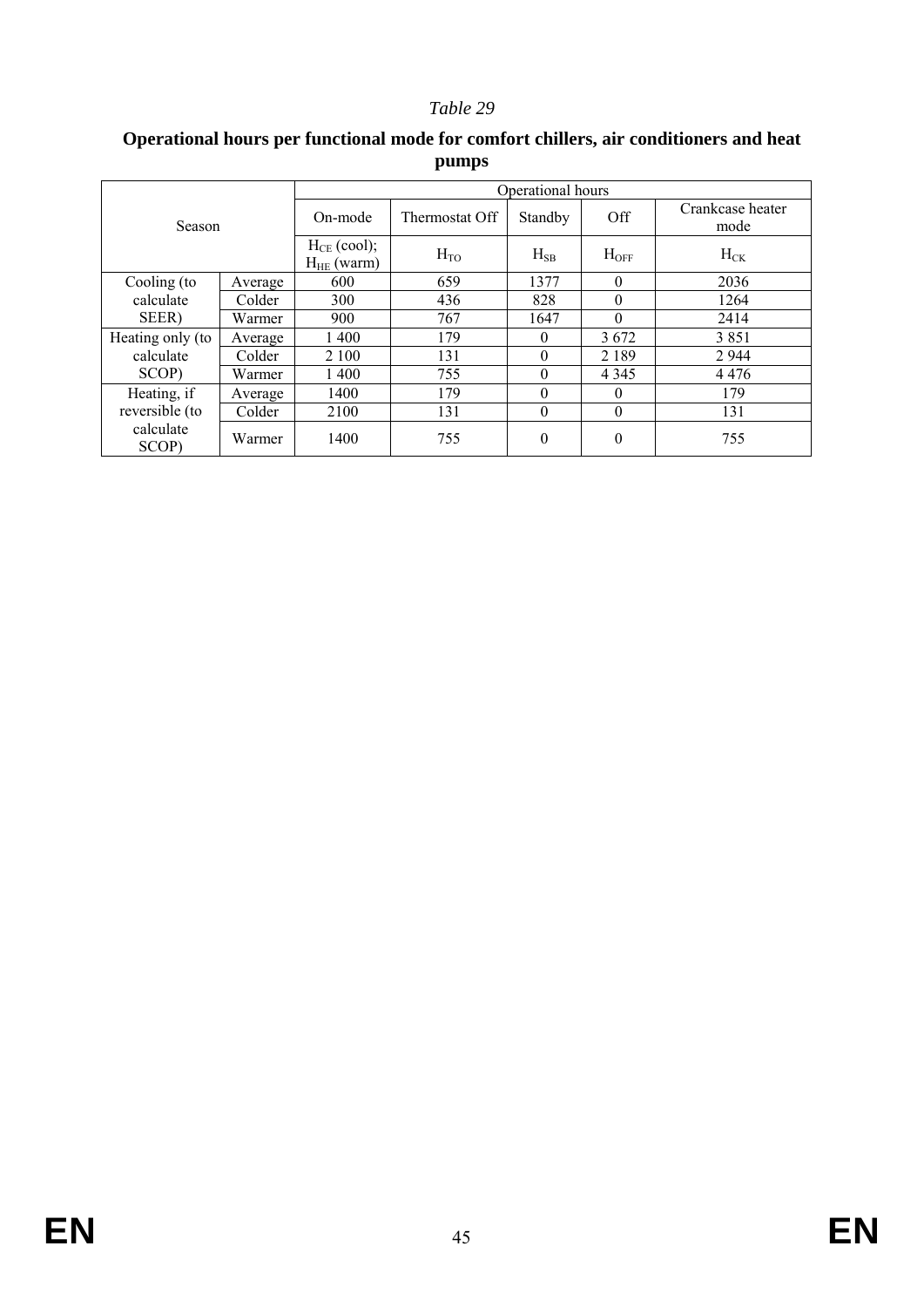*Table 29*

**Operational hours per functional mode for comfort chillers, air conditioners and heat pumps**

| Season | | Operational hours | | | | |
|---|---|---|---|---|---|---|
| | | On-mode | Thermostat Off | Standby | Off | Crankcase heater mode |
| | | $H_{CE}$ (cool); $H_{HE}$ (warm) | $H_{TO}$ | $H_{SB}$ | $H_{OFF}$ | $H_{CK}$ |
| Cooling (to calculate SEER) | Average | 600 | 659 | 1377 | 0 | 2036 |
| | Colder | 300 | 436 | 828 | 0 | 1264 |
| | Warmer | 900 | 767 | 1647 | 0 | 2414 |
| Heating only (to calculate SCOP) | Average | 1 400 | 179 | 0 | 3 672 | 3 851 |
| | Colder | 2 100 | 131 | 0 | 2 189 | 2 944 |
| | Warmer | 1 400 | 755 | 0 | 4 345 | 4 476 |
| Heating, if reversible (to calculate SCOP) | Average | 1400 | 179 | 0 | 0 | 179 |
| | Colder | 2100 | 131 | 0 | 0 | 131 |
| | Warmer | 1400 | 755 | 0 | 0 | 755 |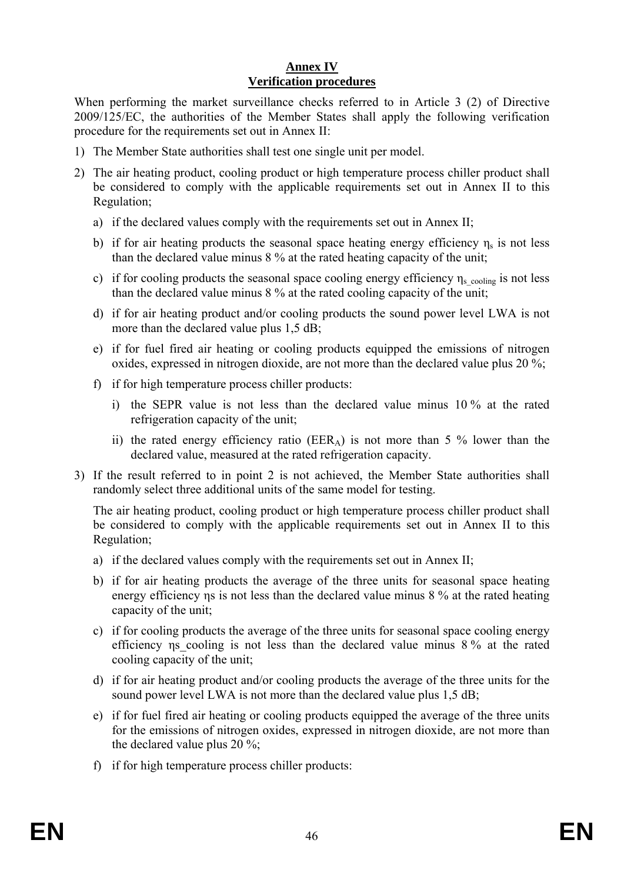# Annex IV
## Verification procedures

When performing the market surveillance checks referred to in Article 3 (2) of Directive 2009/125/EC, the authorities of the Member States shall apply the following verification procedure for the requirements set out in Annex II:

1) The Member State authorities shall test one single unit per model.

2) The air heating product, cooling product or high temperature process chiller product shall be considered to comply with the applicable requirements set out in Annex II to this Regulation;

   a) if the declared values comply with the requirements set out in Annex II;

   b) if for air heating products the seasonal space heating energy efficiency $\eta_s$ is not less than the declared value minus 8 % at the rated heating capacity of the unit;

   c) if for cooling products the seasonal space cooling energy efficiency $\eta_{s\_cooling}$ is not less than the declared value minus 8 % at the rated cooling capacity of the unit;

   d) if for air heating product and/or cooling products the sound power level LWA is not more than the declared value plus 1,5 dB;

   e) if for fuel fired air heating or cooling products equipped the emissions of nitrogen oxides, expressed in nitrogen dioxide, are not more than the declared value plus 20 %;

   f) if for high temperature process chiller products:

      i) the SEPR value is not less than the declared value minus 10 % at the rated refrigeration capacity of the unit;

      ii) the rated energy efficiency ratio ($EER_A$) is not more than 5 % lower than the declared value, measured at the rated refrigeration capacity.

3) If the result referred to in point 2 is not achieved, the Member State authorities shall randomly select three additional units of the same model for testing.

   The air heating product, cooling product or high temperature process chiller product shall be considered to comply with the applicable requirements set out in Annex II to this Regulation;

   a) if the declared values comply with the requirements set out in Annex II;

   b) if for air heating products the average of the three units for seasonal space heating energy efficiency ηs is not less than the declared value minus 8 % at the rated heating capacity of the unit;

   c) if for cooling products the average of the three units for seasonal space cooling energy efficiency ηs_cooling is not less than the declared value minus 8 % at the rated cooling capacity of the unit;

   d) if for air heating product and/or cooling products the average of the three units for the sound power level LWA is not more than the declared value plus 1,5 dB;

   e) if for fuel fired air heating or cooling products equipped the average of the three units for the emissions of nitrogen oxides, expressed in nitrogen dioxide, are not more than the declared value plus 20 %;

   f) if for high temperature process chiller products: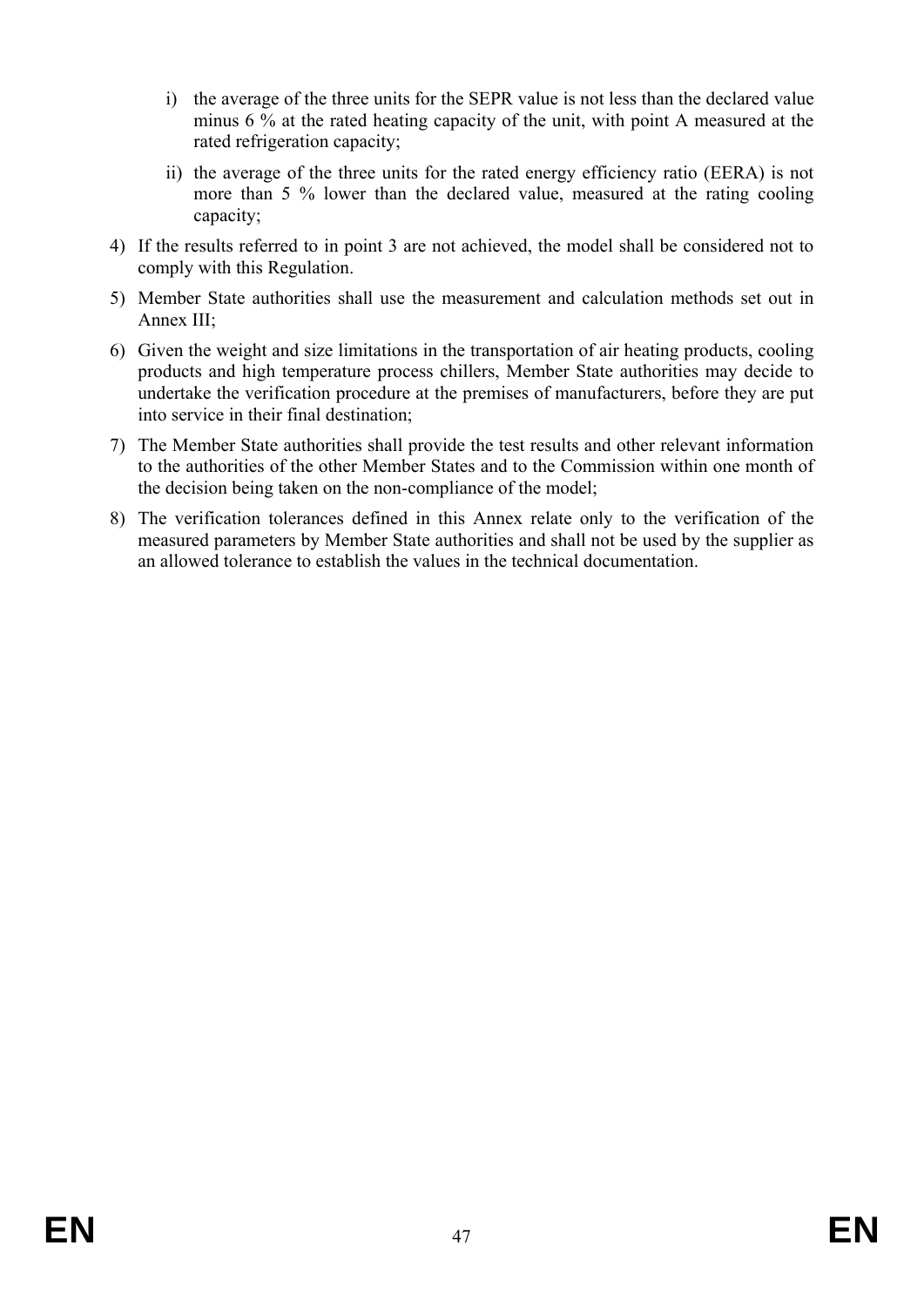i) the average of the three units for the SEPR value is not less than the declared value minus 6 % at the rated heating capacity of the unit, with point A measured at the rated refrigeration capacity;

   ii) the average of the three units for the rated energy efficiency ratio (EERA) is not more than 5 % lower than the declared value, measured at the rating cooling capacity;

4) If the results referred to in point 3 are not achieved, the model shall be considered not to comply with this Regulation.

5) Member State authorities shall use the measurement and calculation methods set out in Annex III;

6) Given the weight and size limitations in the transportation of air heating products, cooling products and high temperature process chillers, Member State authorities may decide to undertake the verification procedure at the premises of manufacturers, before they are put into service in their final destination;

7) The Member State authorities shall provide the test results and other relevant information to the authorities of the other Member States and to the Commission within one month of the decision being taken on the non-compliance of the model;

8) The verification tolerances defined in this Annex relate only to the verification of the measured parameters by Member State authorities and shall not be used by the supplier as an allowed tolerance to establish the values in the technical documentation.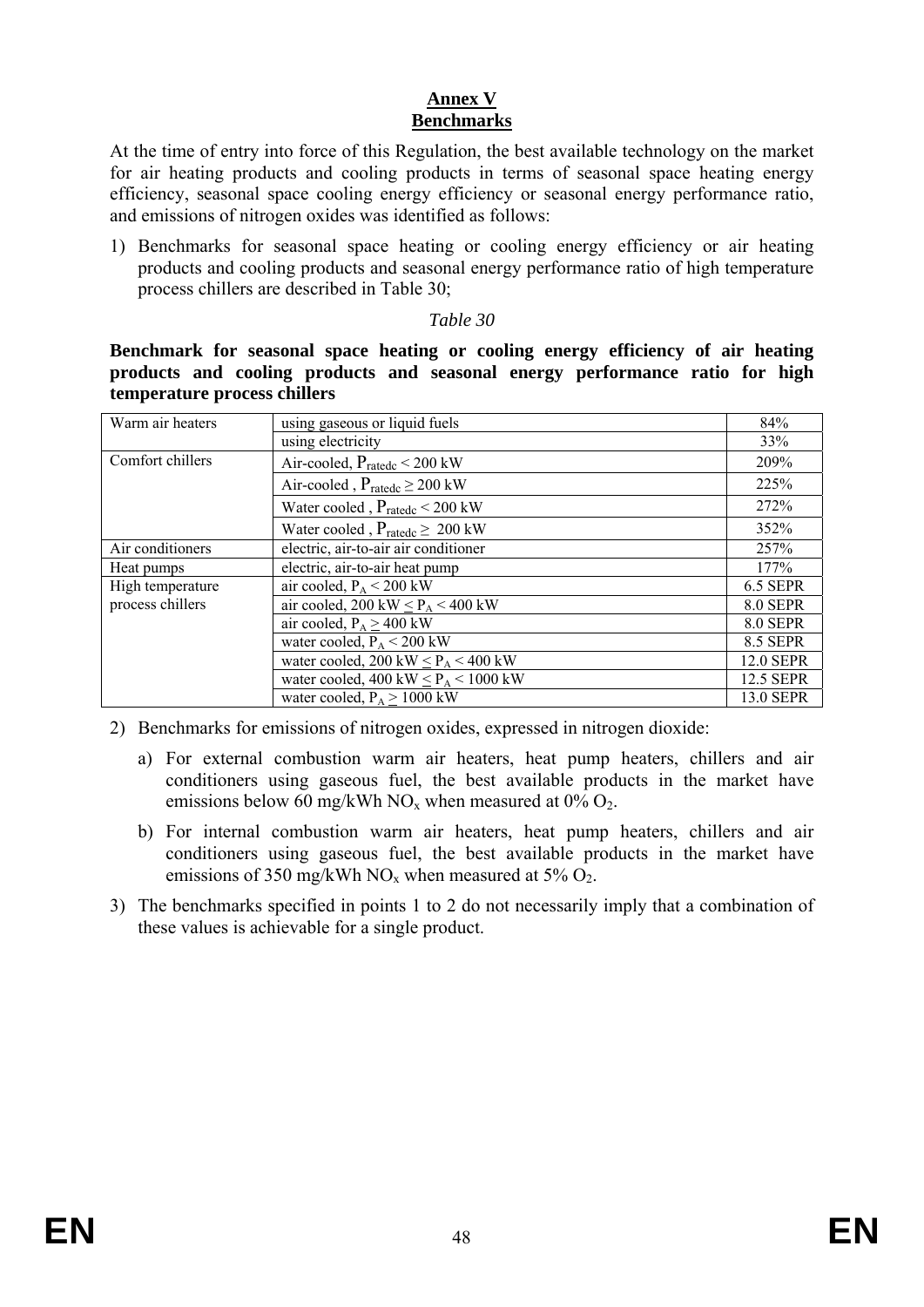# Annex V
## Benchmarks

At the time of entry into force of this Regulation, the best available technology on the market for air heating products and cooling products in terms of seasonal space heating energy efficiency, seasonal space cooling energy efficiency or seasonal energy performance ratio, and emissions of nitrogen oxides was identified as follows:

1) Benchmarks for seasonal space heating or cooling energy efficiency or air heating products and cooling products and seasonal energy performance ratio of high temperature process chillers are described in Table 30;

*Table 30*

**Benchmark for seasonal space heating or cooling energy efficiency of air heating products and cooling products and seasonal energy performance ratio for high temperature process chillers**

| | | |
|---|---|---|
| Warm air heaters | using gaseous or liquid fuels | 84% |
| | using electricity | 33% |
| Comfort chillers | Air-cooled, $P_{ratedc} < 200$ kW | 209% |
| | Air-cooled , $P_{ratedc} \geq 200$ kW | 225% |
| | Water cooled , $P_{ratedc} < 200$ kW | 272% |
| | Water cooled , $P_{ratedc} \geq 200$ kW | 352% |
| Air conditioners | electric, air-to-air air conditioner | 257% |
| Heat pumps | electric, air-to-air heat pump | 177% |
| High temperature process chillers | air cooled, $P_A < 200$ kW | 6.5 SEPR |
| | air cooled, 200 kW $\leq P_A <$ 400 kW | 8.0 SEPR |
| | air cooled, $P_A \geq 400$ kW | 8.0 SEPR |
| | water cooled, $P_A < 200$ kW | 8.5 SEPR |
| | water cooled, 200 kW $\leq P_A <$ 400 kW | 12.0 SEPR |
| | water cooled, 400 kW $\leq P_A <$ 1000 kW | 12.5 SEPR |
| | water cooled, $P_A \geq 1000$ kW | 13.0 SEPR |

2) Benchmarks for emissions of nitrogen oxides, expressed in nitrogen dioxide:

   a) For external combustion warm air heaters, heat pump heaters, chillers and air conditioners using gaseous fuel, the best available products in the market have emissions below 60 mg/kWh $NO_x$ when measured at 0% $O_2$.

   b) For internal combustion warm air heaters, heat pump heaters, chillers and air conditioners using gaseous fuel, the best available products in the market have emissions of 350 mg/kWh $NO_x$ when measured at 5% $O_2$.

3) The benchmarks specified in points 1 to 2 do not necessarily imply that a combination of these values is achievable for a single product.